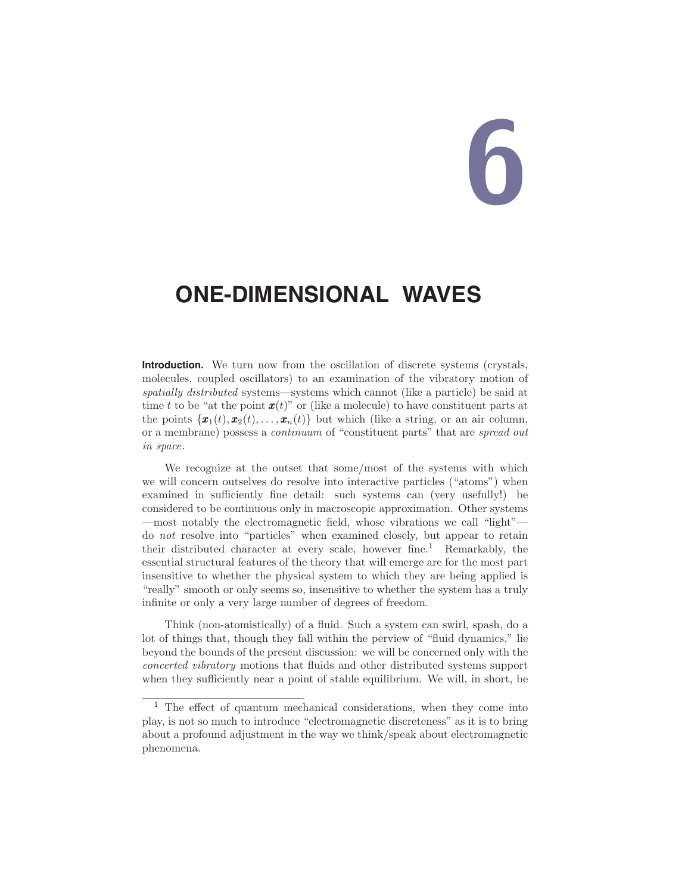# 6

# ONE-DIMENSIONAL WAVES

**Introduction.** We turn now from the oscillation of discrete systems (crystals, molecules, coupled oscillators) to an examination of the vibratory motion of *spatially distributed* systems—systems which cannot (like a particle) be said at time $t$ to be "at the point $\boldsymbol{x}(t)$" or (like a molecule) to have constituent parts at the points $\{\boldsymbol{x}_1(t), \boldsymbol{x}_2(t), \ldots, \boldsymbol{x}_n(t)\}$ but which (like a string, or an air column, or a membrane) possess a *continuum* of "constituent parts" that are *spread out in space*.

We recognize at the outset that some/most of the systems with which we will concern outselves do resolve into interactive particles ("atoms") when examined in sufficiently fine detail: such systems can (very usefully!) be considered to be continuous only in macroscopic approximation. Other systems —most notably the electromagnetic field, whose vibrations we call "light"— do *not* resolve into "particles" when examined closely, but appear to retain their distributed character at every scale, however fine.[1] Remarkably, the essential structural features of the theory that will emerge are for the most part insensitive to whether the physical system to which they are being applied is "really" smooth or only seems so, insensitive to whether the system has a truly infinite or only a very large number of degrees of freedom.

Think (non-atomistically) of a fluid. Such a system can swirl, spash, do a lot of things that, though they fall within the perview of "fluid dynamics," lie beyond the bounds of the present discussion: we will be concerned only with the *concerted vibratory* motions that fluids and other distributed systems support when they sufficiently near a point of stable equilibrium. We will, in short, be

[1] The effect of quantum mechanical considerations, when they come into play, is not so much to introduce "electromagnetic discreteness" as it is to bring about a profound adjustment in the way we think/speak about electromagnetic phenomena.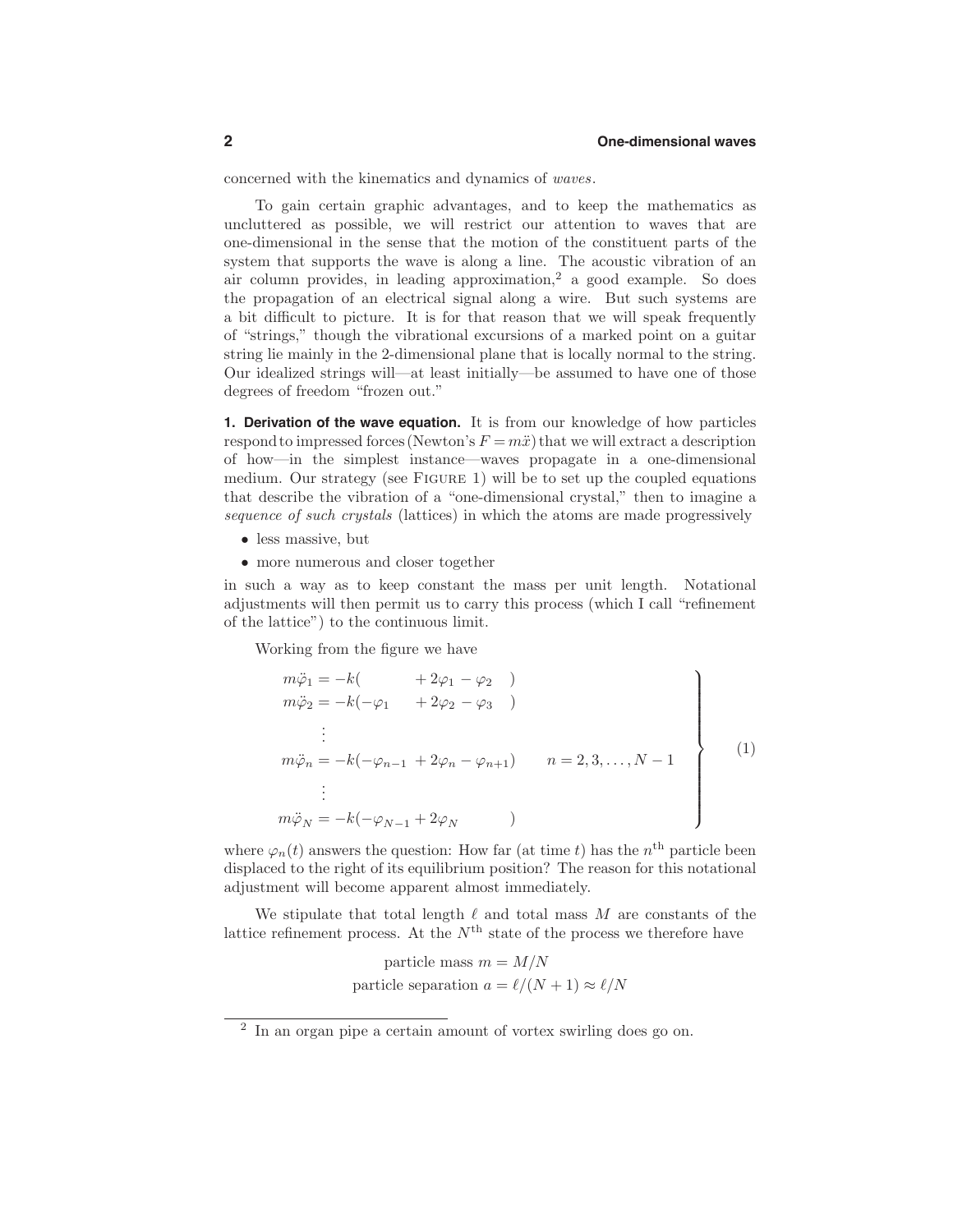concerned with the kinematics and dynamics of *waves*.

To gain certain graphic advantages, and to keep the mathematics as uncluttered as possible, we will restrict our attention to waves that are one-dimensional in the sense that the motion of the constituent parts of the system that supports the wave is along a line. The acoustic vibration of an air column provides, in leading approximation,[2] a good example. So does the propagation of an electrical signal along a wire. But such systems are a bit difficult to picture. It is for that reason that we will speak frequently of "strings," though the vibrational excursions of a marked point on a guitar string lie mainly in the 2-dimensional plane that is locally normal to the string. Our idealized strings will—at least initially—be assumed to have one of those degrees of freedom "frozen out."

**1. Derivation of the wave equation.** It is from our knowledge of how particles respond to impressed forces (Newton's $F = m\ddot{x}$) that we will extract a description of how—in the simplest instance—waves propagate in a one-dimensional medium. Our strategy (see FIGURE 1) will be to set up the coupled equations that describe the vibration of a "one-dimensional crystal," then to imagine a *sequence of such crystals* (lattices) in which the atoms are made progressively

- less massive, but
- more numerous and closer together

in such a way as to keep constant the mass per unit length. Notational adjustments will then permit us to carry this process (which I call "refinement of the lattice") to the continuous limit.

Working from the figure we have

$$
\left.
\begin{aligned}
m\ddot{\varphi}_1 &= -k(\qquad\quad +2\varphi_1 - \varphi_2\quad)\\
m\ddot{\varphi}_2 &= -k(-\varphi_1 \quad\; +2\varphi_2 - \varphi_3\quad)\\
&\;\;\vdots\\
m\ddot{\varphi}_n &= -k(-\varphi_{n-1} +2\varphi_n - \varphi_{n+1}) \qquad n = 2,3,\dots,N-1\\
&\;\;\vdots\\
m\ddot{\varphi}_N &= -k(-\varphi_{N-1} +2\varphi_N \qquad\quad)
\end{aligned}
\right\}
\tag{1}
$$

where $\varphi_n(t)$ answers the question: How far (at time $t$) has the $n^{\text{th}}$ particle been displaced to the right of its equilibrium position? The reason for this notational adjustment will become apparent almost immediately.

We stipulate that total length $\ell$ and total mass $M$ are constants of the lattice refinement process. At the $N^{\text{th}}$ state of the process we therefore have

$$
\begin{aligned}
\text{particle mass } m &= M/N\\
\text{particle separation } a &= \ell/(N+1) \approx \ell/N
\end{aligned}
$$

[2] In an organ pipe a certain amount of vortex swirling does go on.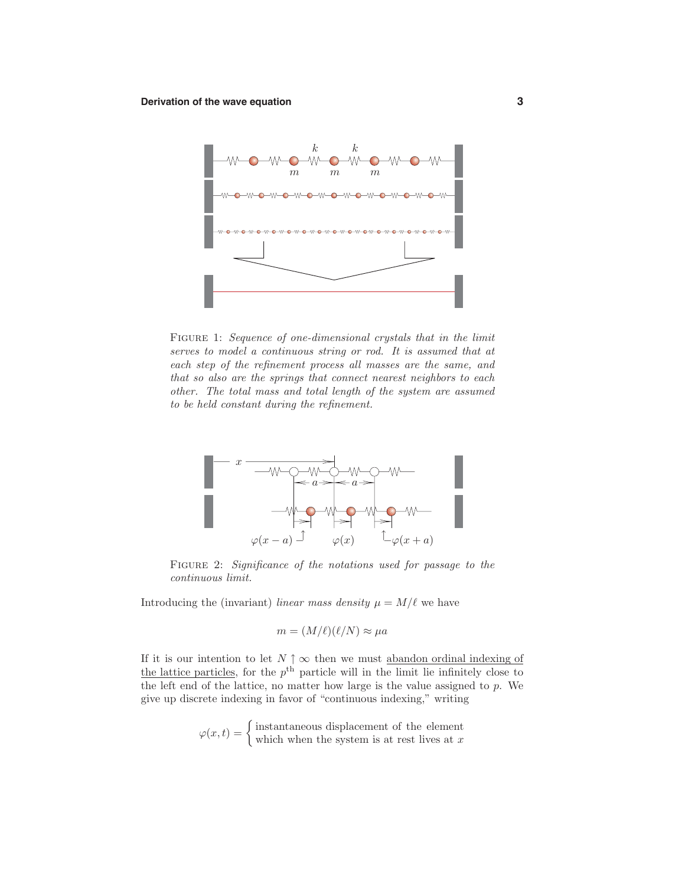k k

m m m

FIGURE 1: *Sequence of one-dimensional crystals that in the limit serves to model a continuous string or rod. It is assumed that at each step of the refinement process all masses are the same, and that so also are the springs that connect nearest neighbors to each other. The total mass and total length of the system are assumed to be held constant during the refinement.*

x

a a

$\varphi(x-a)$ $\varphi(x)$ $\varphi(x+a)$

FIGURE 2: *Significance of the notations used for passage to the continuous limit.*

Introducing the (invariant) *linear mass density* $\mu = M/\ell$ we have

$$m = (M/\ell)(\ell/N) \approx \mu a$$

If it is our intention to let $N \uparrow \infty$ then we must abandon ordinal indexing of the lattice particles, for the $p^{\text{th}}$ particle will in the limit lie infinitely close to the left end of the lattice, no matter how large is the value assigned to $p$. We give up discrete indexing in favor of "continuous indexing," writing

$$\varphi(x,t) = \begin{cases} \text{instantaneous displacement of the element} \\ \text{which when the system is at rest lives at } x \end{cases}$$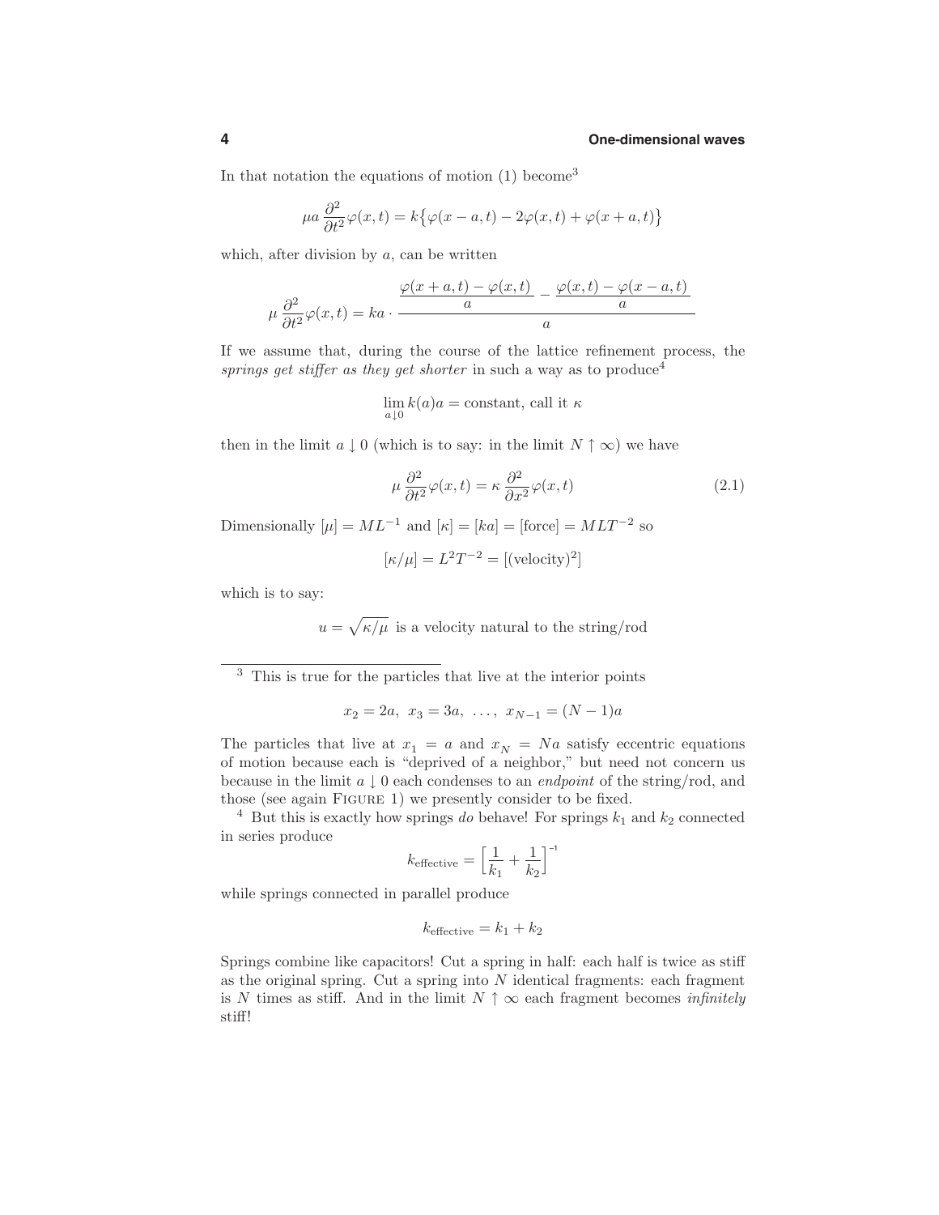In that notation the equations of motion (1) become[3]

$$\mu a \frac{\partial^2}{\partial t^2}\varphi(x,t) = k\big\{\varphi(x-a,t) - 2\varphi(x,t) + \varphi(x+a,t)\big\}$$

which, after division by $a$, can be written

$$\mu \frac{\partial^2}{\partial t^2}\varphi(x,t) = ka \cdot \frac{\dfrac{\varphi(x+a,t)-\varphi(x,t)}{a} - \dfrac{\varphi(x,t)-\varphi(x-a,t)}{a}}{a}$$

If we assume that, during the course of the lattice refinement process, the *springs get stiffer as they get shorter* in such a way as to produce[4]

$$\lim_{a\downarrow 0} k(a)a = \text{constant, call it } \kappa$$

then in the limit $a \downarrow 0$ (which is to say: in the limit $N \uparrow \infty$) we have

$$\mu \frac{\partial^2}{\partial t^2}\varphi(x,t) = \kappa \frac{\partial^2}{\partial x^2}\varphi(x,t) \tag{2.1}$$

Dimensionally $[\mu] = ML^{-1}$ and $[\kappa] = [ka] = [\text{force}] = MLT^{-2}$ so

$$[\kappa/\mu] = L^2T^{-2} = [(\text{velocity})^2]$$

which is to say:

$$u = \sqrt{\kappa/\mu} \text{ is a velocity natural to the string/rod}$$

---

[3] This is true for the particles that live at the interior points

$$x_2 = 2a,\ x_3 = 3a,\ \ldots,\ x_{N-1} = (N-1)a$$

The particles that live at $x_1 = a$ and $x_N = Na$ satisfy eccentric equations of motion because each is "deprived of a neighbor," but need not concern us because in the limit $a \downarrow 0$ each condenses to an *endpoint* of the string/rod, and those (see again Figure 1) we presently consider to be fixed.

[4] But this is exactly how springs *do* behave! For springs $k_1$ and $k_2$ connected in series produce

$$k_{\text{effective}} = \left[\frac{1}{k_1} + \frac{1}{k_2}\right]^{-1}$$

while springs connected in parallel produce

$$k_{\text{effective}} = k_1 + k_2$$

Springs combine like capacitors! Cut a spring in half: each half is twice as stiff as the original spring. Cut a spring into $N$ identical fragments: each fragment is $N$ times as stiff. And in the limit $N \uparrow \infty$ each fragment becomes *infinitely* stiff!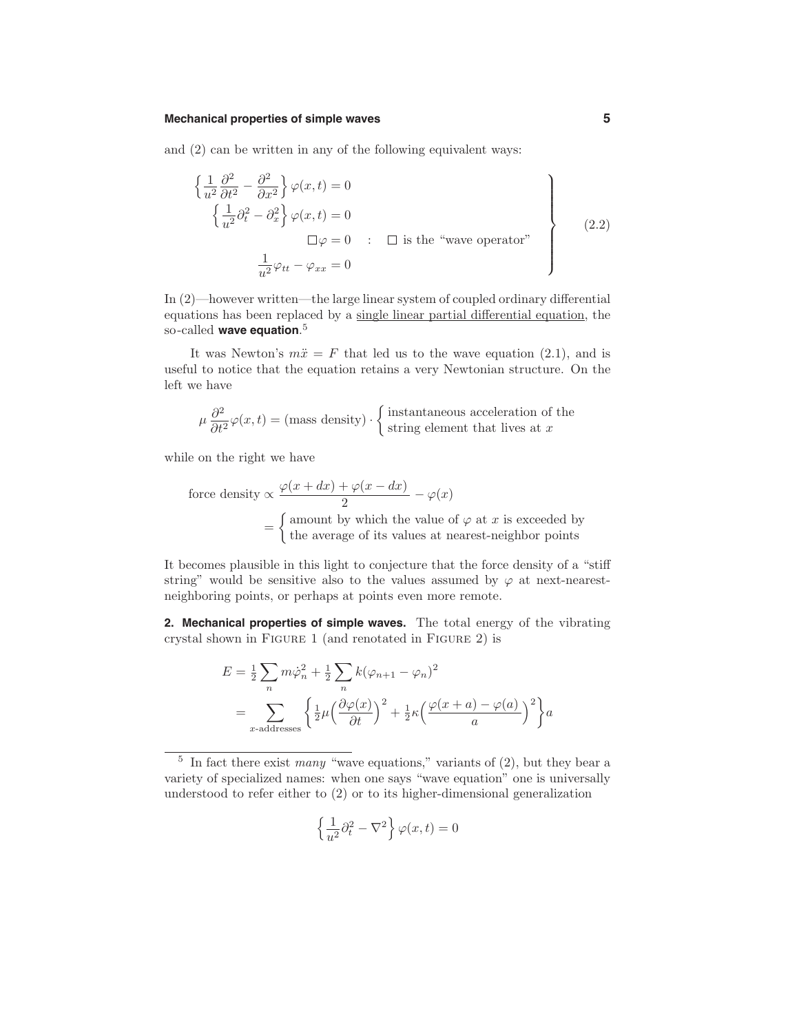and (2) can be written in any of the following equivalent ways:

$$
\left.
\begin{aligned}
&\left\{\frac{1}{u^2}\frac{\partial^2}{\partial t^2} - \frac{\partial^2}{\partial x^2}\right\}\varphi(x,t) = 0\\
&\left\{\frac{1}{u^2}\partial_t^2 - \partial_x^2\right\}\varphi(x,t) = 0\\
&\Box\varphi = 0 \quad : \quad \Box \text{ is the "wave operator"}\\
&\frac{1}{u^2}\varphi_{tt} - \varphi_{xx} = 0
\end{aligned}
\right\} \tag{2.2}
$$

In (2)—however written—the large linear system of coupled ordinary differential equations has been replaced by a <u>single linear partial differential equation</u>, the so-called **wave equation**.[5]

It was Newton's $m\ddot{x} = F$ that led us to the wave equation (2.1), and is useful to notice that the equation retains a very Newtonian structure. On the left we have

$$
\mu\frac{\partial^2}{\partial t^2}\varphi(x,t) = (\text{mass density})\cdot\left\{\begin{array}{l}\text{instantaneous acceleration of the}\\ \text{string element that lives at } x\end{array}\right.
$$

while on the right we have

$$
\begin{aligned}
\text{force density} &\propto \frac{\varphi(x+dx)+\varphi(x-dx)}{2} - \varphi(x)\\
&= \left\{\begin{array}{l}\text{amount by which the value of } \varphi \text{ at } x \text{ is exceeded by}\\ \text{the average of its values at nearest-neighbor points}\end{array}\right.
\end{aligned}
$$

It becomes plausible in this light to conjecture that the force density of a "stiff string" would be sensitive also to the values assumed by $\varphi$ at next-nearest-neighboring points, or perhaps at points even more remote.

**2. Mechanical properties of simple waves.** The total energy of the vibrating crystal shown in Figure 1 (and renotated in Figure 2) is

$$
\begin{aligned}
E &= \tfrac{1}{2}\sum_n m\dot{\varphi}_n^2 + \tfrac{1}{2}\sum_n k(\varphi_{n+1}-\varphi_n)^2\\
&= \sum_{x\text{-addresses}}\left\{\tfrac{1}{2}\mu\Big(\frac{\partial\varphi(x)}{\partial t}\Big)^2 + \tfrac{1}{2}\kappa\Big(\frac{\varphi(x+a)-\varphi(a)}{a}\Big)^2\right\}a
\end{aligned}
$$

---

[5] In fact there exist *many* "wave equations," variants of (2), but they bear a variety of specialized names: when one says "wave equation" one is universally understood to refer either to (2) or to its higher-dimensional generalization

$$
\left\{\frac{1}{u^2}\partial_t^2 - \nabla^2\right\}\varphi(x,t) = 0
$$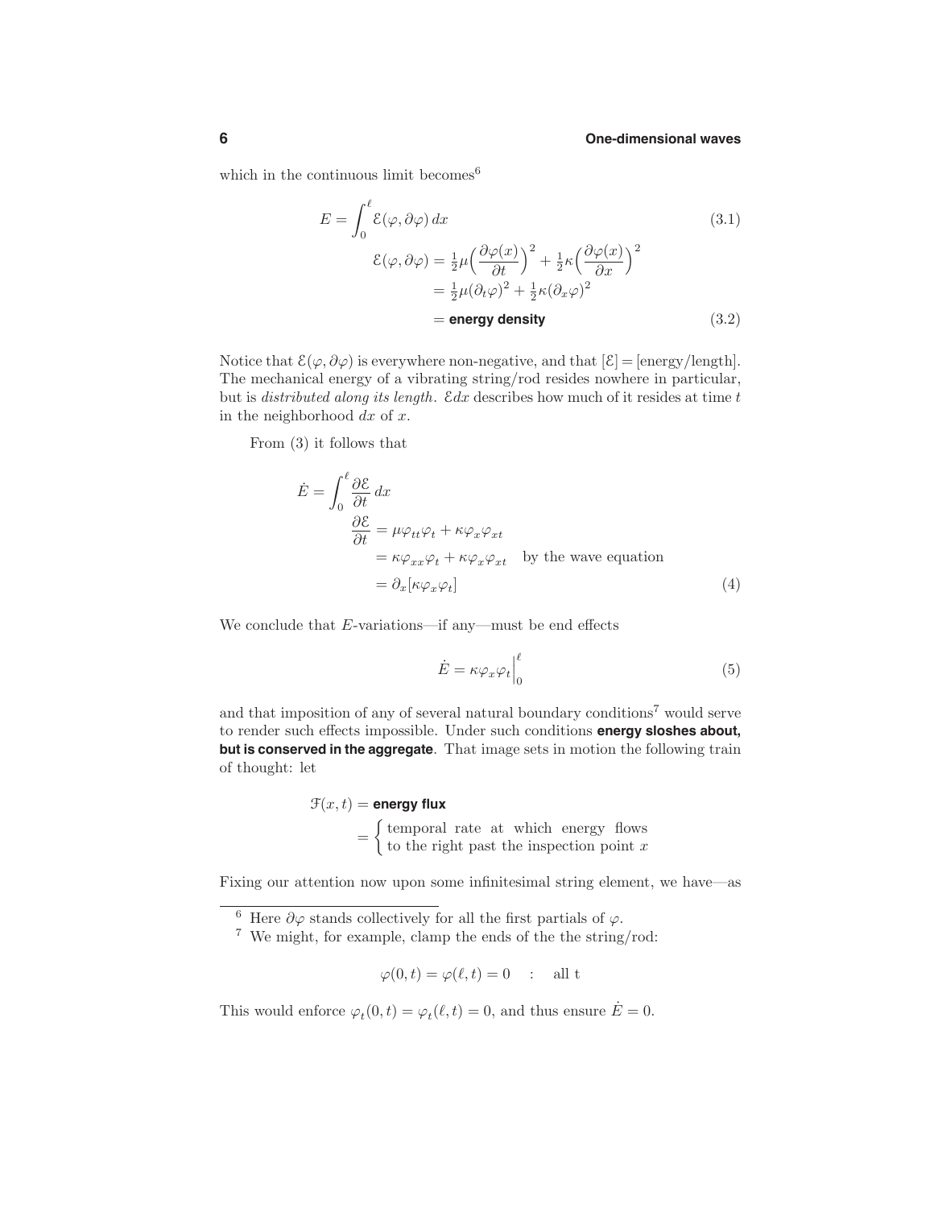which in the continuous limit becomes[6]

$$E = \int_0^\ell \mathcal{E}(\varphi, \partial\varphi)\, dx \tag{3.1}$$

$$\begin{aligned}
\mathcal{E}(\varphi, \partial\varphi) &= \tfrac{1}{2}\mu\Big(\frac{\partial\varphi(x)}{\partial t}\Big)^2 + \tfrac{1}{2}\kappa\Big(\frac{\partial\varphi(x)}{\partial x}\Big)^2 \\
&= \tfrac{1}{2}\mu(\partial_t\varphi)^2 + \tfrac{1}{2}\kappa(\partial_x\varphi)^2 \\
&= \textbf{energy density}
\end{aligned} \tag{3.2}$$

Notice that $\mathcal{E}(\varphi, \partial\varphi)$ is everywhere non-negative, and that $[\mathcal{E}] = $[energy/length]. The mechanical energy of a vibrating string/rod resides nowhere in particular, but is *distributed along its length*. $\mathcal{E}dx$ describes how much of it resides at time $t$ in the neighborhood $dx$ of $x$.

From (3) it follows that

$$\begin{aligned}
\dot{E} &= \int_0^\ell \frac{\partial \mathcal{E}}{\partial t}\, dx \\
\frac{\partial \mathcal{E}}{\partial t} &= \mu\varphi_{tt}\varphi_t + \kappa\varphi_x\varphi_{xt} \\
&= \kappa\varphi_{xx}\varphi_t + \kappa\varphi_x\varphi_{xt} \quad \text{by the wave equation} \\
&= \partial_x[\kappa\varphi_x\varphi_t]
\end{aligned} \tag{4}$$

We conclude that $E$-variations—if any—must be end effects

$$\dot{E} = \kappa\varphi_x\varphi_t\Big|_0^\ell \tag{5}$$

and that imposition of any of several natural boundary conditions[7] would serve to render such effects impossible. Under such conditions **energy sloshes about, but is conserved in the aggregate**. That image sets in motion the following train of thought: let

$$\begin{aligned}
\mathcal{F}(x,t) &= \textbf{energy flux} \\
&= \begin{cases} \text{temporal rate at which energy flows} \\ \text{to the right past the inspection point } x \end{cases}
\end{aligned}$$

Fixing our attention now upon some infinitesimal string element, we have—as

---

[6] Here $\partial\varphi$ stands collectively for all the first partials of $\varphi$.

[7] We might, for example, clamp the ends of the the string/rod:

$$\varphi(0,t) = \varphi(\ell,t) = 0 \quad : \quad \text{all t}$$

This would enforce $\varphi_t(0,t) = \varphi_t(\ell,t) = 0$, and thus ensure $\dot{E} = 0$.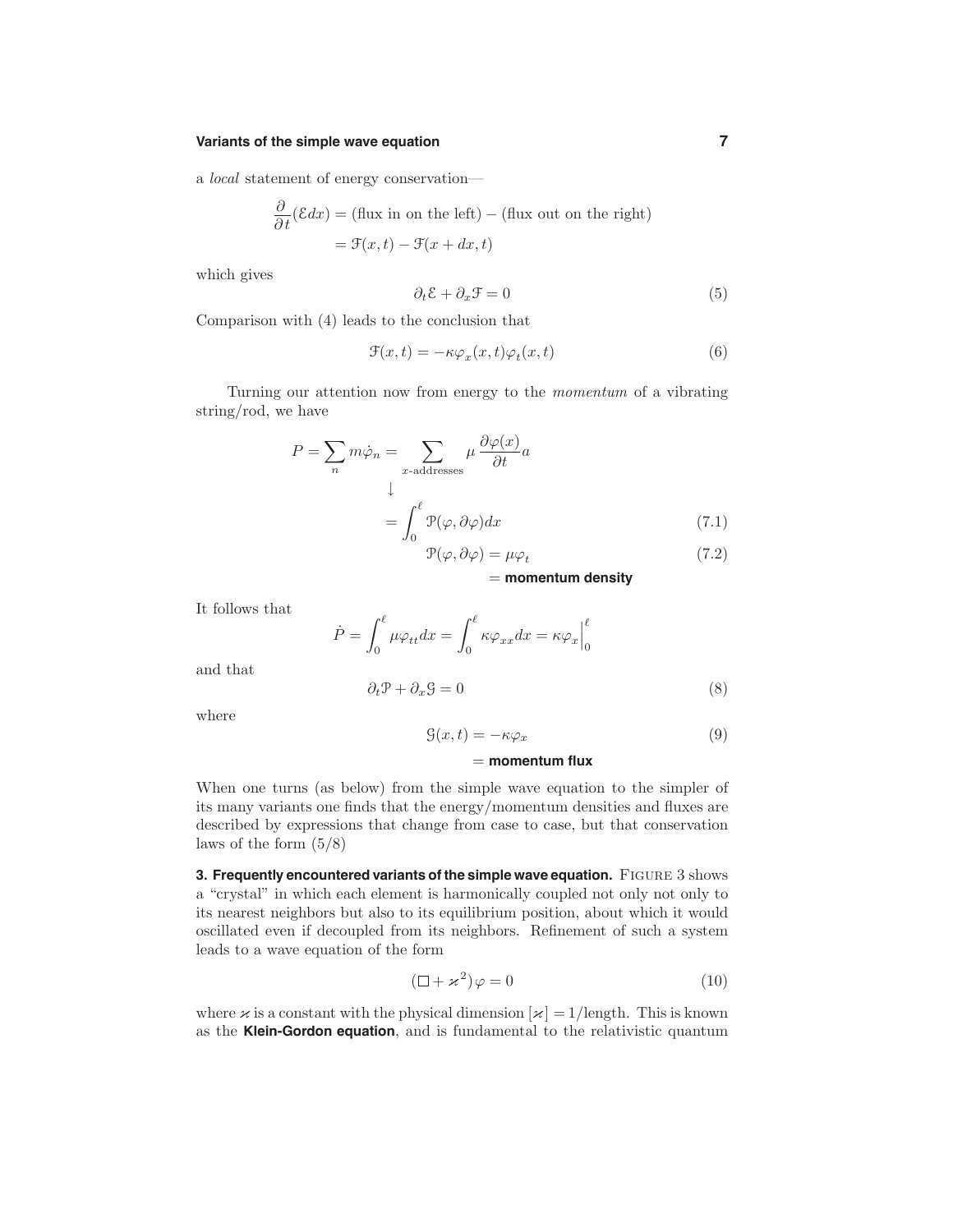a *local* statement of energy conservation—

$$\frac{\partial}{\partial t}(\mathcal{E}dx) = (\text{flux in on the left}) - (\text{flux out on the right})$$
$$= \mathcal{F}(x,t) - \mathcal{F}(x+dx,t)$$

which gives

$$\partial_t \mathcal{E} + \partial_x \mathcal{F} = 0 \tag{5}$$

Comparison with (4) leads to the conclusion that

$$\mathcal{F}(x,t) = -\kappa\varphi_x(x,t)\varphi_t(x,t) \tag{6}$$

Turning our attention now from energy to the *momentum* of a vibrating string/rod, we have

$$P = \sum_n m\dot{\varphi}_n = \sum_{x\text{-addresses}} \mu\,\frac{\partial\varphi(x)}{\partial t}a$$
$$\downarrow$$
$$= \int_0^\ell \mathcal{P}(\varphi,\partial\varphi)dx \tag{7.1}$$
$$\mathcal{P}(\varphi,\partial\varphi) = \mu\varphi_t \tag{7.2}$$
$$= \textbf{momentum density}$$

It follows that

$$\dot{P} = \int_0^\ell \mu\varphi_{tt}dx = \int_0^\ell \kappa\varphi_{xx}dx = \kappa\varphi_x\Big|_0^\ell$$

and that

$$\partial_t \mathcal{P} + \partial_x \mathcal{G} = 0 \tag{8}$$

where

$$\mathcal{G}(x,t) = -\kappa\varphi_x \tag{9}$$
$$= \textbf{momentum flux}$$

When one turns (as below) from the simple wave equation to the simpler of its many variants one finds that the energy/momentum densities and fluxes are described by expressions that change from case to case, but that conservation laws of the form (5/8)

**3. Frequently encountered variants of the simple wave equation.** FIGURE 3 shows a "crystal" in which each element is harmonically coupled not only not only to its nearest neighbors but also to its equilibrium position, about which it would oscillated even if decoupled from its neighbors. Refinement of such a system leads to a wave equation of the form

$$(\square + \varkappa^2)\varphi = 0 \tag{10}$$

where $\varkappa$ is a constant with the physical dimension $[\varkappa] = 1/\text{length}$. This is known as the **Klein-Gordon equation**, and is fundamental to the relativistic quantum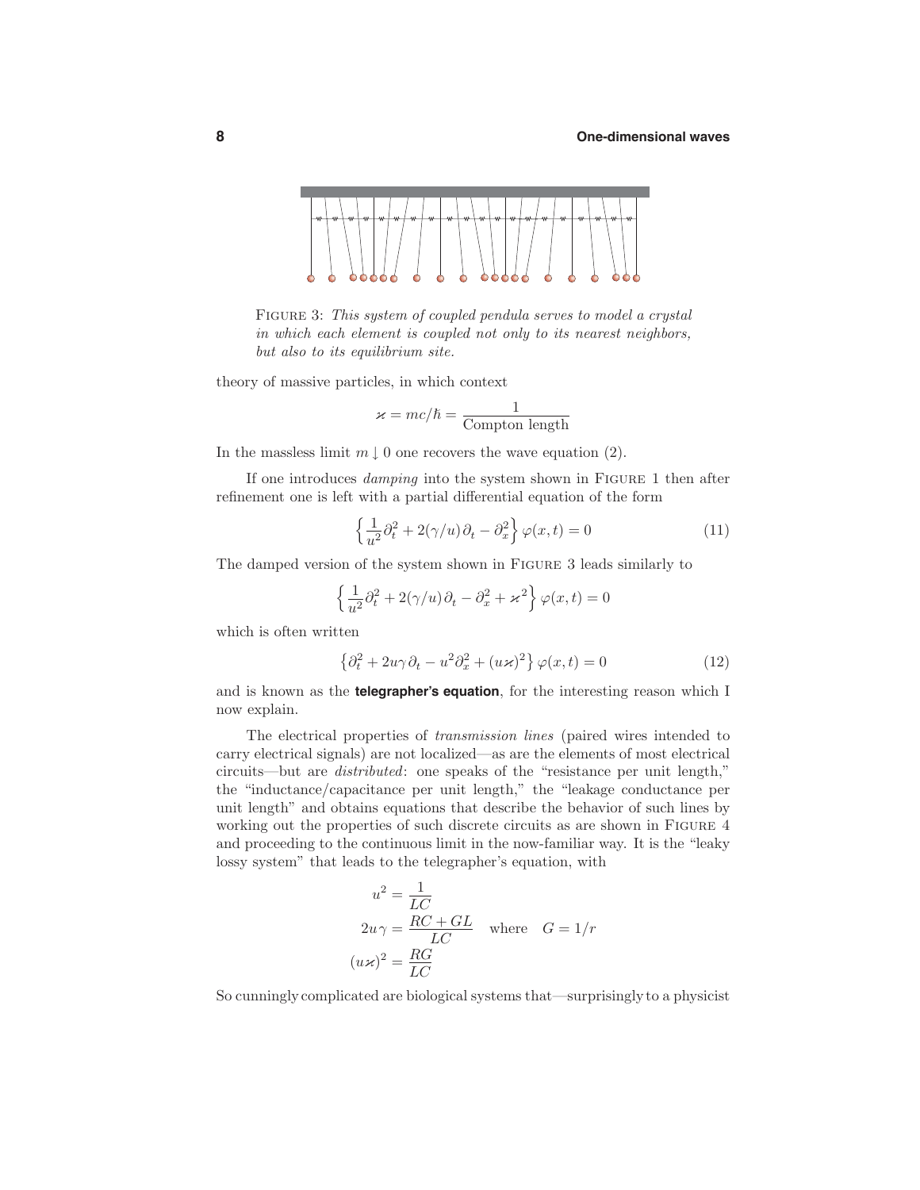FIGURE 3: *This system of coupled pendula serves to model a crystal in which each element is coupled not only to its nearest neighbors, but also to its equilibrium site.*

theory of massive particles, in which context

$$\varkappa = mc/\hbar = \frac{1}{\text{Compton length}}$$

In the massless limit $m \downarrow 0$ one recovers the wave equation (2).

If one introduces *damping* into the system shown in FIGURE 1 then after refinement one is left with a partial differential equation of the form

$$\Big\{\frac{1}{u^2}\partial_t^2 + 2(\gamma/u)\,\partial_t - \partial_x^2\Big\}\,\varphi(x,t) = 0 \tag{11}$$

The damped version of the system shown in FIGURE 3 leads similarly to

$$\Big\{\frac{1}{u^2}\partial_t^2 + 2(\gamma/u)\,\partial_t - \partial_x^2 + \varkappa^2\Big\}\,\varphi(x,t) = 0$$

which is often written

$$\big\{\partial_t^2 + 2u\gamma\,\partial_t - u^2\partial_x^2 + (u\varkappa)^2\big\}\,\varphi(x,t) = 0 \tag{12}$$

and is known as the **telegrapher's equation**, for the interesting reason which I now explain.

The electrical properties of *transmission lines* (paired wires intended to carry electrical signals) are not localized—as are the elements of most electrical circuits—but are *distributed*: one speaks of the "resistance per unit length," the "inductance/capacitance per unit length," the "leakage conductance per unit length" and obtains equations that describe the behavior of such lines by working out the properties of such discrete circuits as are shown in FIGURE 4 and proceeding to the continuous limit in the now-familiar way. It is the "leaky lossy system" that leads to the telegrapher's equation, with

$$\begin{aligned}
u^2 &= \frac{1}{LC}\\
2u\gamma &= \frac{RC + GL}{LC} \quad \text{where} \quad G = 1/r\\
(u\varkappa)^2 &= \frac{RG}{LC}
\end{aligned}$$

So cunningly complicated are biological systems that—surprisingly to a physicist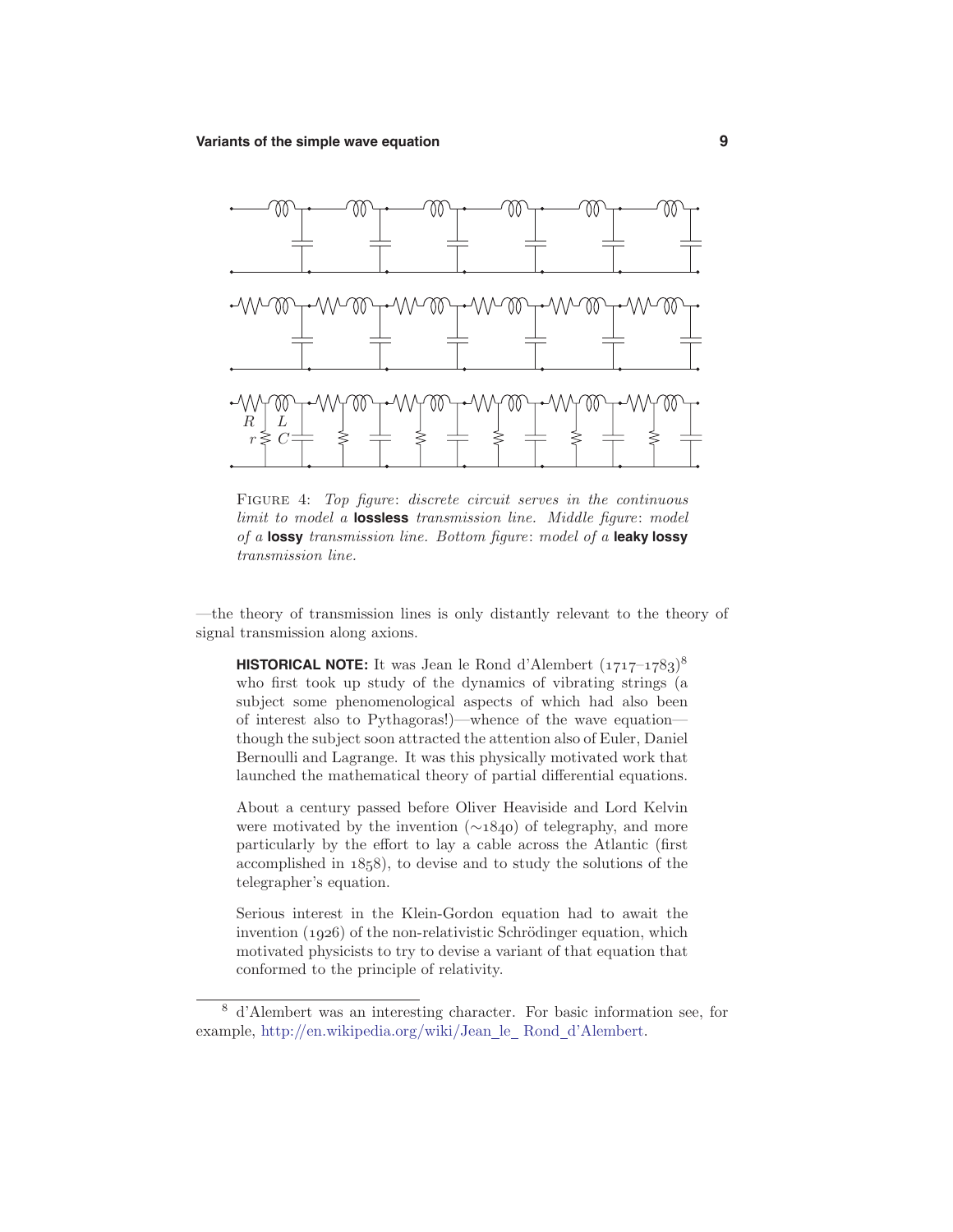FIGURE 4: *Top figure*: *discrete circuit serves in the continuous limit to model a* **lossless** *transmission line. Middle figure*: *model of a* **lossy** *transmission line. Bottom figure*: *model of a* **leaky lossy** *transmission line.*

—the theory of transmission lines is only distantly relevant to the theory of signal transmission along axions.

> **HISTORICAL NOTE:** It was Jean le Rond d'Alembert (1717–1783)[8] who first took up study of the dynamics of vibrating strings (a subject some phenomenological aspects of which had also been of interest also to Pythagoras!)—whence of the wave equation—though the subject soon attracted the attention also of Euler, Daniel Bernoulli and Lagrange. It was this physically motivated work that launched the mathematical theory of partial differential equations.
>
> About a century passed before Oliver Heaviside and Lord Kelvin were motivated by the invention (∼1840) of telegraphy, and more particularly by the effort to lay a cable across the Atlantic (first accomplished in 1858), to devise and to study the solutions of the telegrapher's equation.
>
> Serious interest in the Klein-Gordon equation had to await the invention (1926) of the non-relativistic Schrödinger equation, which motivated physicists to try to devise a variant of that equation that conformed to the principle of relativity.

---

[8] d'Alembert was an interesting character. For basic information see, for example, http://en.wikipedia.org/wiki/Jean_le_ Rond_d'Alembert.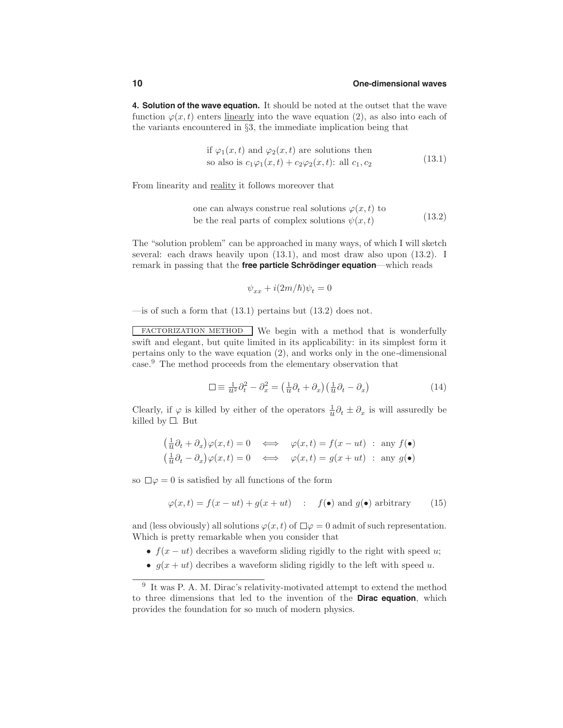**4. Solution of the wave equation.** It should be noted at the outset that the wave function $\varphi(x,t)$ enters linearly into the wave equation (2), as also into each of the variants encountered in §3, the immediate implication being that

$$\begin{aligned}&\text{if } \varphi_1(x,t) \text{ and } \varphi_2(x,t) \text{ are solutions then}\\&\text{so also is } c_1\varphi_1(x,t)+c_2\varphi_2(x,t)\text{: all } c_1, c_2\end{aligned}\tag{13.1}$$

From linearity and reality it follows moreover that

$$\begin{aligned}&\text{one can always construe real solutions } \varphi(x,t) \text{ to}\\&\text{be the real parts of complex solutions } \psi(x,t)\end{aligned}\tag{13.2}$$

The "solution problem" can be approached in many ways, of which I will sketch several: each draws heavily upon (13.1), and most draw also upon (13.2). I remark in passing that the **free particle Schrödinger equation**—which reads

$$\psi_{xx} + i(2m/\hbar)\psi_t = 0$$

—is of such a form that (13.1) pertains but (13.2) does not.

FACTORIZATION METHOD We begin with a method that is wonderfully swift and elegant, but quite limited in its applicability: in its simplest form it pertains only to the wave equation (2), and works only in the one-dimensional case.[9] The method proceeds from the elementary observation that

$$\Box \equiv \tfrac{1}{u^2}\partial_t^2 - \partial_x^2 = \big(\tfrac{1}{u}\partial_t + \partial_x\big)\big(\tfrac{1}{u}\partial_t - \partial_x\big)\tag{14}$$

Clearly, if $\varphi$ is killed by either of the operators $\frac{1}{u}\partial_t \pm \partial_x$ is will assuredly be killed by $\Box$. But

$$\begin{aligned}\big(\tfrac{1}{u}\partial_t + \partial_x\big)\varphi(x,t) = 0 \quad&\Longleftrightarrow\quad \varphi(x,t) = f(x-ut) \;:\; \text{any } f(\bullet)\\ \big(\tfrac{1}{u}\partial_t - \partial_x\big)\varphi(x,t) = 0 \quad&\Longleftrightarrow\quad \varphi(x,t) = g(x+ut) \;:\; \text{any } g(\bullet)\end{aligned}$$

so $\Box\varphi = 0$ is satisfied by all functions of the form

$$\varphi(x,t) = f(x-ut) + g(x+ut) \quad : \quad f(\bullet) \text{ and } g(\bullet) \text{ arbitrary}\tag{15}$$

and (less obviously) all solutions $\varphi(x,t)$ of $\Box\varphi = 0$ admit of such representation. Which is pretty remarkable when you consider that

- $f(x-ut)$ decribes a waveform sliding rigidly to the right with speed $u$;
- $g(x+ut)$ decribes a waveform sliding rigidly to the left with speed $u$.

[9] It was P. A. M. Dirac's relativity-motivated attempt to extend the method to three dimensions that led to the invention of the **Dirac equation**, which provides the foundation for so much of modern physics.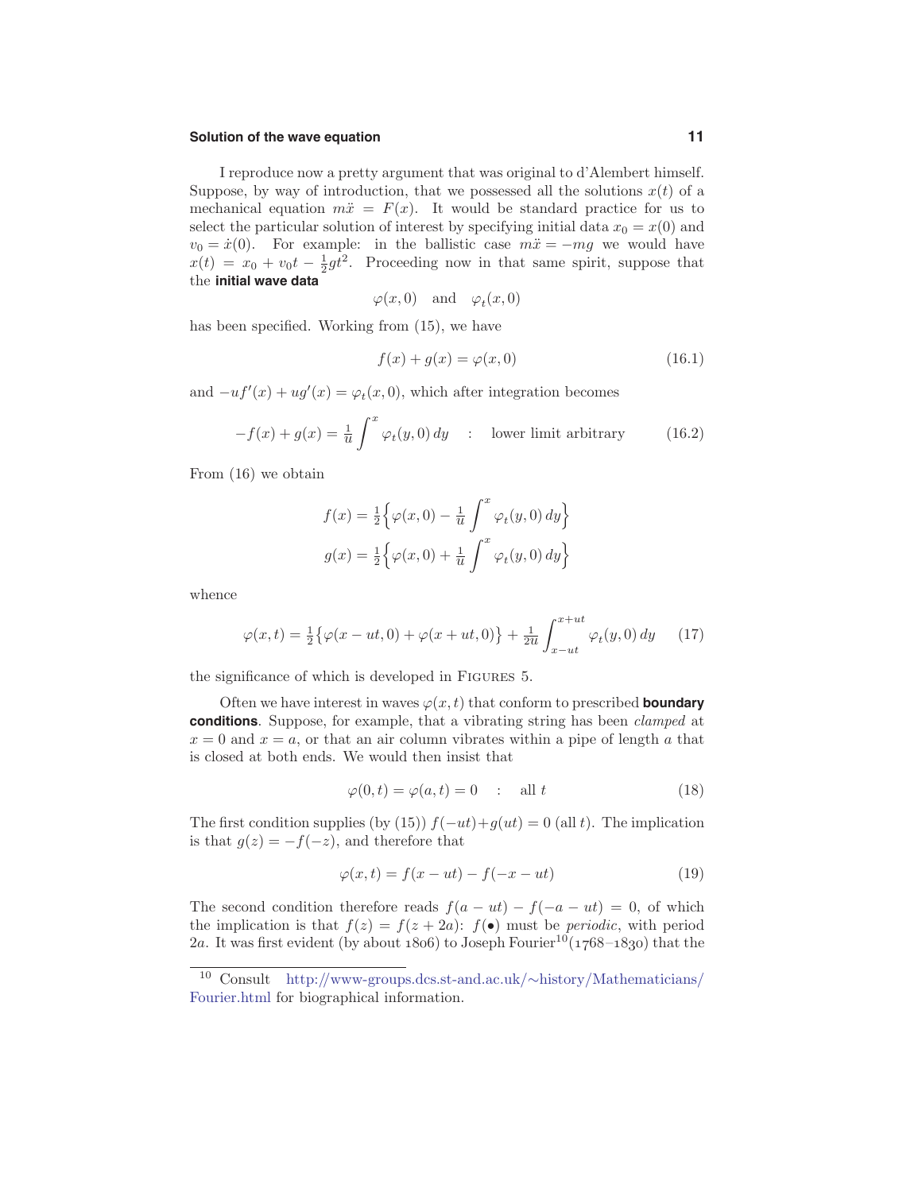I reproduce now a pretty argument that was original to d'Alembert himself. Suppose, by way of introduction, that we possessed all the solutions $x(t)$ of a mechanical equation $m\ddot{x} = F(x)$. It would be standard practice for us to select the particular solution of interest by specifying initial data $x_0 = x(0)$ and $v_0 = \dot{x}(0)$. For example: in the ballistic case $m\ddot{x} = -mg$ we would have $x(t) = x_0 + v_0 t - \frac{1}{2}gt^2$. Proceeding now in that same spirit, suppose that the **initial wave data**

$$\varphi(x,0) \quad \text{and} \quad \varphi_t(x,0)$$

has been specified. Working from (15), we have

$$f(x) + g(x) = \varphi(x,0) \tag{16.1}$$

and $-uf'(x) + ug'(x) = \varphi_t(x,0)$, which after integration becomes

$$-f(x) + g(x) = \tfrac{1}{u}\int^x \varphi_t(y,0)\,dy \quad : \quad \text{lower limit arbitrary} \tag{16.2}$$

From (16) we obtain

$$f(x) = \tfrac{1}{2}\Big\{\varphi(x,0) - \tfrac{1}{u}\int^x \varphi_t(y,0)\,dy\Big\}$$
$$g(x) = \tfrac{1}{2}\Big\{\varphi(x,0) + \tfrac{1}{u}\int^x \varphi_t(y,0)\,dy\Big\}$$

whence

$$\varphi(x,t) = \tfrac{1}{2}\big\{\varphi(x-ut,0) + \varphi(x+ut,0)\big\} + \tfrac{1}{2u}\int_{x-ut}^{x+ut} \varphi_t(y,0)\,dy \tag{17}$$

the significance of which is developed in Figures 5.

Often we have interest in waves $\varphi(x,t)$ that conform to prescribed **boundary conditions**. Suppose, for example, that a vibrating string has been *clamped* at $x = 0$ and $x = a$, or that an air column vibrates within a pipe of length $a$ that is closed at both ends. We would then insist that

$$\varphi(0,t) = \varphi(a,t) = 0 \quad : \quad \text{all } t \tag{18}$$

The first condition supplies (by (15)) $f(-ut) + g(ut) = 0$ (all $t$). The implication is that $g(z) = -f(-z)$, and therefore that

$$\varphi(x,t) = f(x-ut) - f(-x-ut) \tag{19}$$

The second condition therefore reads $f(a-ut) - f(-a-ut) = 0$, of which the implication is that $f(z) = f(z+2a)$: $f(\bullet)$ must be *periodic*, with period $2a$. It was first evident (by about 1806) to Joseph Fourier[10] (1768–1830) that the

[10] Consult http://www-groups.dcs.st-and.ac.uk/~history/Mathematicians/Fourier.html for biographical information.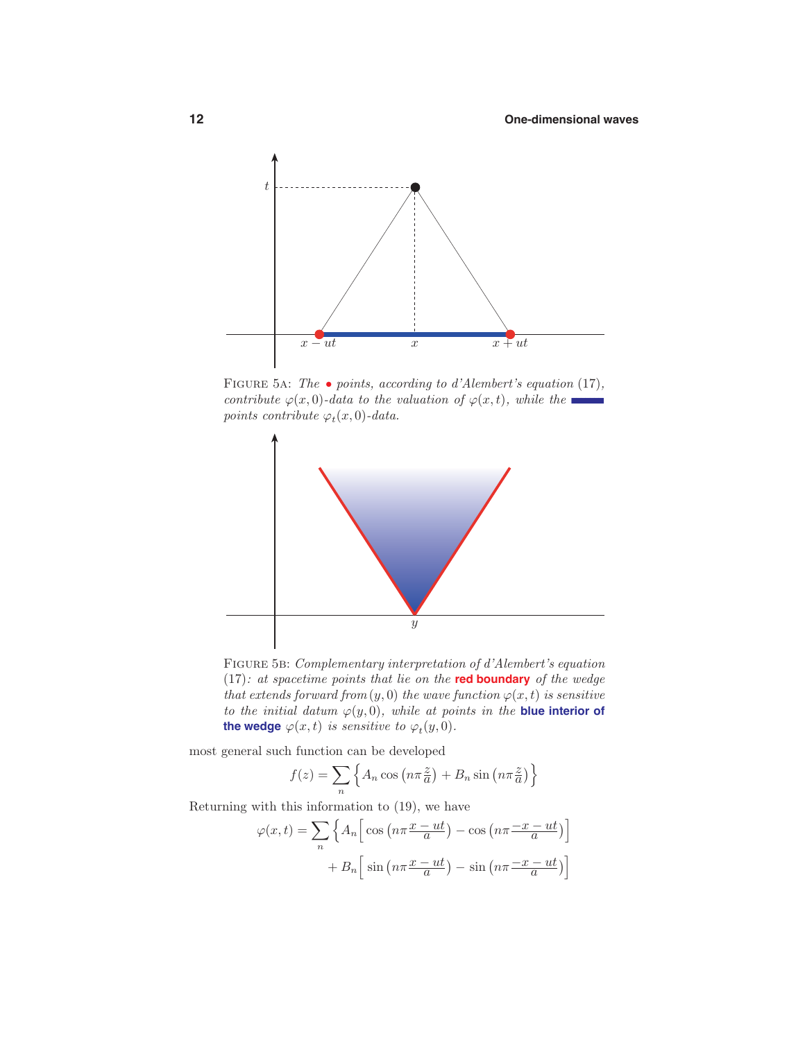t

x − ut

x

x + ut

FIGURE 5A: *The • points, according to d'Alembert's equation* (17), *contribute* $\varphi(x,0)$*-data to the valuation of* $\varphi(x,t)$*, while the* ▬ *points contribute* $\varphi_t(x,0)$*-data.*

y

FIGURE 5B: *Complementary interpretation of d'Alembert's equation* (17)*: at spacetime points that lie on the* **red boundary** *of the wedge that extends forward from* $(y,0)$ *the wave function* $\varphi(x,t)$ *is sensitive to the initial datum* $\varphi(y,0)$*, while at points in the* **blue interior of the wedge** $\varphi(x,t)$ *is sensitive to* $\varphi_t(y,0)$*.*

most general such function can be developed

$$f(z) = \sum_n \Big\{ A_n \cos\big(n\pi \tfrac{z}{a}\big) + B_n \sin\big(n\pi \tfrac{z}{a}\big) \Big\}$$

Returning with this information to (19), we have

$$\begin{aligned}\varphi(x,t) = \sum_n \Big\{ & A_n \Big[ \cos\big(n\pi \frac{x-ut}{a}\big) - \cos\big(n\pi \frac{-x-ut}{a}\big) \Big] \\ & + B_n \Big[ \sin\big(n\pi \frac{x-ut}{a}\big) - \sin\big(n\pi \frac{-x-ut}{a}\big) \Big]\end{aligned}$$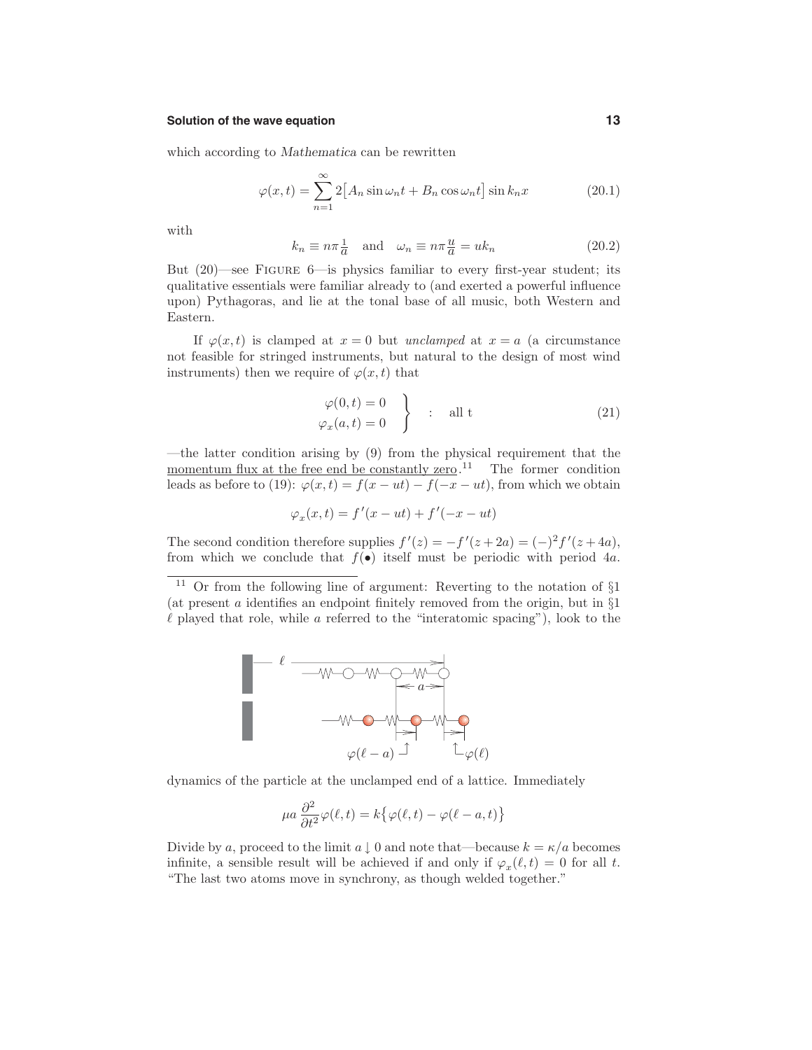which according to *Mathematica* can be rewritten

$$\varphi(x,t) = \sum_{n=1}^{\infty} 2\big[A_n \sin \omega_n t + B_n \cos \omega_n t\big] \sin k_n x \tag{20.1}$$

with

$$k_n \equiv n\pi \tfrac{1}{a} \quad \text{and} \quad \omega_n \equiv n\pi \tfrac{u}{a} = uk_n \tag{20.2}$$

But (20)—see FIGURE 6—is physics familiar to every first-year student; its qualitative essentials were familiar already to (and exerted a powerful influence upon) Pythagoras, and lie at the tonal base of all music, both Western and Eastern.

If $\varphi(x,t)$ is clamped at $x = 0$ but *unclamped* at $x = a$ (a circumstance not feasible for stringed instruments, but natural to the design of most wind instruments) then we require of $\varphi(x,t)$ that

$$\left.\begin{aligned} \varphi(0,t) &= 0 \\ \varphi_x(a,t) &= 0 \end{aligned}\right\} \quad : \quad \text{all t} \tag{21}$$

—the latter condition arising by (9) from the physical requirement that the momentum flux at the free end be constantly zero.[11] The former condition leads as before to (19): $\varphi(x,t) = f(x-ut) - f(-x-ut)$, from which we obtain

$$\varphi_x(x,t) = f'(x-ut) + f'(-x-ut)$$

The second condition therefore supplies $f'(z) = -f'(z+2a) = (-)^2 f'(z+4a)$, from which we conclude that $f(\bullet)$ itself must be periodic with period $4a$.

---

[11] Or from the following line of argument: Reverting to the notation of §1 (at present $a$ identifies an endpoint finitely removed from the origin, but in §1 $\ell$ played that role, while $a$ referred to the "interatomic spacing"), look to the

$\ell$

$a$

$\varphi(\ell - a)$

$\varphi(\ell)$

dynamics of the particle at the unclamped end of a lattice. Immediately

$$\mu a \frac{\partial^2}{\partial t^2}\varphi(\ell,t) = k\big\{\varphi(\ell,t) - \varphi(\ell-a,t)\big\}$$

Divide by $a$, proceed to the limit $a \downarrow 0$ and note that—because $k = \kappa/a$ becomes infinite, a sensible result will be achieved if and only if $\varphi_x(\ell,t) = 0$ for all $t$. "The last two atoms move in synchrony, as though welded together."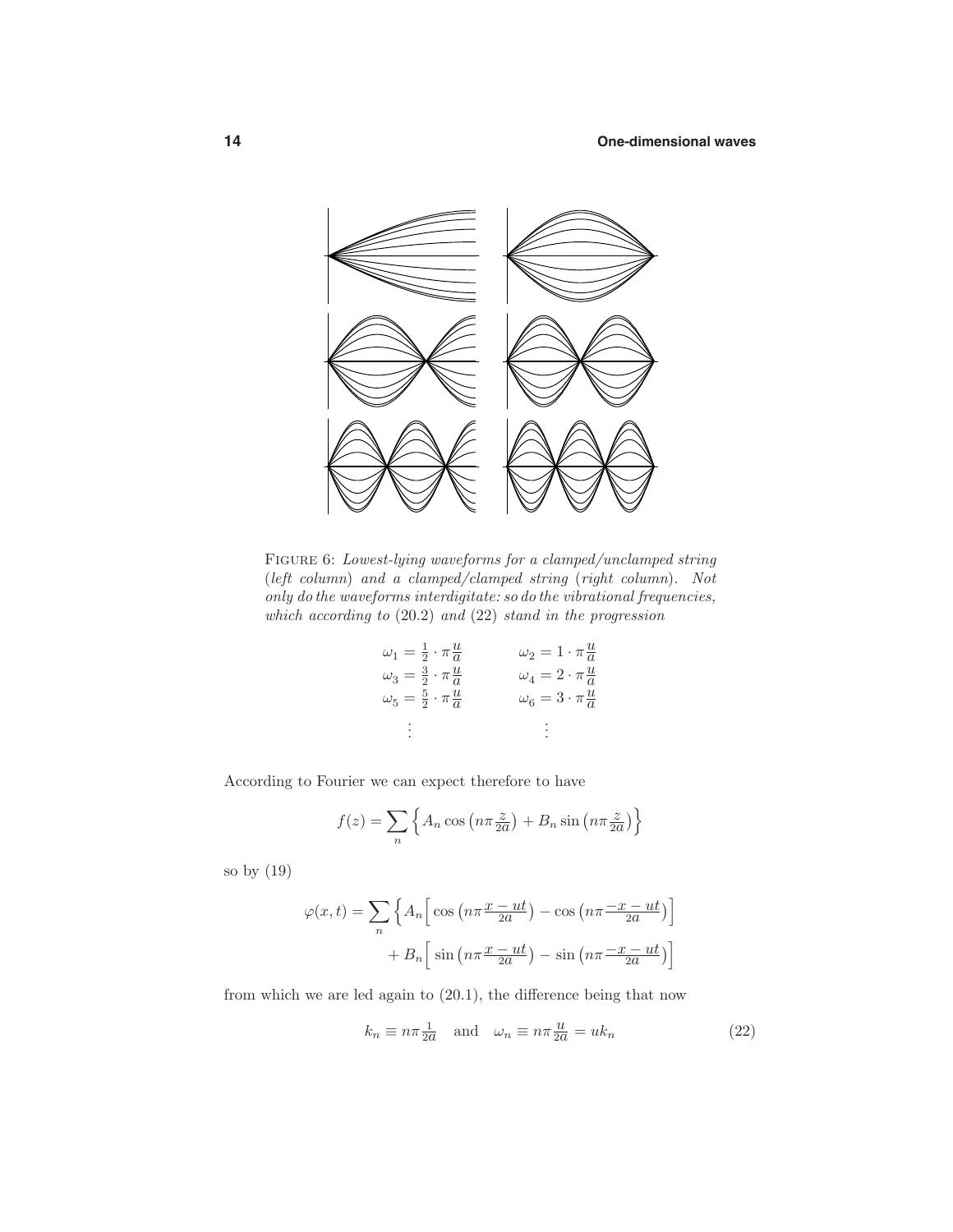FIGURE 6: *Lowest-lying waveforms for a clamped/unclamped string (left column) and a clamped/clamped string (right column). Not only do the waveforms interdigitate: so do the vibrational frequencies, which according to* (20.2) *and* (22) *stand in the progression*

$$
\begin{array}{ll}
\omega_1 = \frac{1}{2}\cdot\pi\frac{u}{a} & \omega_2 = 1\cdot\pi\frac{u}{a} \\
\omega_3 = \frac{3}{2}\cdot\pi\frac{u}{a} & \omega_4 = 2\cdot\pi\frac{u}{a} \\
\omega_5 = \frac{5}{2}\cdot\pi\frac{u}{a} & \omega_6 = 3\cdot\pi\frac{u}{a} \\
\vdots & \vdots
\end{array}
$$

According to Fourier we can expect therefore to have

$$f(z) = \sum_n \Big\{ A_n \cos\big(n\pi\tfrac{z}{2a}\big) + B_n \sin\big(n\pi\tfrac{z}{2a}\big)\Big\}$$

so by (19)

$$
\begin{aligned}
\varphi(x,t) = \sum_n \Big\{ A_n\Big[\cos\big(n\pi\tfrac{x-ut}{2a}\big) - \cos\big(n\pi\tfrac{-x-ut}{2a}\big)\Big] \\
+ B_n\Big[\sin\big(n\pi\tfrac{x-ut}{2a}\big) - \sin\big(n\pi\tfrac{-x-ut}{2a}\big)\Big]
\end{aligned}
$$

from which we are led again to (20.1), the difference being that now

$$k_n \equiv n\pi\tfrac{1}{2a} \quad \text{and} \quad \omega_n \equiv n\pi\tfrac{u}{2a} = uk_n \tag{22}$$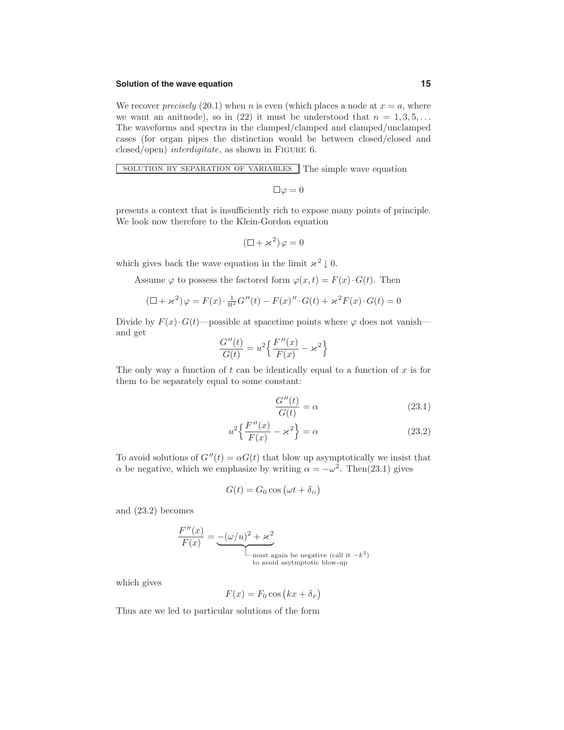We recover *precisely* (20.1) when $n$ is even (which places a node at $x = a$, where we want an anitnode), so in (22) it must be understood that $n = 1, 3, 5, \ldots$ The waveforms and spectra in the clamped/clamped and clamped/unclamped cases (for organ pipes the distinction would be between closed/closed and closed/open) *interdigitate*, as shown in FIGURE 6.

SOLUTION BY SEPARATION OF VARIABLES The simple wave equation

$$\Box\varphi = 0$$

presents a context that is insufficiently rich to expose many points of principle. We look now therefore to the Klein-Gordon equation

$$(\Box + \varkappa^2)\,\varphi = 0$$

which gives back the wave equation in the limit $\varkappa^2 \downarrow 0$.

Assume $\varphi$ to possess the factored form $\varphi(x,t) = F(x)\cdot G(t)$. Then

$$(\Box + \varkappa^2)\,\varphi = F(x)\cdot \tfrac{1}{u^2}G''(t) - F(x)''\cdot G(t) + \varkappa^2 F(x)\cdot G(t) = 0$$

Divide by $F(x)\cdot G(t)$—possible at spacetime points where $\varphi$ does not vanish—and get

$$\frac{G''(t)}{G(t)} = u^2\Big\{\frac{F''(x)}{F(x)} - \varkappa^2\Big\}$$

The only way a function of $t$ can be identically equal to a function of $x$ is for them to be separately equal to some constant:

$$\frac{G''(t)}{G(t)} = \alpha \tag{23.1}$$

$$u^2\Big\{\frac{F''(x)}{F(x)} - \varkappa^2\Big\} = \alpha \tag{23.2}$$

To avoid solutions of $G''(t) = \alpha G(t)$ that blow up asymptotically we insist that $\alpha$ be negative, which we emphasize by writing $\alpha = -\omega^2$. Then(23.1) gives

$$G(t) = G_0 \cos\big(\omega t + \delta_G\big)$$

and (23.2) becomes

$$\frac{F''(x)}{F(x)} = \underbrace{-(\omega/u)^2 + \varkappa^2}_{\text{must again be negative (call it } -k^2\text{) to avoid asytmptotic blow-up}}$$

which gives

$$F(x) = F_0 \cos\big(kx + \delta_F\big)$$

Thus are we led to particular solutions of the form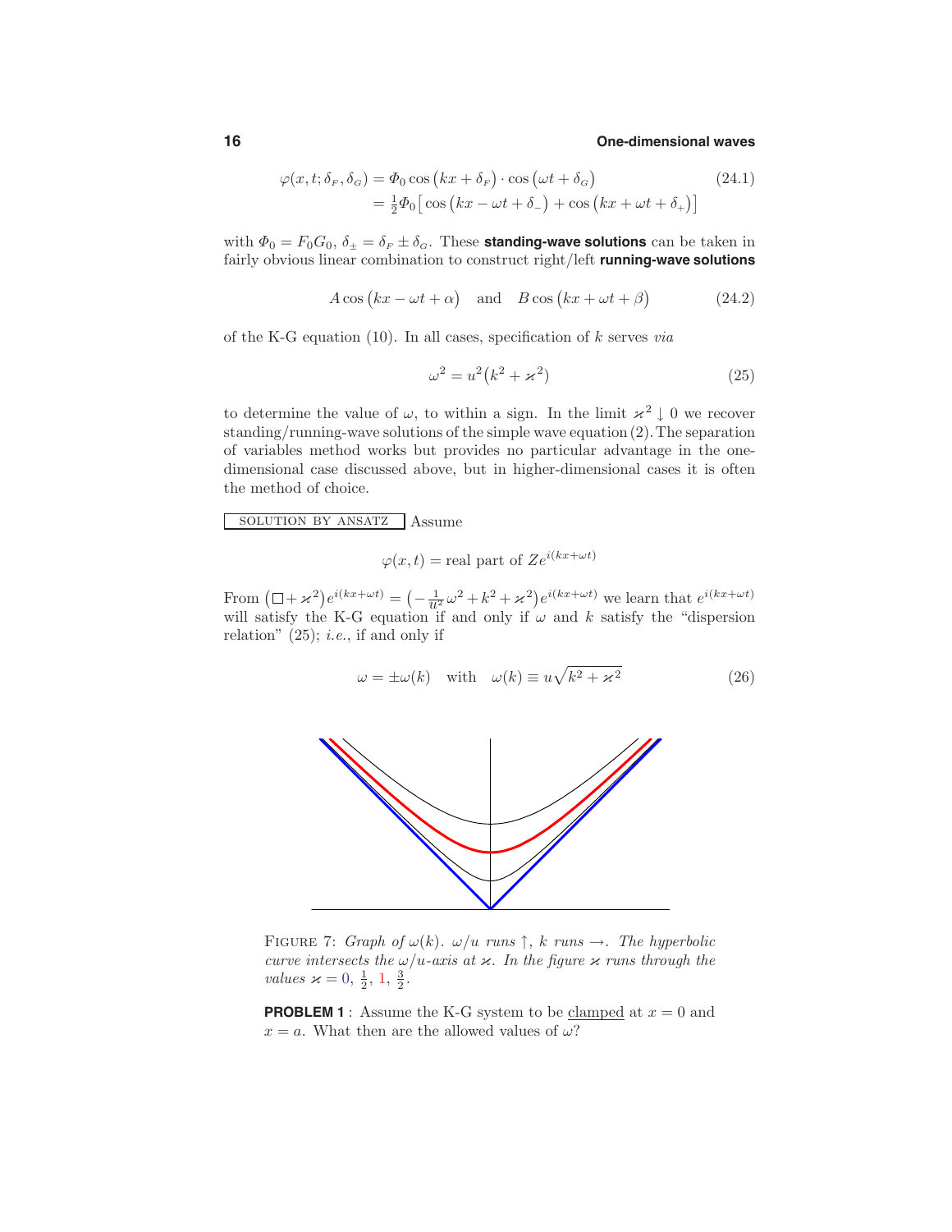$$\varphi(x,t;\delta_F,\delta_G) = \Phi_0 \cos\big(kx+\delta_F\big)\cdot\cos\big(\omega t+\delta_G\big) \tag{24.1}$$
$$= \tfrac{1}{2}\Phi_0\big[\cos\big(kx-\omega t+\delta_-\big)+\cos\big(kx+\omega t+\delta_+\big)\big]$$

with $\Phi_0 = F_0 G_0$, $\delta_\pm = \delta_F \pm \delta_G$. These **standing-wave solutions** can be taken in fairly obvious linear combination to construct right/left **running-wave solutions**

$$A\cos\big(kx-\omega t+\alpha\big) \quad \text{and} \quad B\cos\big(kx+\omega t+\beta\big) \tag{24.2}$$

of the K-G equation (10). In all cases, specification of $k$ serves *via*

$$\omega^2 = u^2\big(k^2+\varkappa^2\big) \tag{25}$$

to determine the value of $\omega$, to within a sign. In the limit $\varkappa^2 \downarrow 0$ we recover standing/running-wave solutions of the simple wave equation (2). The separation of variables method works but provides no particular advantage in the one-dimensional case discussed above, but in higher-dimensional cases it is often the method of choice.

SOLUTION BY ANSATZ Assume

$$\varphi(x,t) = \text{real part of } Ze^{i(kx+\omega t)}$$

From $\big(\square+\varkappa^2\big)e^{i(kx+\omega t)} = \big(-\frac{1}{u^2}\omega^2+k^2+\varkappa^2\big)e^{i(kx+\omega t)}$ we learn that $e^{i(kx+\omega t)}$ will satisfy the K-G equation if and only if $\omega$ and $k$ satisfy the "dispersion relation" (25); *i.e.*, if and only if

$$\omega = \pm\omega(k) \quad \text{with} \quad \omega(k) \equiv u\sqrt{k^2+\varkappa^2} \tag{26}$$

FIGURE 7: *Graph of $\omega(k)$. $\omega/u$ runs $\uparrow$, $k$ runs $\rightarrow$. The hyperbolic curve intersects the $\omega/u$-axis at $\varkappa$. In the figure $\varkappa$ runs through the values $\varkappa = 0,\ \frac{1}{2},\ 1,\ \frac{3}{2}$.*

**PROBLEM 1** : Assume the K-G system to be clamped at $x = 0$ and $x = a$. What then are the allowed values of $\omega$?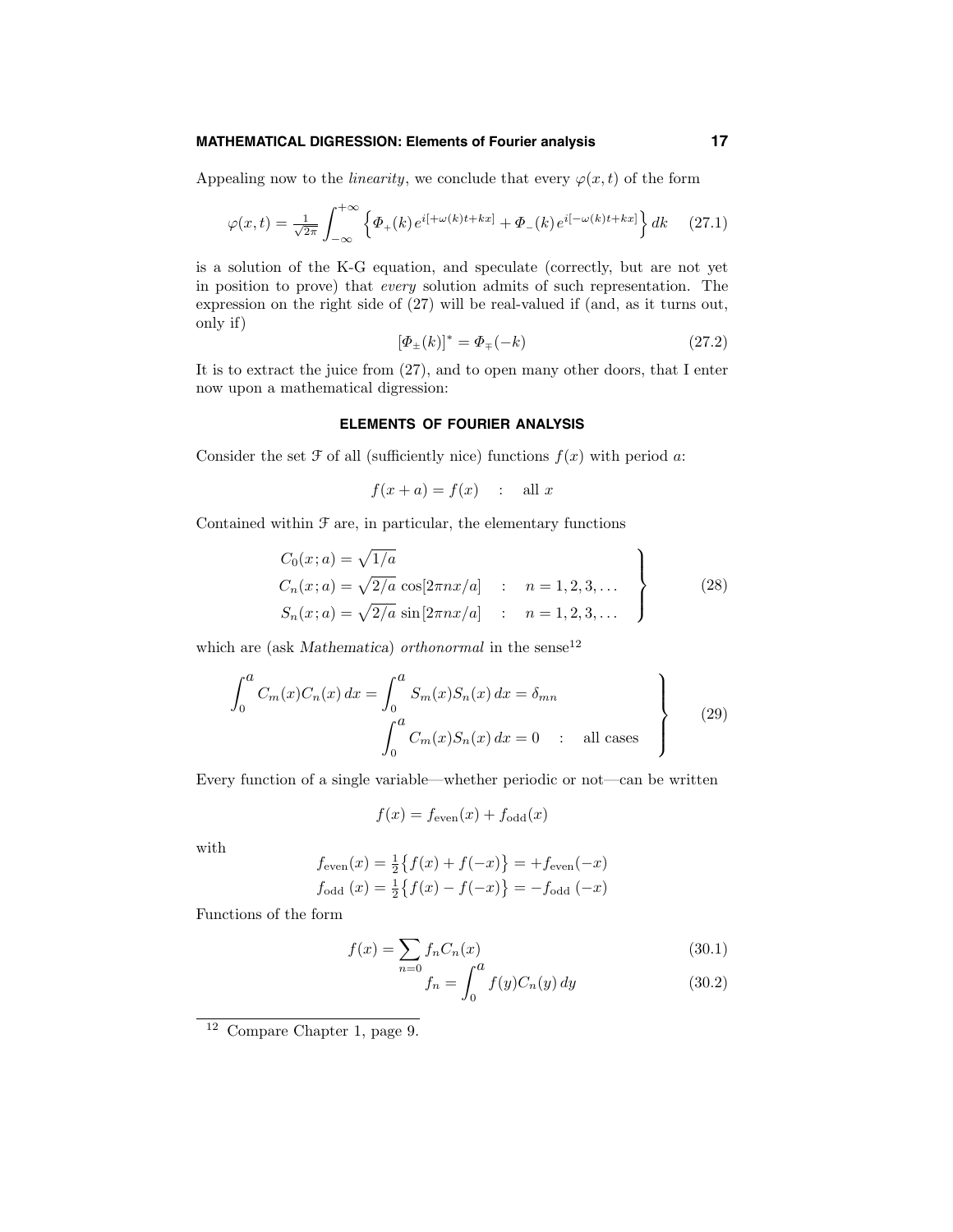Appealing now to the *linearity*, we conclude that every $\varphi(x,t)$ of the form

$$\varphi(x,t) = \tfrac{1}{\sqrt{2\pi}} \int_{-\infty}^{+\infty} \Big\{ \varPhi_+(k)\, e^{i[+\omega(k)t+kx]} + \varPhi_-(k)\, e^{i[-\omega(k)t+kx]} \Big\}\, dk \qquad (27.1)$$

is a solution of the K-G equation, and speculate (correctly, but are not yet in position to prove) that *every* solution admits of such representation. The expression on the right side of (27) will be real-valued if (and, as it turns out, only if)

$$[\varPhi_\pm(k)]^* = \varPhi_\mp(-k) \qquad (27.2)$$

It is to extract the juice from (27), and to open many other doors, that I enter now upon a mathematical digression:

## ELEMENTS OF FOURIER ANALYSIS

Consider the set $\mathcal{F}$ of all (sufficiently nice) functions $f(x)$ with period $a$:

$$f(x+a) = f(x) \quad : \quad \text{all } x$$

Contained within $\mathcal{F}$ are, in particular, the elementary functions

$$\left.\begin{aligned} &C_0(x;a) = \sqrt{1/a} \\ &C_n(x;a) = \sqrt{2/a}\, \cos[2\pi n x/a] \quad : \quad n = 1,2,3,\ldots \\ &S_n(x;a) = \sqrt{2/a}\, \sin[2\pi n x/a] \quad : \quad n = 1,2,3,\ldots \end{aligned}\right\} \qquad (28)$$

which are (ask *Mathematica*) *orthonormal* in the sense[12]

$$\left.\begin{aligned} \int_0^a C_m(x)C_n(x)\, dx = \int_0^a S_m(x)S_n(x)\, dx = \delta_{mn} \\ \int_0^a C_m(x)S_n(x)\, dx = 0 \quad : \quad \text{all cases} \end{aligned}\right\} \qquad (29)$$

Every function of a single variable—whether periodic or not—can be written

$$f(x) = f_{\text{even}}(x) + f_{\text{odd}}(x)$$

with

$$\begin{aligned} f_{\text{even}}(x) &= \tfrac{1}{2}\big\{f(x) + f(-x)\big\} = +f_{\text{even}}(-x) \\ f_{\text{odd}}\,(x) &= \tfrac{1}{2}\big\{f(x) - f(-x)\big\} = -f_{\text{odd}}\,(-x) \end{aligned}$$

Functions of the form

$$f(x) = \sum_{n=0} f_n C_n(x) \qquad (30.1)$$

$$f_n = \int_0^a f(y) C_n(y)\, dy \qquad (30.2)$$

---

[12] Compare Chapter 1, page 9.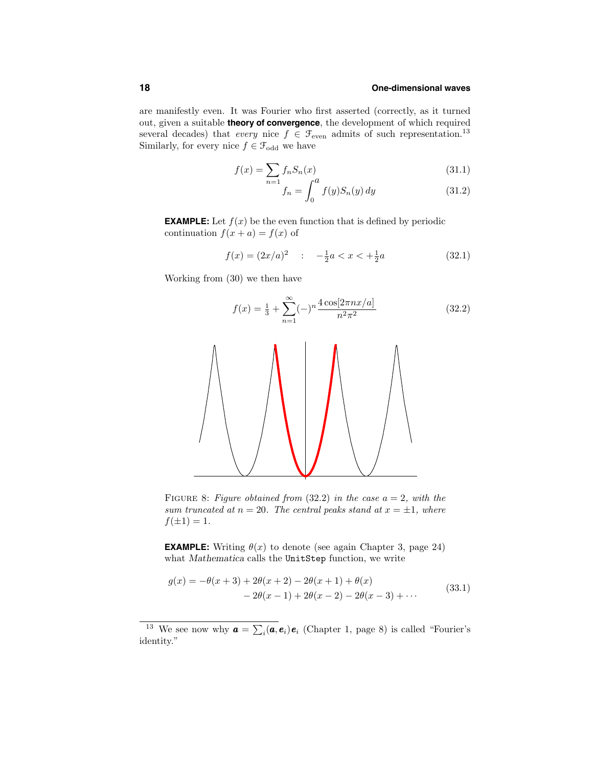are manifestly even. It was Fourier who first asserted (correctly, as it turned out, given a suitable **theory of convergence**, the development of which required several decades) that *every* nice $f \in \mathcal{F}_{\text{even}}$ admits of such representation.[13] Similarly, for every nice $f \in \mathcal{F}_{\text{odd}}$ we have

$$f(x) = \sum_{n=1} f_n S_n(x) \tag{31.1}$$

$$f_n = \int_0^a f(y) S_n(y)\, dy \tag{31.2}$$

**EXAMPLE:** Let $f(x)$ be the even function that is defined by periodic continuation $f(x + a) = f(x)$ of

$$f(x) = (2x/a)^2 \quad : \quad -\tfrac{1}{2}a < x < +\tfrac{1}{2}a \tag{32.1}$$

Working from (30) we then have

$$f(x) = \tfrac{1}{3} + \sum_{n=1}^{\infty} (-)^n \frac{4\cos[2\pi n x/a]}{n^2\pi^2} \tag{32.2}$$

FIGURE 8: *Figure obtained from* (32.2) *in the case $a = 2$, with the sum truncated at $n = 20$. The central peaks stand at $x = \pm 1$, where $f(\pm 1) = 1$.*

**EXAMPLE:** Writing $\theta(x)$ to denote (see again Chapter 3, page 24) what *Mathematica* calls the `UnitStep` function, we write

$$\begin{aligned} g(x) = -\theta(x+3) + 2\theta(x+2) - 2\theta(x+1) + \theta(x) \\ - 2\theta(x-1) + 2\theta(x-2) - 2\theta(x-3) + \cdots \end{aligned} \tag{33.1}$$

[13] We see now why $\boldsymbol{a} = \sum_i (\boldsymbol{a}, \boldsymbol{e}_i)\boldsymbol{e}_i$ (Chapter 1, page 8) is called "Fourier's identity."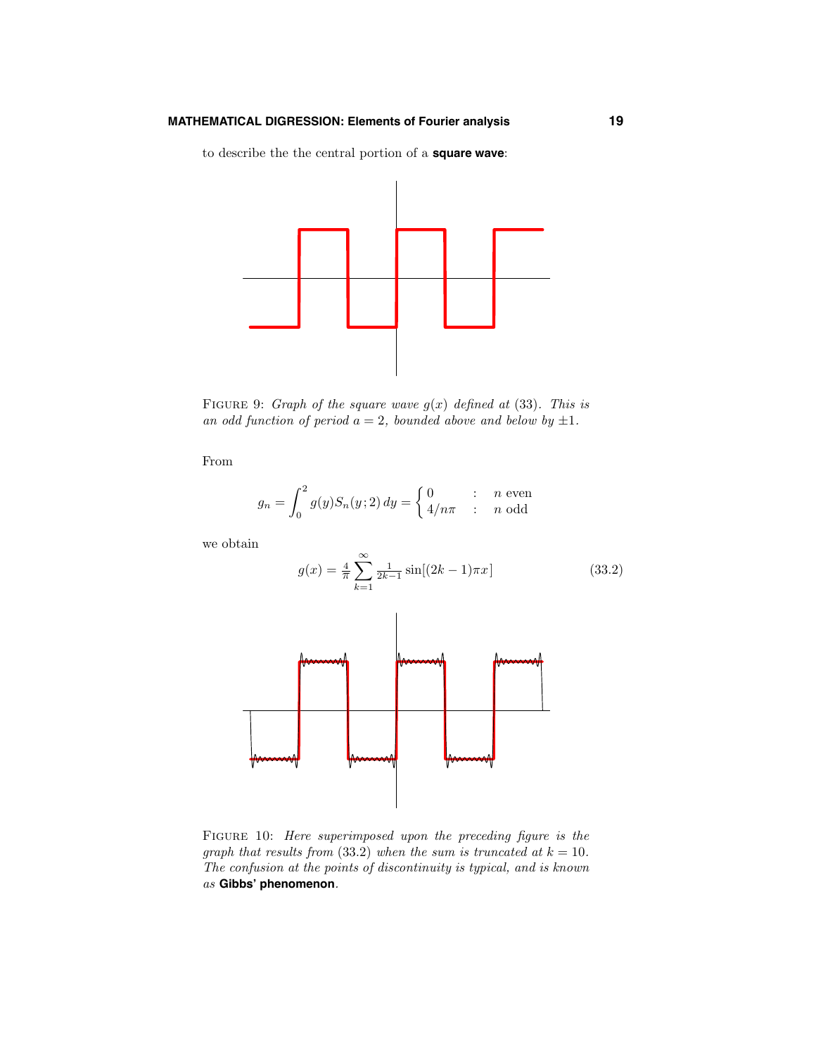to describe the the central portion of a **square wave**:

FIGURE 9: *Graph of the square wave $g(x)$ defined at (33). This is an odd function of period $a = 2$, bounded above and below by $\pm 1$.*

From

$$g_n = \int_0^2 g(y) S_n(y;2)\, dy = \begin{cases} 0 & : \quad n \text{ even} \\ 4/n\pi & : \quad n \text{ odd} \end{cases}$$

we obtain

$$g(x) = \tfrac{4}{\pi} \sum_{k=1}^{\infty} \tfrac{1}{2k-1} \sin[(2k-1)\pi x] \tag{33.2}$$

FIGURE 10: *Here superimposed upon the preceding figure is the graph that results from (33.2) when the sum is truncated at $k = 10$. The confusion at the points of discontinuity is typical, and is known as* **Gibbs' phenomenon**.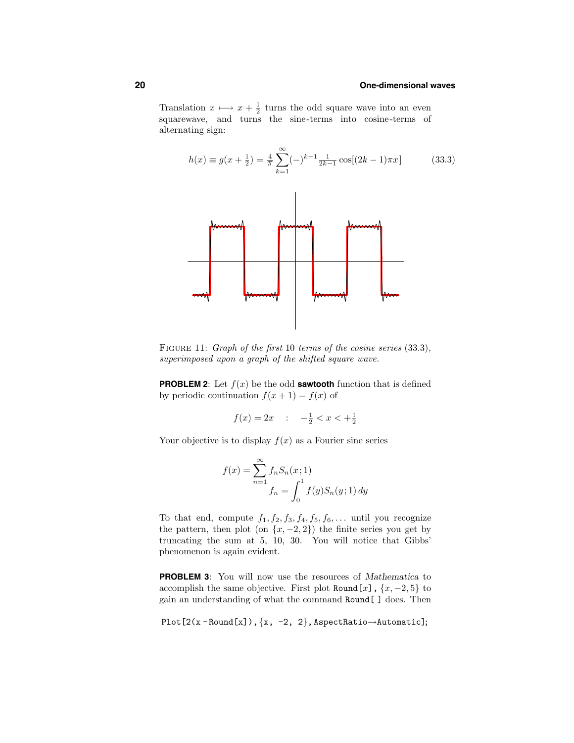Translation $x \longmapsto x + \frac{1}{2}$ turns the odd square wave into an even squarewave, and turns the sine-terms into cosine-terms of alternating sign:

$$h(x) \equiv g(x + \tfrac{1}{2}) = \tfrac{4}{\pi} \sum_{k=1}^{\infty} (-)^{k-1} \tfrac{1}{2k-1} \cos[(2k-1)\pi x] \tag{33.3}$$

FIGURE 11: *Graph of the first* 10 *terms of the cosine series* (33.3), *superimposed upon a graph of the shifted square wave.*

**PROBLEM 2**: Let $f(x)$ be the odd **sawtooth** function that is defined by periodic continuation $f(x+1) = f(x)$ of

$$f(x) = 2x \quad : \quad -\tfrac{1}{2} < x < +\tfrac{1}{2}$$

Your objective is to display $f(x)$ as a Fourier sine series

$$f(x) = \sum_{n=1}^{\infty} f_n S_n(x;1)$$
$$f_n = \int_0^1 f(y) S_n(y;1)\, dy$$

To that end, compute $f_1, f_2, f_3, f_4, f_5, f_6, \ldots$ until you recognize the pattern, then plot (on $\{x, -2, 2\}$) the finite series you get by truncating the sum at 5, 10, 30. You will notice that Gibbs' phenomenon is again evident.

**PROBLEM 3**: You will now use the resources of *Mathematica* to accomplish the same objective. First plot Round[x], $\{x, -2, 5\}$ to gain an understanding of what the command Round[ ] does. Then

```
Plot[2(x - Round[x]), {x, -2, 2}, AspectRatio→Automatic];
```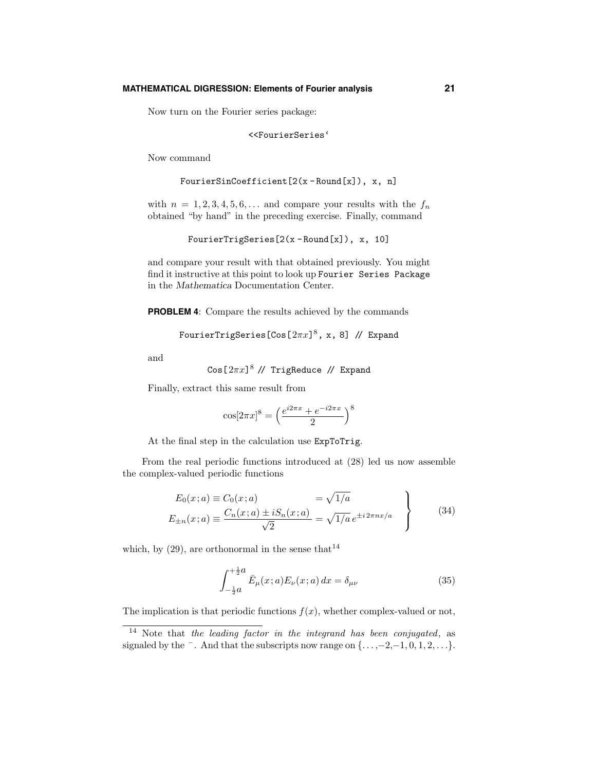Now turn on the Fourier series package:

```
<<FourierSeries`
```

Now command

```
FourierSinCoefficient[2(x - Round[x]), x, n]
```

with $n = 1, 2, 3, 4, 5, 6, \ldots$ and compare your results with the $f_n$ obtained "by hand" in the preceding exercise. Finally, command

```
FourierTrigSeries[2(x - Round[x]), x, 10]
```

and compare your result with that obtained previously. You might find it instructive at this point to look up `Fourier Series Package` in the *Mathematica* Documentation Center.

**PROBLEM 4**: Compare the results achieved by the commands

```
FourierTrigSeries[Cos[2πx]^8, x, 8] // Expand
```

and

```
Cos[2πx]^8 // TrigReduce // Expand
```

Finally, extract this same result from

$$\cos[2\pi x]^8 = \Big(\frac{e^{i2\pi x} + e^{-i2\pi x}}{2}\Big)^8$$

At the final step in the calculation use `ExpToTrig`.

From the real periodic functions introduced at (28) led us now assemble the complex-valued periodic functions

$$\left.\begin{aligned} E_0(x;a) &\equiv C_0(x;a) &&= \sqrt{1/a} \\ E_{\pm n}(x;a) &\equiv \frac{C_n(x;a) \pm iS_n(x;a)}{\sqrt{2}} &&= \sqrt{1/a}\, e^{\pm i\, 2\pi n x/a} \end{aligned}\right\} \tag{34}$$

which, by (29), are orthonormal in the sense that[14]

$$\int_{-\frac{1}{2}a}^{+\frac{1}{2}a} \bar{E}_\mu(x;a) E_\nu(x;a)\, dx = \delta_{\mu\nu} \tag{35}$$

The implication is that periodic functions $f(x)$, whether complex-valued or not,

---

[14] Note that *the leading factor in the integrand has been conjugated*, as signaled by the $^-$. And that the subscripts now range on $\{\ldots,-2,-1,0,1,2,\ldots\}$.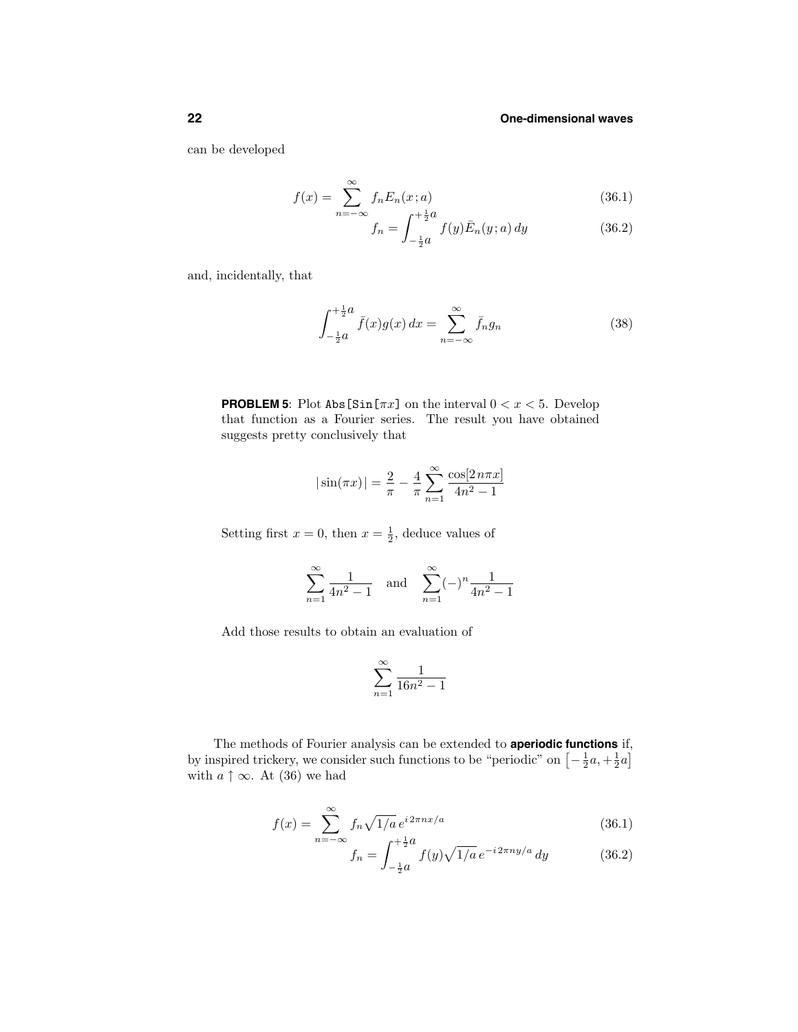can be developed

$$f(x) = \sum_{n=-\infty}^{\infty} f_n E_n(x\,;a) \tag{36.1}$$

$$f_n = \int_{-\frac{1}{2}a}^{+\frac{1}{2}a} f(y)\bar{E}_n(y\,;a)\,dy \tag{36.2}$$

and, incidentally, that

$$\int_{-\frac{1}{2}a}^{+\frac{1}{2}a} \bar{f}(x)g(x)\,dx = \sum_{n=-\infty}^{\infty} \bar{f}_n g_n \tag{38}$$

**PROBLEM 5**: Plot `Abs[Sin[`$\pi x$`]` on the interval $0 < x < 5$. Develop that function as a Fourier series. The result you have obtained suggests pretty conclusively that

$$|\sin(\pi x)| = \frac{2}{\pi} - \frac{4}{\pi}\sum_{n=1}^{\infty}\frac{\cos[2n\pi x]}{4n^2-1}$$

Setting first $x = 0$, then $x = \frac{1}{2}$, deduce values of

$$\sum_{n=1}^{\infty}\frac{1}{4n^2-1} \quad \text{and} \quad \sum_{n=1}^{\infty}(-)^n\frac{1}{4n^2-1}$$

Add those results to obtain an evaluation of

$$\sum_{n=1}^{\infty}\frac{1}{16n^2-1}$$

The methods of Fourier analysis can be extended to **aperiodic functions** if, by inspired trickery, we consider such functions to be "periodic" on $\left[-\frac{1}{2}a, +\frac{1}{2}a\right]$ with $a \uparrow \infty$. At (36) we had

$$f(x) = \sum_{n=-\infty}^{\infty} f_n\sqrt{1/a}\,e^{i\,2\pi nx/a} \tag{36.1}$$

$$f_n = \int_{-\frac{1}{2}a}^{+\frac{1}{2}a} f(y)\sqrt{1/a}\,e^{-i\,2\pi ny/a}\,dy \tag{36.2}$$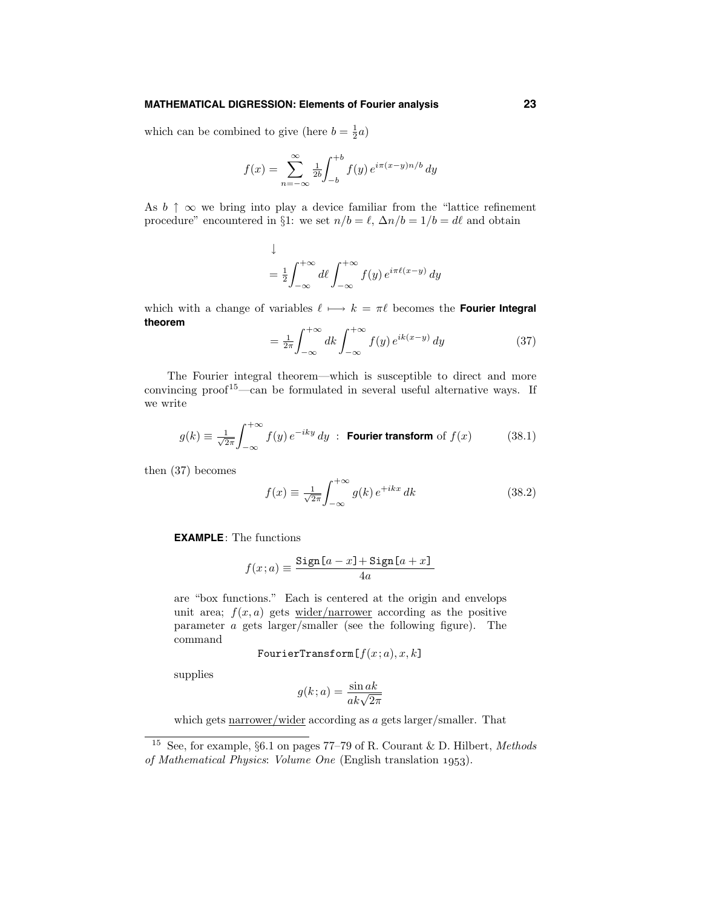which can be combined to give (here $b = \frac{1}{2}a$)

$$f(x) = \sum_{n=-\infty}^{\infty} \tfrac{1}{2b}\int_{-b}^{+b} f(y)\, e^{i\pi(x-y)n/b}\, dy$$

As $b \uparrow \infty$ we bring into play a device familiar from the "lattice refinement procedure" encountered in §1: we set $n/b = \ell$, $\Delta n/b = 1/b = d\ell$ and obtain

$$\downarrow$$
$$= \tfrac{1}{2}\int_{-\infty}^{+\infty} d\ell \int_{-\infty}^{+\infty} f(y)\, e^{i\pi\ell(x-y)}\, dy$$

which with a change of variables $\ell \longmapsto k = \pi\ell$ becomes the **Fourier Integral theorem**

$$= \tfrac{1}{2\pi}\int_{-\infty}^{+\infty} dk \int_{-\infty}^{+\infty} f(y)\, e^{ik(x-y)}\, dy \tag{37}$$

The Fourier integral theorem—which is susceptible to direct and more convincing proof[15]—can be formulated in several useful alternative ways. If we write

$$g(k) \equiv \tfrac{1}{\sqrt{2\pi}}\int_{-\infty}^{+\infty} f(y)\, e^{-iky}\, dy \;:\; \textbf{Fourier transform of } f(x) \tag{38.1}$$

then (37) becomes

$$f(x) \equiv \tfrac{1}{\sqrt{2\pi}}\int_{-\infty}^{+\infty} g(k)\, e^{+ikx}\, dk \tag{38.2}$$

**EXAMPLE**: The functions

$$f(x;a) \equiv \frac{\texttt{Sign}[a-x] + \texttt{Sign}[a+x]}{4a}$$

are "box functions." Each is centered at the origin and envelops unit area; $f(x,a)$ gets wider/narrower according as the positive parameter $a$ gets larger/smaller (see the following figure). The command

$$\texttt{FourierTransform}[f(x;a), x, k]$$

supplies

$$g(k;a) = \frac{\sin ak}{ak\sqrt{2\pi}}$$

which gets narrower/wider according as $a$ gets larger/smaller. That

---

[15] See, for example, §6.1 on pages 77–79 of R. Courant & D. Hilbert, *Methods of Mathematical Physics*: *Volume One* (English translation 1953).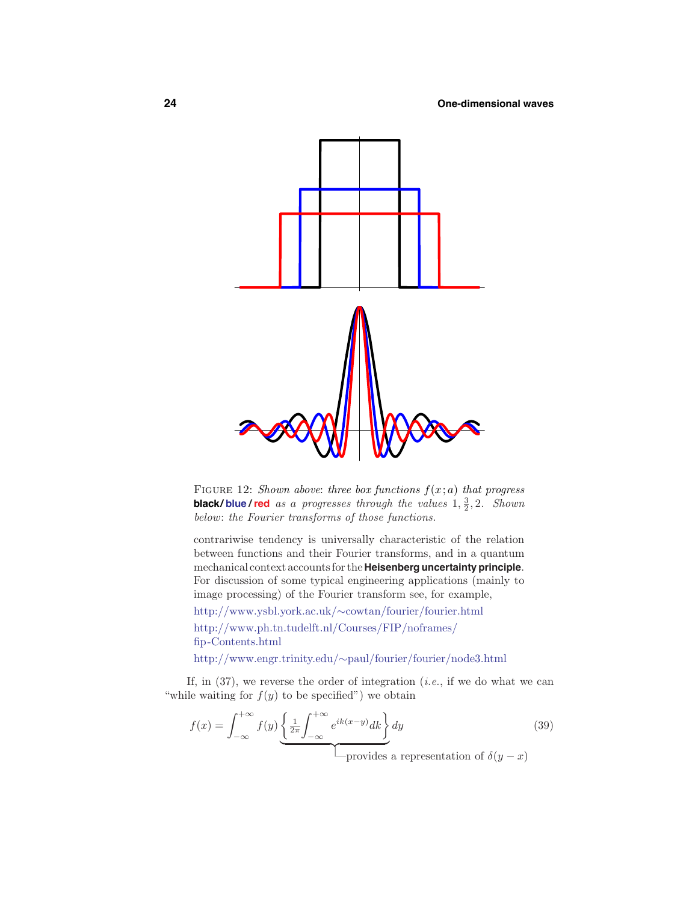FIGURE 12: *Shown above*: *three box functions $f(x;a)$ that progress* **black/blue/red** *as $a$ progresses through the values $1, \frac{3}{2}, 2$. Shown below*: *the Fourier transforms of those functions.*

contrariwise tendency is universally characteristic of the relation between functions and their Fourier transforms, and in a quantum mechanical context accounts for the **Heisenberg uncertainty principle**. For discussion of some typical engineering applications (mainly to image processing) of the Fourier transform see, for example,

http://www.ysbl.york.ac.uk/∼cowtan/fourier/fourier.html

http://www.ph.tn.tudelft.nl/Courses/FIP/noframes/fip-Contents.html

http://www.engr.trinity.edu/∼paul/fourier/fourier/node3.html

If, in (37), we reverse the order of integration (*i.e.*, if we do what we can "while waiting for $f(y)$ to be specified") we obtain

$$f(x) = \int_{-\infty}^{+\infty} f(y) \underbrace{\left\{ \tfrac{1}{2\pi} \int_{-\infty}^{+\infty} e^{ik(x-y)} dk \right\}}_{\text{provides a representation of } \delta(y-x)} dy \tag{39}$$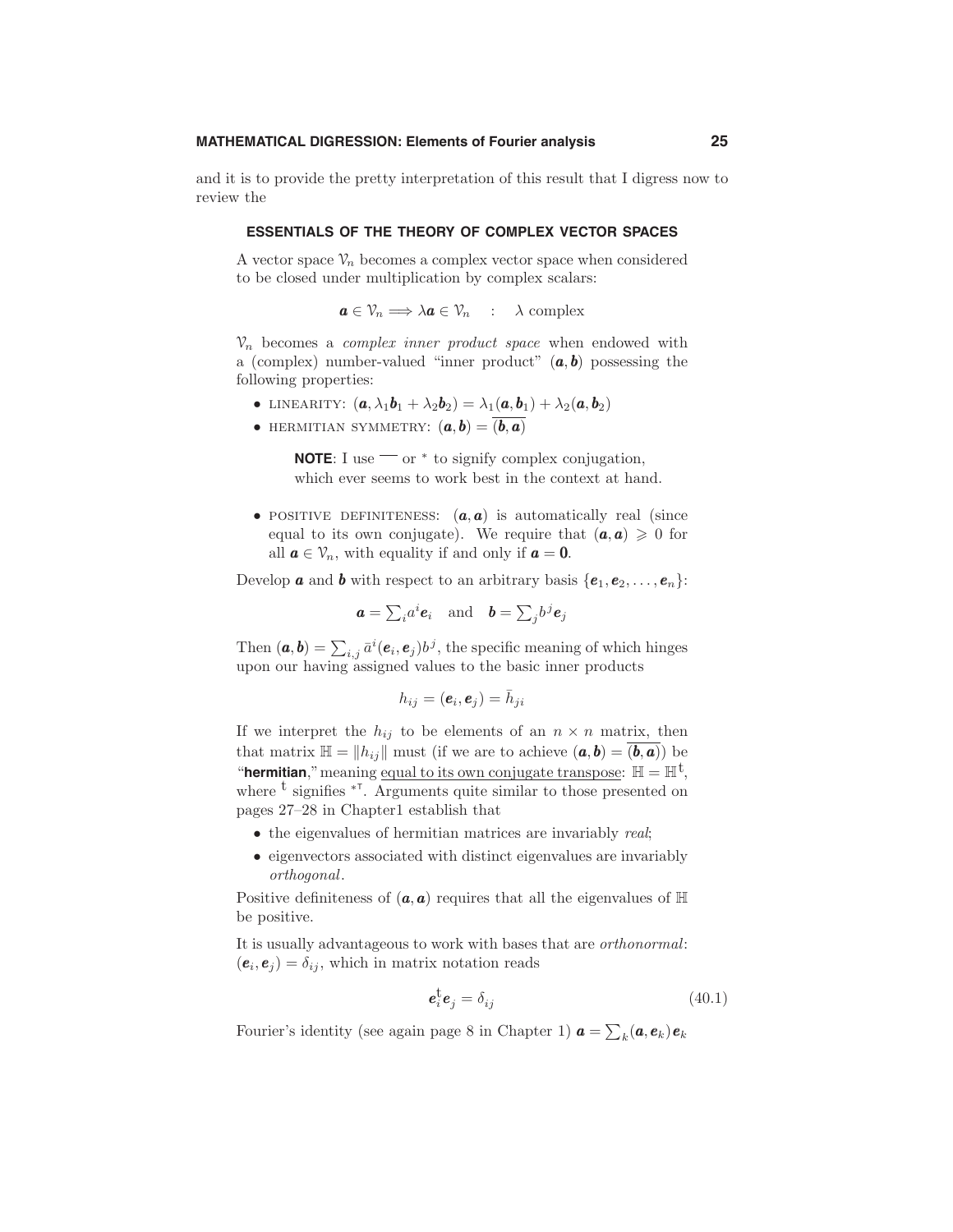and it is to provide the pretty interpretation of this result that I digress now to review the

### ESSENTIALS OF THE THEORY OF COMPLEX VECTOR SPACES

A vector space $\mathcal{V}_n$ becomes a complex vector space when considered to be closed under multiplication by complex scalars:

$$\boldsymbol{a} \in \mathcal{V}_n \Longrightarrow \lambda \boldsymbol{a} \in \mathcal{V}_n \quad : \quad \lambda \text{ complex}$$

$\mathcal{V}_n$ becomes a *complex inner product space* when endowed with a (complex) number-valued "inner product" $(\boldsymbol{a}, \boldsymbol{b})$ possessing the following properties:

- LINEARITY: $(\boldsymbol{a}, \lambda_1 \boldsymbol{b}_1 + \lambda_2 \boldsymbol{b}_2) = \lambda_1(\boldsymbol{a}, \boldsymbol{b}_1) + \lambda_2(\boldsymbol{a}, \boldsymbol{b}_2)$
- HERMITIAN SYMMETRY: $(\boldsymbol{a}, \boldsymbol{b}) = \overline{(\boldsymbol{b}, \boldsymbol{a})}$

  **NOTE**: I use $\overline{\phantom{x}}$ or $^*$ to signify complex conjugation, which ever seems to work best in the context at hand.

- POSITIVE DEFINITENESS: $(\boldsymbol{a}, \boldsymbol{a})$ is automatically real (since equal to its own conjugate). We require that $(\boldsymbol{a}, \boldsymbol{a}) \geqslant 0$ for all $\boldsymbol{a} \in \mathcal{V}_n$, with equality if and only if $\boldsymbol{a} = \boldsymbol{0}$.

Develop $\boldsymbol{a}$ and $\boldsymbol{b}$ with respect to an arbitrary basis $\{\boldsymbol{e}_1, \boldsymbol{e}_2, \ldots, \boldsymbol{e}_n\}$:

$$\boldsymbol{a} = \textstyle\sum_i a^i \boldsymbol{e}_i \quad \text{and} \quad \boldsymbol{b} = \textstyle\sum_j b^j \boldsymbol{e}_j$$

Then $(\boldsymbol{a}, \boldsymbol{b}) = \sum_{i,j} \bar{a}^i (\boldsymbol{e}_i, \boldsymbol{e}_j) b^j$, the specific meaning of which hinges upon our having assigned values to the basic inner products

$$h_{ij} = (\boldsymbol{e}_i, \boldsymbol{e}_j) = \bar{h}_{ji}$$

If we interpret the $h_{ij}$ to be elements of an $n \times n$ matrix, then that matrix $\mathbb{H} = \| h_{ij} \|$ must (if we are to achieve $(\boldsymbol{a}, \boldsymbol{b}) = \overline{(\boldsymbol{b}, \boldsymbol{a})}$) be "**hermitian**," meaning <u>equal to its own conjugate transpose</u>: $\mathbb{H} = \mathbb{H}^{\dagger}$, where $^{\dagger}$ signifies $^{*\mathsf{T}}$. Arguments quite similar to those presented on pages 27–28 in Chapter1 establish that

- the eigenvalues of hermitian matrices are invariably *real*;
- eigenvectors associated with distinct eigenvalues are invariably *orthogonal*.

Positive definiteness of $(\boldsymbol{a}, \boldsymbol{a})$ requires that all the eigenvalues of $\mathbb{H}$ be positive.

It is usually advantageous to work with bases that are *orthonormal*: $(\boldsymbol{e}_i, \boldsymbol{e}_j) = \delta_{ij}$, which in matrix notation reads

$$\boldsymbol{e}_i^{\dagger} \boldsymbol{e}_j = \delta_{ij} \tag{40.1}$$

Fourier's identity (see again page 8 in Chapter 1) $\boldsymbol{a} = \sum_k (\boldsymbol{a}, \boldsymbol{e}_k) \boldsymbol{e}_k$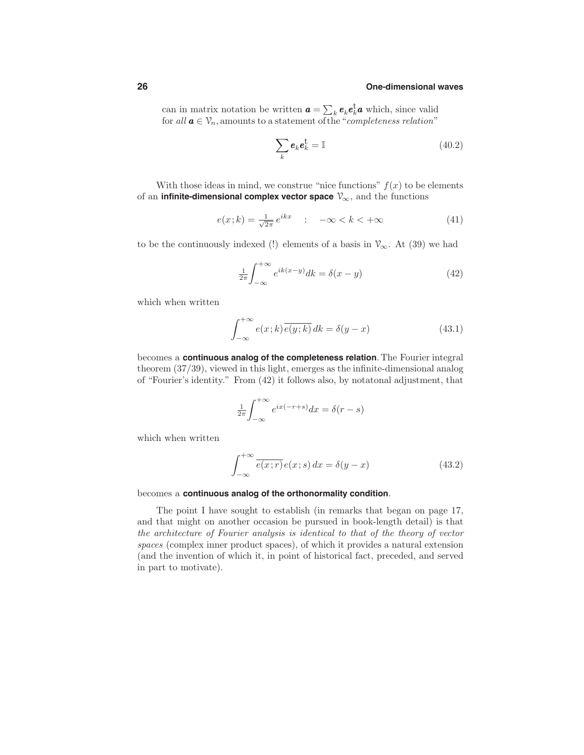can in matrix notation be written $\boldsymbol{a} = \sum_k \boldsymbol{e}_k \boldsymbol{e}_k^{\mathsf{t}} \boldsymbol{a}$ which, since valid for *all* $\boldsymbol{a} \in \mathcal{V}_n$, amounts to a statement of the "*completeness relation*"

$$\sum_k \boldsymbol{e}_k \boldsymbol{e}_k^{\mathsf{t}} = \mathbb{I} \tag{40.2}$$

With those ideas in mind, we construe "nice functions" $f(x)$ to be elements of an **infinite-dimensional complex vector space** $\mathcal{V}_\infty$, and the functions

$$e(x;k) = \tfrac{1}{\sqrt{2\pi}}\, e^{ikx} \quad : \quad -\infty < k < +\infty \tag{41}$$

to be the continuously indexed (!) elements of a basis in $\mathcal{V}_\infty$. At (39) we had

$$\tfrac{1}{2\pi}\int_{-\infty}^{+\infty} e^{ik(x-y)} dk = \delta(x-y) \tag{42}$$

which when written

$$\int_{-\infty}^{+\infty} e(x;k)\,\overline{e(y;k)}\, dk = \delta(y-x) \tag{43.1}$$

becomes a **continuous analog of the completeness relation**. The Fourier integral theorem (37/39), viewed in this light, emerges as the infinite-dimensional analog of "Fourier's identity." From (42) it follows also, by notatonal adjustment, that

$$\tfrac{1}{2\pi}\int_{-\infty}^{+\infty} e^{ix(-r+s)} dx = \delta(r-s)$$

which when written

$$\int_{-\infty}^{+\infty} \overline{e(x;r)}\, e(x;s)\, dx = \delta(y-x) \tag{43.2}$$

becomes a **continuous analog of the orthonormality condition**.

The point I have sought to establish (in remarks that began on page 17, and that might on another occasion be pursued in book-length detail) is that *the architecture of Fourier analysis is identical to that of the theory of vector spaces* (complex inner product spaces), of which it provides a natural extension (and the invention of which it, in point of historical fact, preceded, and served in part to motivate).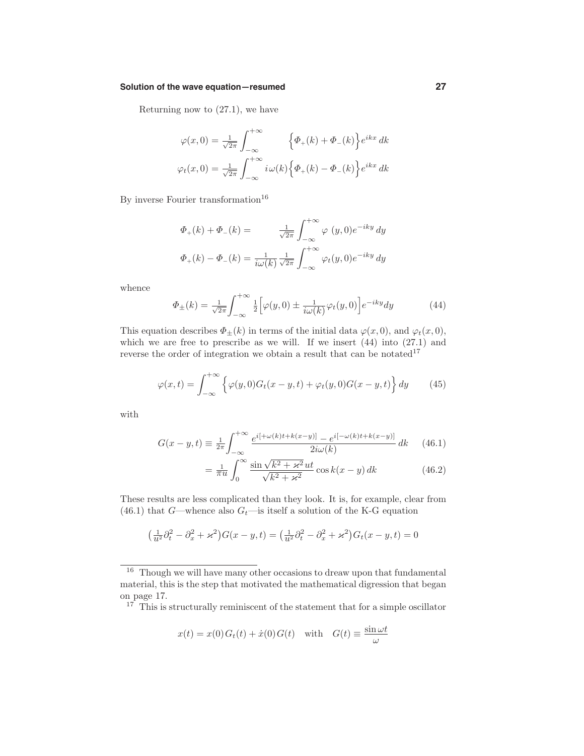Returning now to (27.1), we have

$$\varphi(x,0) = \tfrac{1}{\sqrt{2\pi}} \int_{-\infty}^{+\infty} \Big\{ \Phi_+(k) + \Phi_-(k) \Big\} e^{ikx}\, dk$$

$$\varphi_t(x,0) = \tfrac{1}{\sqrt{2\pi}} \int_{-\infty}^{+\infty} i\,\omega(k) \Big\{ \Phi_+(k) - \Phi_-(k) \Big\} e^{ikx}\, dk$$

By inverse Fourier transformation[16]

$$\Phi_+(k) + \Phi_-(k) = \tfrac{1}{\sqrt{2\pi}} \int_{-\infty}^{+\infty} \varphi\,(y,0) e^{-iky}\, dy$$

$$\Phi_+(k) - \Phi_-(k) = \tfrac{1}{i\omega(k)} \tfrac{1}{\sqrt{2\pi}} \int_{-\infty}^{+\infty} \varphi_t(y,0) e^{-iky}\, dy$$

whence

$$\Phi_\pm(k) = \tfrac{1}{\sqrt{2\pi}} \int_{-\infty}^{+\infty} \tfrac{1}{2}\Big[ \varphi(y,0) \pm \tfrac{1}{i\omega(k)} \varphi_t(y,0) \Big] e^{-iky} dy \tag{44}$$

This equation describes $\Phi_\pm(k)$ in terms of the initial data $\varphi(x,0)$, and $\varphi_t(x,0)$, which we are free to prescribe as we will. If we insert (44) into (27.1) and reverse the order of integration we obtain a result that can be notated[17]

$$\varphi(x,t) = \int_{-\infty}^{+\infty} \Big\{ \varphi(y,0) G_t(x-y,t) + \varphi_t(y,0) G(x-y,t) \Big\}\, dy \tag{45}$$

with

$$G(x-y,t) \equiv \tfrac{1}{2\pi} \int_{-\infty}^{+\infty} \frac{e^{i[+\omega(k)t + k(x-y)]} - e^{i[-\omega(k)t + k(x-y)]}}{2i\omega(k)}\, dk \tag{46.1}$$

$$= \tfrac{1}{\pi u} \int_0^{\infty} \frac{\sin\sqrt{k^2 + \varkappa^2}\,ut}{\sqrt{k^2 + \varkappa^2}} \cos k(x-y)\, dk \tag{46.2}$$

These results are less complicated than they look. It is, for example, clear from (46.1) that $G$—whence also $G_t$—is itself a solution of the K-G equation

$$\big(\tfrac{1}{u^2}\partial_t^2 - \partial_x^2 + \varkappa^2\big) G(x-y,t) = \big(\tfrac{1}{u^2}\partial_t^2 - \partial_x^2 + \varkappa^2\big) G_t(x-y,t) = 0$$

---

[16] Though we will have many other occasions to dreaw upon that fundamental material, this is the step that motivated the mathematical digression that began on page 17.

[17] This is structurally reminiscent of the statement that for a simple oscillator

$$x(t) = x(0)\, G_t(t) + \dot{x}(0)\, G(t) \quad \text{with} \quad G(t) \equiv \frac{\sin \omega t}{\omega}$$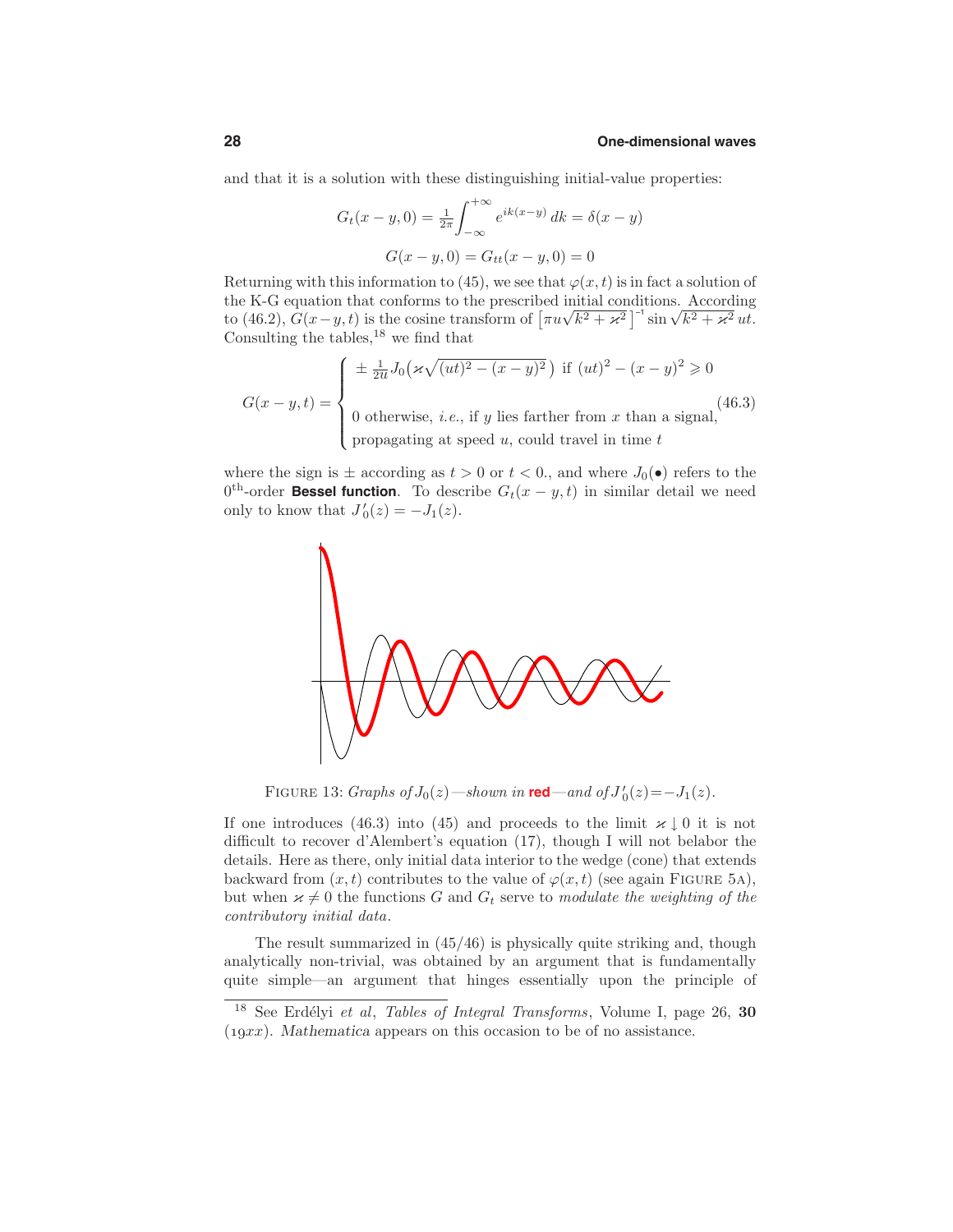and that it is a solution with these distinguishing initial-value properties:

$$G_t(x-y,0) = \tfrac{1}{2\pi}\int_{-\infty}^{+\infty} e^{ik(x-y)}\,dk = \delta(x-y)$$

$$G(x-y,0) = G_{tt}(x-y,0) = 0$$

Returning with this information to (45), we see that $\varphi(x,t)$ is in fact a solution of the K-G equation that conforms to the prescribed initial conditions. According to (46.2), $G(x-y,t)$ is the cosine transform of $\big[\pi u\sqrt{k^2+\varkappa^2}\,\big]^{-1}\sin\sqrt{k^2+\varkappa^2}\,ut$. Consulting the tables,[18] we find that

$$G(x-y,t) = \begin{cases} \pm\frac{1}{2u}J_0\big(\varkappa\sqrt{(ut)^2-(x-y)^2}\,\big) \text{ if } (ut)^2-(x-y)^2 \geqslant 0 \\ \\ 0 \text{ otherwise, } i.e., \text{ if } y \text{ lies farther from } x \text{ than a signal,} \\ \text{propagating at speed } u, \text{ could travel in time } t \end{cases} \tag{46.3}$$

where the sign is $\pm$ according as $t>0$ or $t<0.$, and where $J_0(\bullet)$ refers to the $0^{\text{th}}$-order **Bessel function**. To describe $G_t(x-y,t)$ in similar detail we need only to know that $J_0'(z) = -J_1(z)$.

FIGURE 13: *Graphs of* $J_0(z)$—*shown in* **red**—*and of* $J_0'(z) = -J_1(z)$.

If one introduces (46.3) into (45) and proceeds to the limit $\varkappa\downarrow 0$ it is not difficult to recover d'Alembert's equation (17), though I will not belabor the details. Here as there, only initial data interior to the wedge (cone) that extends backward from $(x,t)$ contributes to the value of $\varphi(x,t)$ (see again FIGURE 5A), but when $\varkappa\neq 0$ the functions $G$ and $G_t$ serve to *modulate the weighting of the contributory initial data*.

The result summarized in (45/46) is physically quite striking and, though analytically non-trivial, was obtained by an argument that is fundamentally quite simple—an argument that hinges essentially upon the principle of

[18] See Erdélyi *et al*, *Tables of Integral Transforms*, Volume I, page 26, **30** (19*xx*). *Mathematica* appears on this occasion to be of no assistance.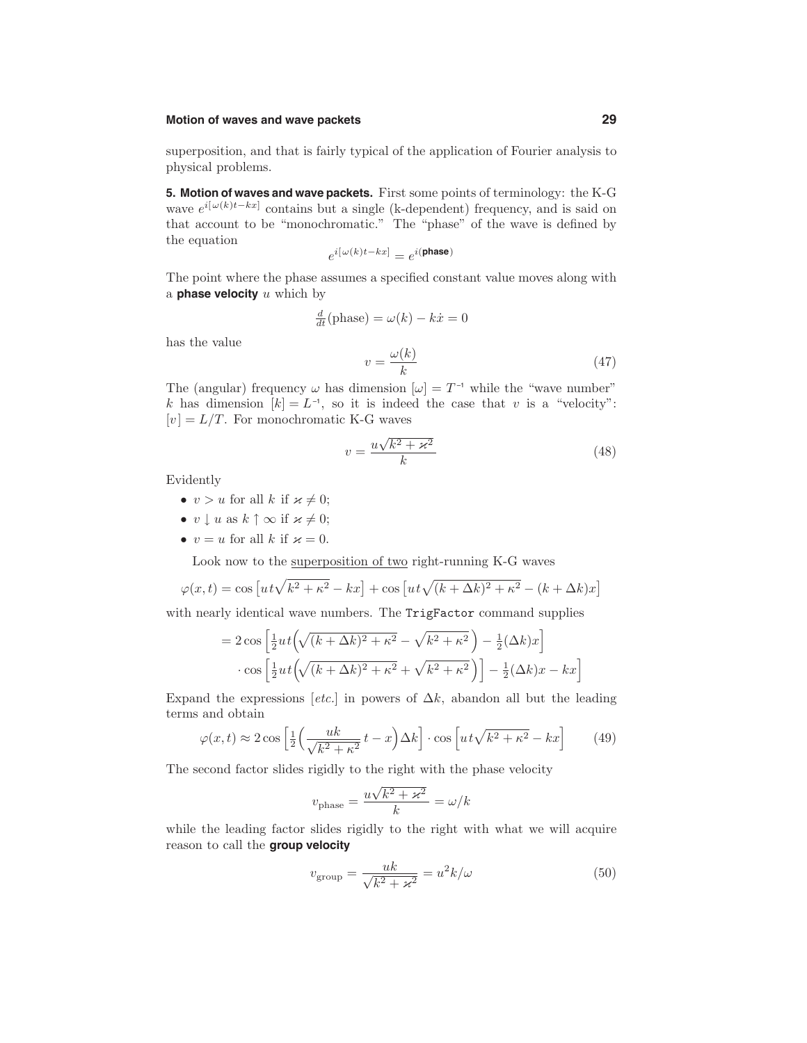superposition, and that is fairly typical of the application of Fourier analysis to physical problems.

**5. Motion of waves and wave packets.** First some points of terminology: the K-G wave $e^{i[\omega(k)t-kx]}$ contains but a single (k-dependent) frequency, and is said on that account to be "monochromatic." The "phase" of the wave is defined by the equation

$$e^{i[\omega(k)t-kx]} = e^{i(\textbf{phase})}$$

The point where the phase assumes a specified constant value moves along with a **phase velocity** $u$ which by

$$\tfrac{d}{dt}(\text{phase}) = \omega(k) - k\dot{x} = 0$$

has the value

$$v = \frac{\omega(k)}{k} \tag{47}$$

The (angular) frequency $\omega$ has dimension $[\omega] = T^{-1}$ while the "wave number" $k$ has dimension $[k] = L^{-1}$, so it is indeed the case that $v$ is a "velocity": $[v] = L/T$. For monochromatic K-G waves

$$v = \frac{u\sqrt{k^2+\varkappa^2}}{k} \tag{48}$$

Evidently

- $v > u$ for all $k$ if $\varkappa \neq 0$;
- $v \downarrow u$ as $k \uparrow \infty$ if $\varkappa \neq 0$;
- $v = u$ for all $k$ if $\varkappa = 0$.

Look now to the superposition of two right-running K-G waves

$$\varphi(x,t) = \cos\left[ut\sqrt{k^2+\kappa^2} - kx\right] + \cos\left[ut\sqrt{(k+\Delta k)^2+\kappa^2} - (k+\Delta k)x\right]$$

with nearly identical wave numbers. The `TrigFactor` command supplies

$$\begin{aligned}
&= 2\cos\left[\tfrac{1}{2}ut\left(\sqrt{(k+\Delta k)^2+\kappa^2} - \sqrt{k^2+\kappa^2}\right) - \tfrac{1}{2}(\Delta k)x\right] \\
&\quad \cdot \cos\left[\tfrac{1}{2}ut\left(\sqrt{(k+\Delta k)^2+\kappa^2} + \sqrt{k^2+\kappa^2}\right)\right] - \tfrac{1}{2}(\Delta k)x - kx\Big]
\end{aligned}$$

Expand the expressions [*etc.*] in powers of $\Delta k$, abandon all but the leading terms and obtain

$$\varphi(x,t) \approx 2\cos\left[\tfrac{1}{2}\Big(\frac{uk}{\sqrt{k^2+\kappa^2}}\,t - x\Big)\Delta k\right] \cdot \cos\left[ut\sqrt{k^2+\kappa^2} - kx\right] \tag{49}$$

The second factor slides rigidly to the right with the phase velocity

$$v_{\text{phase}} = \frac{u\sqrt{k^2+\varkappa^2}}{k} = \omega/k$$

while the leading factor slides rigidly to the right with what we will acquire reason to call the **group velocity**

$$v_{\text{group}} = \frac{uk}{\sqrt{k^2+\varkappa^2}} = u^2k/\omega \tag{50}$$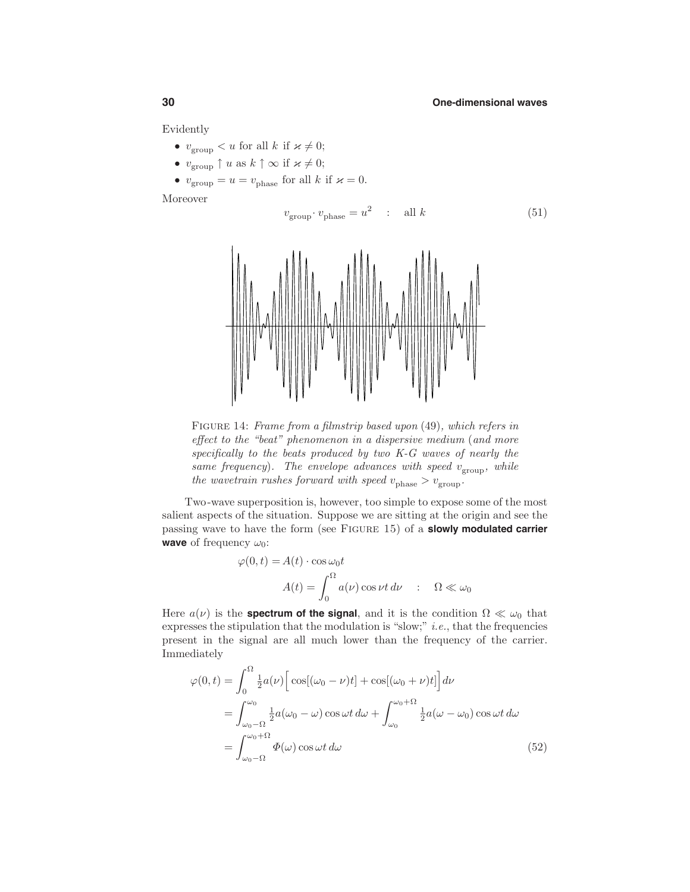Evidently

- $v_{\text{group}} < u$ for all $k$ if $\varkappa \neq 0$;
- $v_{\text{group}} \uparrow u$ as $k \uparrow \infty$ if $\varkappa \neq 0$;
- $v_{\text{group}} = u = v_{\text{phase}}$ for all $k$ if $\varkappa = 0$.

Moreover

$$v_{\text{group}} \cdot v_{\text{phase}} = u^2 \quad : \quad \text{all } k \tag{51}$$

FIGURE 14: *Frame from a filmstrip based upon* (49)*, which refers in effect to the "beat" phenomenon in a dispersive medium* (*and more specifically to the beats produced by two K-G waves of nearly the same frequency*)*. The envelope advances with speed* $v_{\text{group}}$*, while the wavetrain rushes forward with speed* $v_{\text{phase}} > v_{\text{group}}$*.*

Two-wave superposition is, however, too simple to expose some of the most salient aspects of the situation. Suppose we are sitting at the origin and see the passing wave to have the form (see FIGURE 15) of a **slowly modulated carrier wave** of frequency $\omega_0$:

$$\varphi(0,t) = A(t) \cdot \cos \omega_0 t$$

$$A(t) = \int_0^{\Omega} a(\nu) \cos \nu t \, d\nu \quad : \quad \Omega \ll \omega_0$$

Here $a(\nu)$ is the **spectrum of the signal**, and it is the condition $\Omega \ll \omega_0$ that expresses the stipulation that the modulation is "slow;" *i.e.*, that the frequencies present in the signal are all much lower than the frequency of the carrier. Immediately

$$\begin{aligned}
\varphi(0,t) &= \int_0^{\Omega} \tfrac{1}{2} a(\nu) \Big[ \cos[(\omega_0 - \nu)t] + \cos[(\omega_0 + \nu)t] \Big] d\nu \\
&= \int_{\omega_0 - \Omega}^{\omega_0} \tfrac{1}{2} a(\omega_0 - \omega) \cos \omega t \, d\omega + \int_{\omega_0}^{\omega_0 + \Omega} \tfrac{1}{2} a(\omega - \omega_0) \cos \omega t \, d\omega \\
&= \int_{\omega_0 - \Omega}^{\omega_0 + \Omega} \varPhi(\omega) \cos \omega t \, d\omega
\end{aligned} \tag{52}$$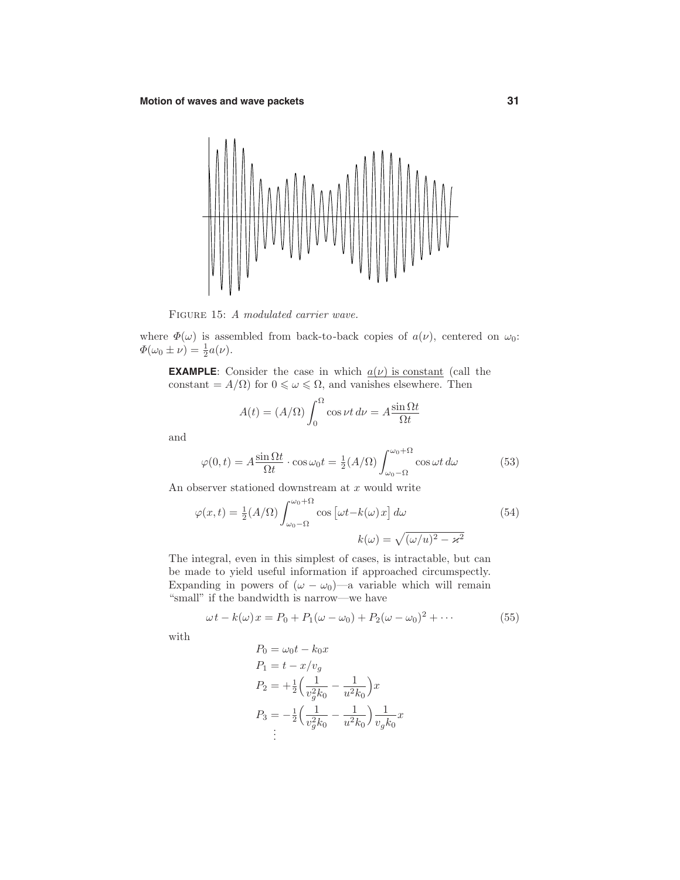FIGURE 15: *A modulated carrier wave.*

where $\Phi(\omega)$ is assembled from back-to-back copies of $a(\nu)$, centered on $\omega_0$: $\Phi(\omega_0 \pm \nu) = \frac{1}{2}a(\nu)$.

> **EXAMPLE**: Consider the case in which $\underline{a(\nu) \text{ is constant}}$ (call the constant $= A/\Omega$) for $0 \leqslant \omega \leqslant \Omega$, and vanishes elsewhere. Then
>
> $$A(t) = (A/\Omega)\int_0^\Omega \cos \nu t \, d\nu = A\frac{\sin \Omega t}{\Omega t}$$
>
> and
>
> $$\varphi(0,t) = A\frac{\sin \Omega t}{\Omega t} \cdot \cos \omega_0 t = \tfrac{1}{2}(A/\Omega)\int_{\omega_0-\Omega}^{\omega_0+\Omega} \cos \omega t \, d\omega \tag{53}$$
>
> An observer stationed downstream at $x$ would write
>
> $$\varphi(x,t) = \tfrac{1}{2}(A/\Omega)\int_{\omega_0-\Omega}^{\omega_0+\Omega} \cos\big[\omega t - k(\omega)\,x\big]\, d\omega \tag{54}$$
>
> $$k(\omega) = \sqrt{(\omega/u)^2 - \varkappa^2}$$
>
> The integral, even in this simplest of cases, is intractable, but can be made to yield useful information if approached circumspectly. Expanding in powers of $(\omega - \omega_0)$—a variable which will remain "small" if the bandwidth is narrow—we have
>
> $$\omega t - k(\omega)\,x = P_0 + P_1(\omega - \omega_0) + P_2(\omega - \omega_0)^2 + \cdots \tag{55}$$
>
> with
>
> $$\begin{aligned} P_0 &= \omega_0 t - k_0 x \\ P_1 &= t - x/v_g \\ P_2 &= +\tfrac{1}{2}\Big(\frac{1}{v_g^2 k_0} - \frac{1}{u^2 k_0}\Big)x \\ P_3 &= -\tfrac{1}{2}\Big(\frac{1}{v_g^2 k_0} - \frac{1}{u^2 k_0}\Big)\frac{1}{v_g k_0}x \\ &\;\;\vdots \end{aligned}$$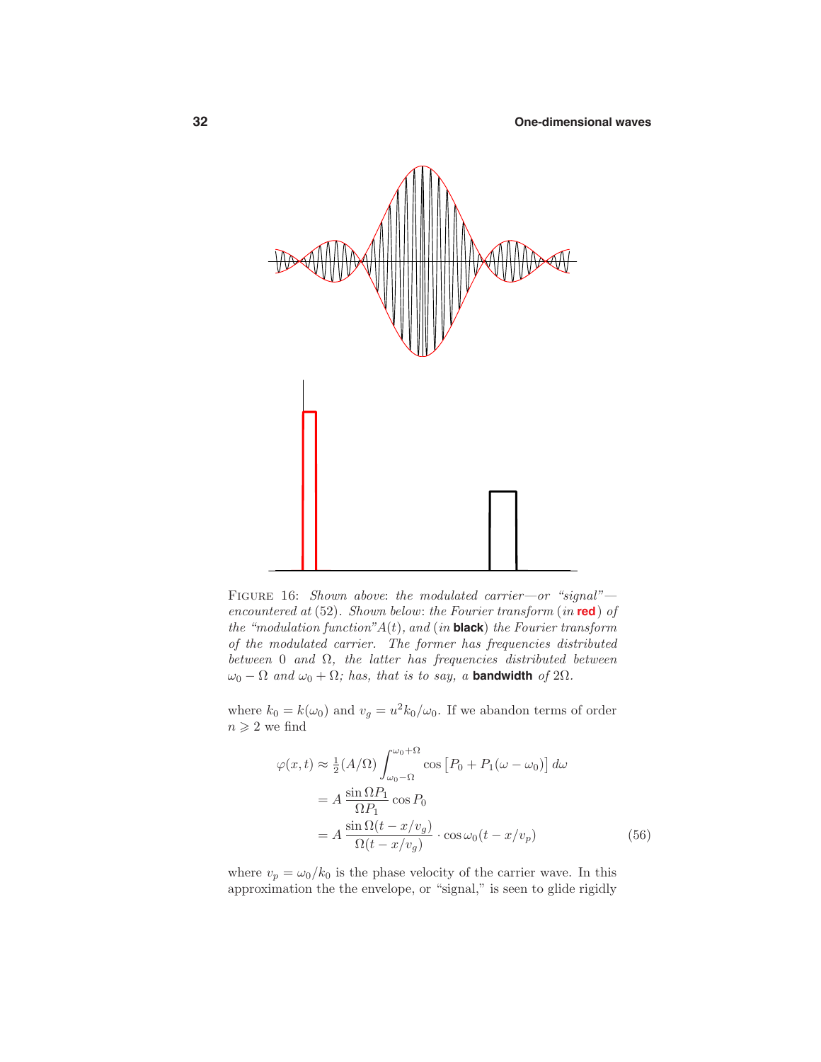FIGURE 16: *Shown above*: *the modulated carrier—or "signal"—encountered at* (52). *Shown below*: *the Fourier transform* (*in* **red**) *of the "modulation function"* $A(t)$, *and* (*in* **black**) *the Fourier transform of the modulated carrier. The former has frequencies distributed between* $0$ *and* $\Omega$, *the latter has frequencies distributed between* $\omega_0 - \Omega$ *and* $\omega_0 + \Omega$; *has, that is to say, a* **bandwidth** *of* $2\Omega$.

where $k_0 = k(\omega_0)$ and $v_g = u^2 k_0/\omega_0$. If we abandon terms of order $n \geqslant 2$ we find

$$
\begin{aligned}
\varphi(x,t) &\approx \tfrac{1}{2}(A/\Omega)\int_{\omega_0-\Omega}^{\omega_0+\Omega} \cos\big[P_0 + P_1(\omega-\omega_0)\big]\,d\omega \\
&= A\,\frac{\sin \Omega P_1}{\Omega P_1}\cos P_0 \\
&= A\,\frac{\sin \Omega(t - x/v_g)}{\Omega(t - x/v_g)}\cdot \cos\omega_0(t - x/v_p)
\end{aligned}
\tag{56}
$$

where $v_p = \omega_0/k_0$ is the phase velocity of the carrier wave. In this approximation the the envelope, or "signal," is seen to glide rigidly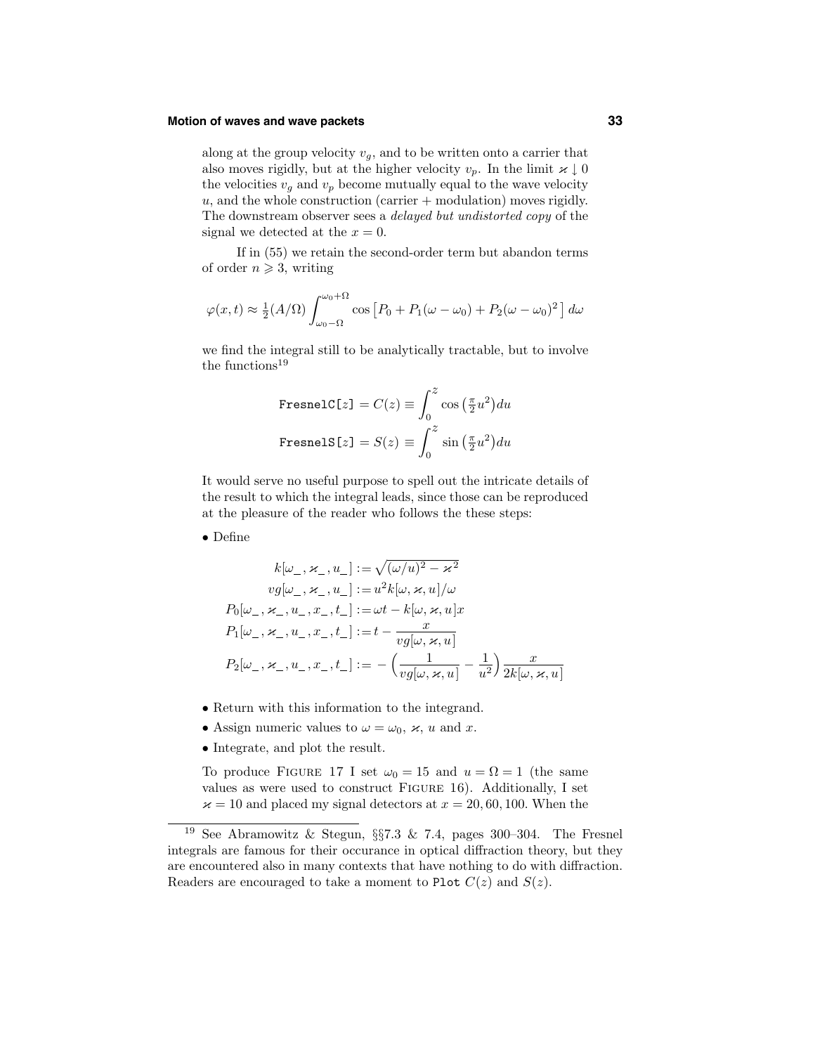along at the group velocity $v_g$, and to be written onto a carrier that also moves rigidly, but at the higher velocity $v_p$. In the limit $\varkappa \downarrow 0$ the velocities $v_g$ and $v_p$ become mutually equal to the wave velocity $u$, and the whole construction (carrier + modulation) moves rigidly. The downstream observer sees a *delayed but undistorted copy* of the signal we detected at the $x = 0$.

If in (55) we retain the second-order term but abandon terms of order $n \geqslant 3$, writing

$$\varphi(x,t) \approx \tfrac{1}{2}(A/\Omega)\int_{\omega_0-\Omega}^{\omega_0+\Omega} \cos\left[P_0 + P_1(\omega-\omega_0) + P_2(\omega-\omega_0)^2\right] d\omega$$

we find the integral still to be analytically tractable, but to involve the functions[19]

$$\texttt{FresnelC}[z] = C(z) \equiv \int_0^z \cos\left(\tfrac{\pi}{2}u^2\right)du$$

$$\texttt{FresnelS}[z] = S(z) \equiv \int_0^z \sin\left(\tfrac{\pi}{2}u^2\right)du$$

It would serve no useful purpose to spell out the intricate details of the result to which the integral leads, since those can be reproduced at the pleasure of the reader who follows the these steps:

- Define

$$\begin{aligned}
k[\omega\_, \varkappa\_, u\_] &:= \sqrt{(\omega/u)^2 - \varkappa^2}\\
vg[\omega\_, \varkappa\_, u\_] &:= u^2 k[\omega, \varkappa, u]/\omega\\
P_0[\omega\_, \varkappa\_, u\_, x\_, t\_] &:= \omega t - k[\omega, \varkappa, u]x\\
P_1[\omega\_, \varkappa\_, u\_, x\_, t\_] &:= t - \frac{x}{vg[\omega, \varkappa, u]}\\
P_2[\omega\_, \varkappa\_, u\_, x\_, t\_] &:= -\left(\frac{1}{vg[\omega, \varkappa, u]} - \frac{1}{u^2}\right)\frac{x}{2k[\omega, \varkappa, u]}
\end{aligned}$$

- Return with this information to the integrand.
- Assign numeric values to $\omega = \omega_0$, $\varkappa$, $u$ and $x$.
- Integrate, and plot the result.

To produce FIGURE 17 I set $\omega_0 = 15$ and $u = \Omega = 1$ (the same values as were used to construct FIGURE 16). Additionally, I set $\varkappa = 10$ and placed my signal detectors at $x = 20, 60, 100$. When the

---

[19] See Abramowitz & Stegun, §§7.3 & 7.4, pages 300–304. The Fresnel integrals are famous for their occurance in optical diffraction theory, but they are encountered also in many contexts that have nothing to do with diffraction. Readers are encouraged to take a moment to `Plot` $C(z)$ and $S(z)$.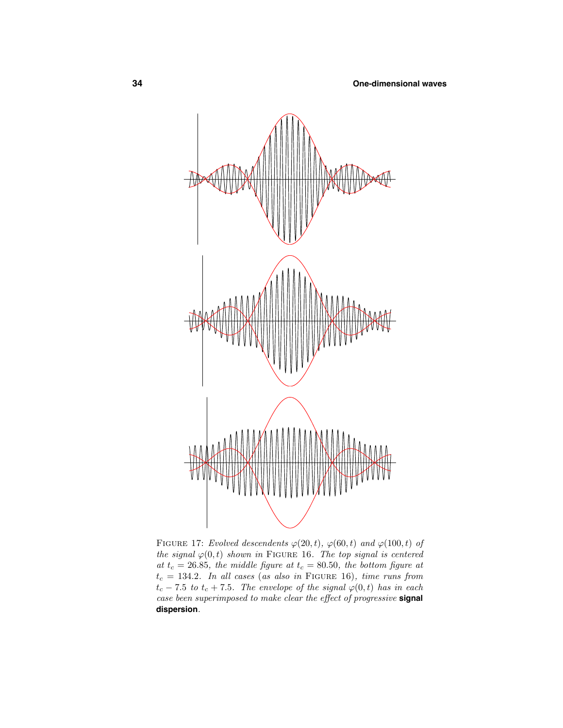FIGURE 17: *Evolved descendents $\varphi(20,t)$, $\varphi(60,t)$ and $\varphi(100,t)$ of the signal $\varphi(0,t)$ shown in* FIGURE 16. *The top signal is centered at $t_c = 26.85$, the middle figure at $t_c = 80.50$, the bottom figure at $t_c = 134.2$. In all cases (as also in* FIGURE 16*), time runs from $t_c - 7.5$ to $t_c + 7.5$. The envelope of the signal $\varphi(0,t)$ has in each case been superimposed to make clear the effect of progressive* **signal dispersion**.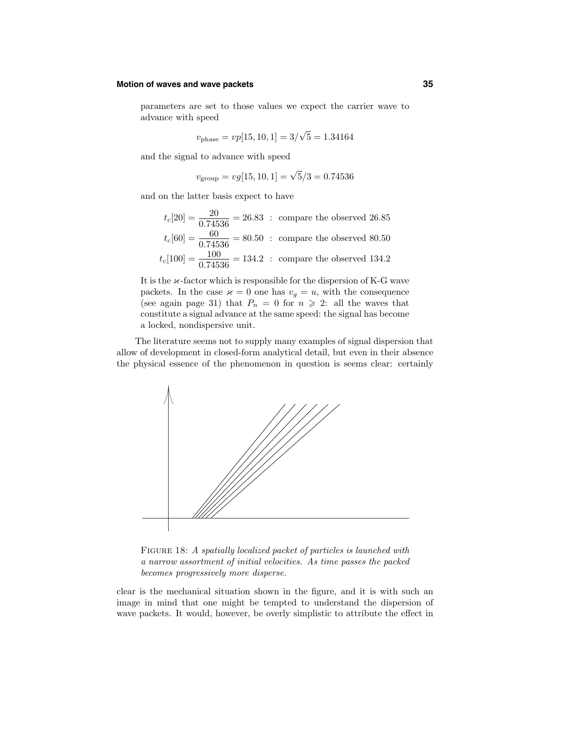parameters are set to those values we expect the carrier wave to advance with speed

$$v_{\text{phase}} = vp[15, 10, 1] = 3/\sqrt{5} = 1.34164$$

and the signal to advance with speed

$$v_{\text{group}} = vg[15, 10, 1] = \sqrt{5}/3 = 0.74536$$

and on the latter basis expect to have

$$t_c[20] = \frac{20}{0.74536} = 26.83 \;\; : \;\; \text{compare the observed } 26.85$$

$$t_c[60] = \frac{60}{0.74536} = 80.50 \;\; : \;\; \text{compare the observed } 80.50$$

$$t_c[100] = \frac{100}{0.74536} = 134.2 \;\; : \;\; \text{compare the observed } 134.2$$

It is the $\varkappa$-factor which is responsible for the dispersion of K-G wave packets. In the case $\varkappa = 0$ one has $v_g = u$, with the consequence (see again page 31) that $P_n = 0$ for $n \geqslant 2$: all the waves that constitute a signal advance at the same speed: the signal has become a locked, nondispersive unit.

The literature seems not to supply many examples of signal dispersion that allow of development in closed-form analytical detail, but even in their absence the physical essence of the phenomenon in question is seems clear: certainly

FIGURE 18: *A spatially localized packet of particles is launched with a narrow assortment of initial velocities. As time passes the packed becomes progressively more disperse.*

clear is the mechanical situation shown in the figure, and it is with such an image in mind that one might be tempted to understand the dispersion of wave packets. It would, however, be overly simplistic to attribute the effect in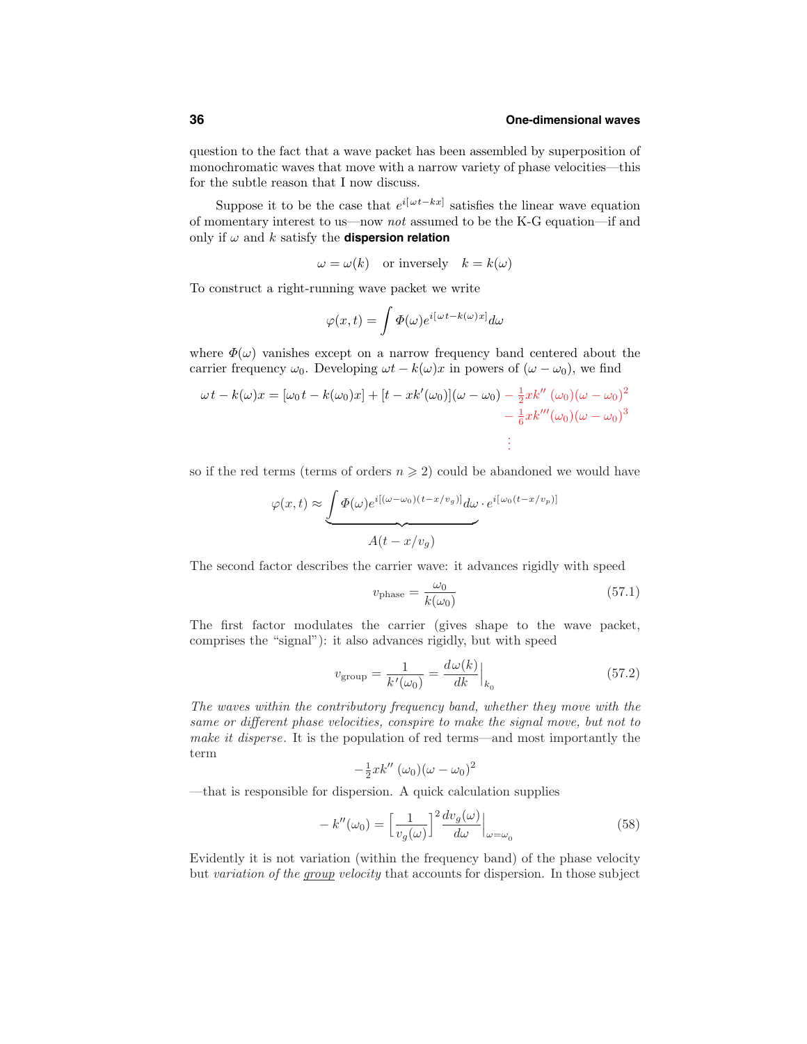question to the fact that a wave packet has been assembled by superposition of monochromatic waves that move with a narrow variety of phase velocities—this for the subtle reason that I now discuss.

Suppose it to be the case that $e^{i[\omega t - kx]}$ satisfies the linear wave equation of momentary interest to us—now *not* assumed to be the K-G equation—if and only if $\omega$ and $k$ satisfy the **dispersion relation**

$$\omega = \omega(k) \quad \text{or inversely} \quad k = k(\omega)$$

To construct a right-running wave packet we write

$$\varphi(x,t) = \int \Phi(\omega) e^{i[\omega t - k(\omega)x]} d\omega$$

where $\Phi(\omega)$ vanishes except on a narrow frequency band centered about the carrier frequency $\omega_0$. Developing $\omega t - k(\omega)x$ in powers of $(\omega - \omega_0)$, we find

$$\begin{aligned}\omega t - k(\omega)x = [\omega_0 t - k(\omega_0)x] + [t - xk'(\omega_0)](\omega - \omega_0) &- \tfrac{1}{2}xk''(\omega_0)(\omega-\omega_0)^2 \\ &- \tfrac{1}{6}xk'''(\omega_0)(\omega-\omega_0)^3 \\ &\;\;\vdots\end{aligned}$$

so if the red terms (terms of orders $n \geqslant 2$) could be abandoned we would have

$$\varphi(x,t) \approx \underbrace{\int \Phi(\omega) e^{i[(\omega-\omega_0)(t - x/v_g)]} d\omega}_{A(t - x/v_g)} \cdot e^{i[\omega_0(t - x/v_p)]}$$

The second factor describes the carrier wave: it advances rigidly with speed

$$v_{\text{phase}} = \frac{\omega_0}{k(\omega_0)} \tag{57.1}$$

The first factor modulates the carrier (gives shape to the wave packet, comprises the "signal"): it also advances rigidly, but with speed

$$v_{\text{group}} = \frac{1}{k'(\omega_0)} = \frac{d\omega(k)}{dk}\Big|_{k_0} \tag{57.2}$$

*The waves within the contributory frequency band, whether they move with the same or different phase velocities, conspire to make the signal move, but not to make it disperse.* It is the population of red terms—and most importantly the term

$$-\tfrac{1}{2}xk''(\omega_0)(\omega-\omega_0)^2$$

—that is responsible for dispersion. A quick calculation supplies

$$-k''(\omega_0) = \Big[\frac{1}{v_g(\omega)}\Big]^2 \frac{dv_g(\omega)}{d\omega}\Big|_{\omega=\omega_0} \tag{58}$$

Evidently it is not variation (within the frequency band) of the phase velocity but *variation of the group velocity* that accounts for dispersion. In those subject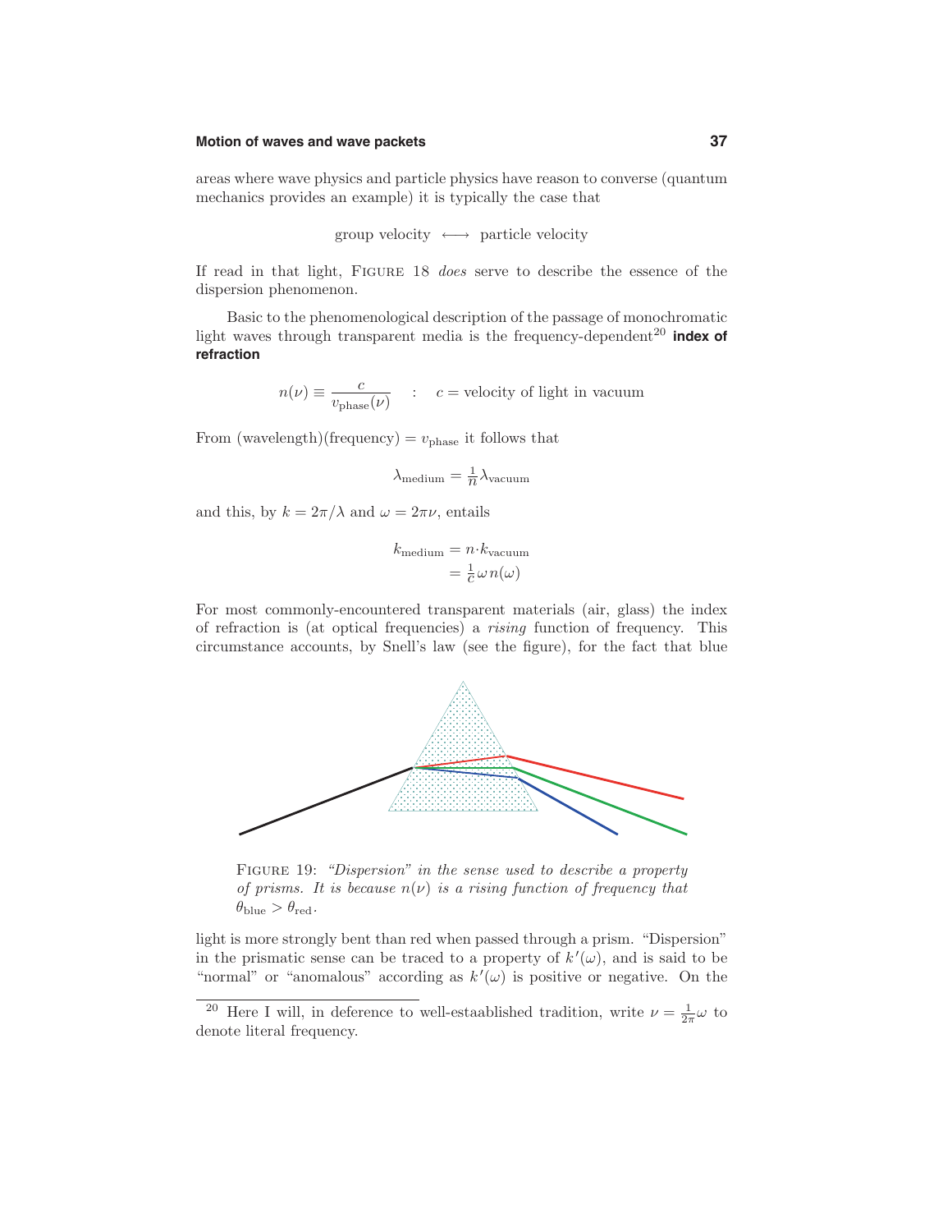areas where wave physics and particle physics have reason to converse (quantum mechanics provides an example) it is typically the case that

$$\text{group velocity} \longleftrightarrow \text{particle velocity}$$

If read in that light, FIGURE 18 *does* serve to describe the essence of the dispersion phenomenon.

Basic to the phenomenological description of the passage of monochromatic light waves through transparent media is the frequency-dependent[20] **index of refraction**

$$n(\nu) \equiv \frac{c}{v_{\text{phase}}(\nu)} \quad : \quad c = \text{velocity of light in vacuum}$$

From (wavelength)(frequency) $= v_{\text{phase}}$ it follows that

$$\lambda_{\text{medium}} = \tfrac{1}{n}\lambda_{\text{vacuum}}$$

and this, by $k = 2\pi/\lambda$ and $\omega = 2\pi\nu$, entails

$$\begin{aligned} k_{\text{medium}} &= n \cdot k_{\text{vacuum}} \\ &= \tfrac{1}{c}\,\omega\, n(\omega) \end{aligned}$$

For most commonly-encountered transparent materials (air, glass) the index of refraction is (at optical frequencies) a *rising* function of frequency. This circumstance accounts, by Snell's law (see the figure), for the fact that blue light is more strongly bent than red when passed through a prism. "Dispersion" in the prismatic sense can be traced to a property of $k'(\omega)$, and is said to be "normal" or "anomalous" according as $k'(\omega)$ is positive or negative. On the

FIGURE 19: *"Dispersion" in the sense used to describe a property of prisms. It is because $n(\nu)$ is a rising function of frequency that $\theta_{\text{blue}} > \theta_{\text{red}}$.*

[20] Here I will, in deference to well-estaablished tradition, write $\nu = \frac{1}{2\pi}\omega$ to denote literal frequency.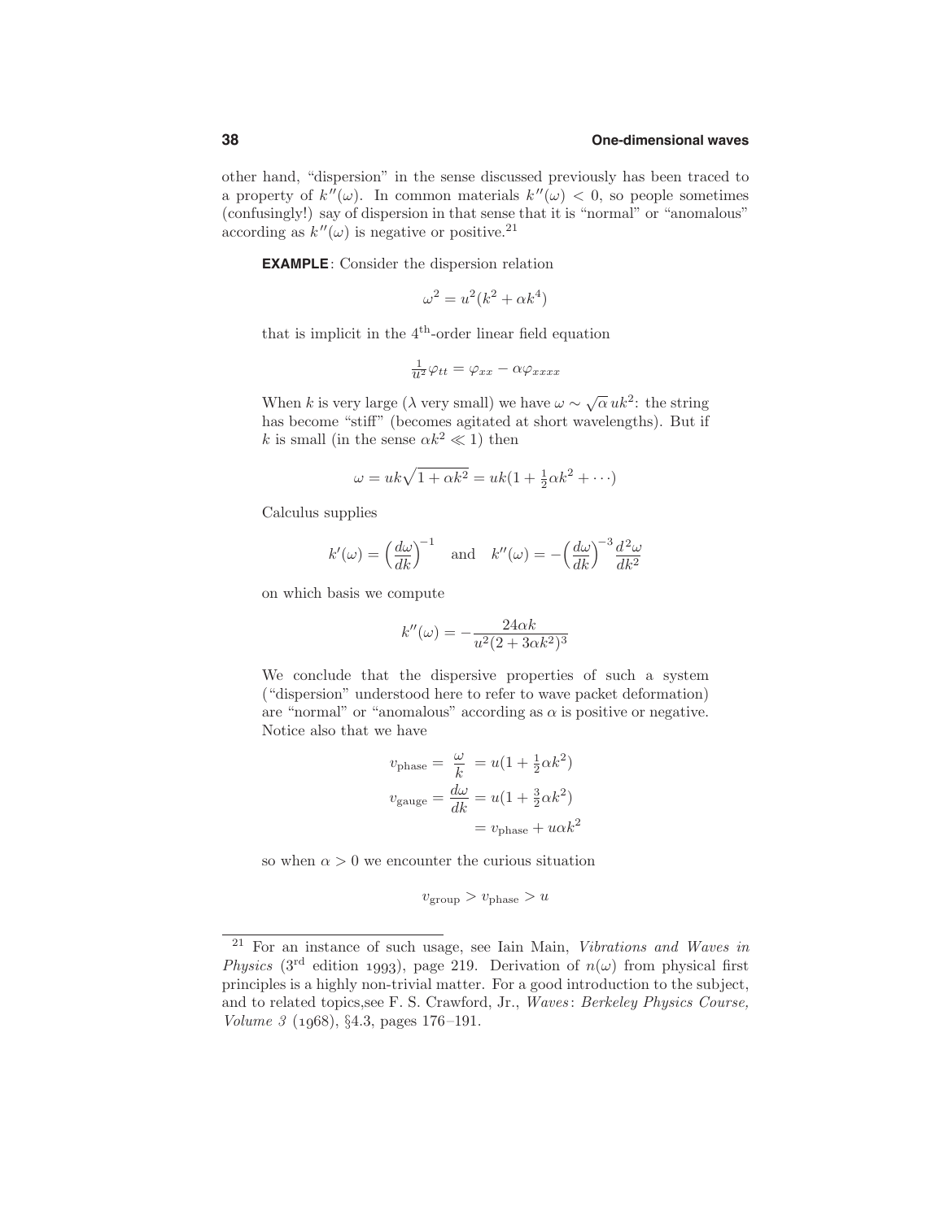other hand, "dispersion" in the sense discussed previously has been traced to a property of $k''(\omega)$. In common materials $k''(\omega) < 0$, so people sometimes (confusingly!) say of dispersion in that sense that it is "normal" or "anomalous" according as $k''(\omega)$ is negative or positive.[21]

**EXAMPLE**: Consider the dispersion relation

$$\omega^2 = u^2(k^2 + \alpha k^4)$$

that is implicit in the 4th-order linear field equation

$$\tfrac{1}{u^2}\varphi_{tt} = \varphi_{xx} - \alpha\varphi_{xxxx}$$

When $k$ is very large ($\lambda$ very small) we have $\omega \sim \sqrt{\alpha}\, uk^2$: the string has become "stiff" (becomes agitated at short wavelengths). But if $k$ is small (in the sense $\alpha k^2 \ll 1$) then

$$\omega = uk\sqrt{1 + \alpha k^2} = uk(1 + \tfrac{1}{2}\alpha k^2 + \cdots)$$

Calculus supplies

$$k'(\omega) = \Big(\frac{d\omega}{dk}\Big)^{-1} \quad \text{and} \quad k''(\omega) = -\Big(\frac{d\omega}{dk}\Big)^{-3}\frac{d^2\omega}{dk^2}$$

on which basis we compute

$$k''(\omega) = -\frac{24\alpha k}{u^2(2 + 3\alpha k^2)^3}$$

We conclude that the dispersive properties of such a system ("dispersion" understood here to refer to wave packet deformation) are "normal" or "anomalous" according as $\alpha$ is positive or negative. Notice also that we have

$$\begin{aligned} v_{\text{phase}} &= \frac{\omega}{k} = u(1 + \tfrac{1}{2}\alpha k^2) \\ v_{\text{gauge}} &= \frac{d\omega}{dk} = u(1 + \tfrac{3}{2}\alpha k^2) \\ &= v_{\text{phase}} + u\alpha k^2 \end{aligned}$$

so when $\alpha > 0$ we encounter the curious situation

$$v_{\text{group}} > v_{\text{phase}} > u$$

[21] For an instance of such usage, see Iain Main, *Vibrations and Waves in Physics* (3rd edition 1993), page 219. Derivation of $n(\omega)$ from physical first principles is a highly non-trivial matter. For a good introduction to the subject, and to related topics,see F. S. Crawford, Jr., *Waves*: *Berkeley Physics Course, Volume 3* (1968), §4.3, pages 176–191.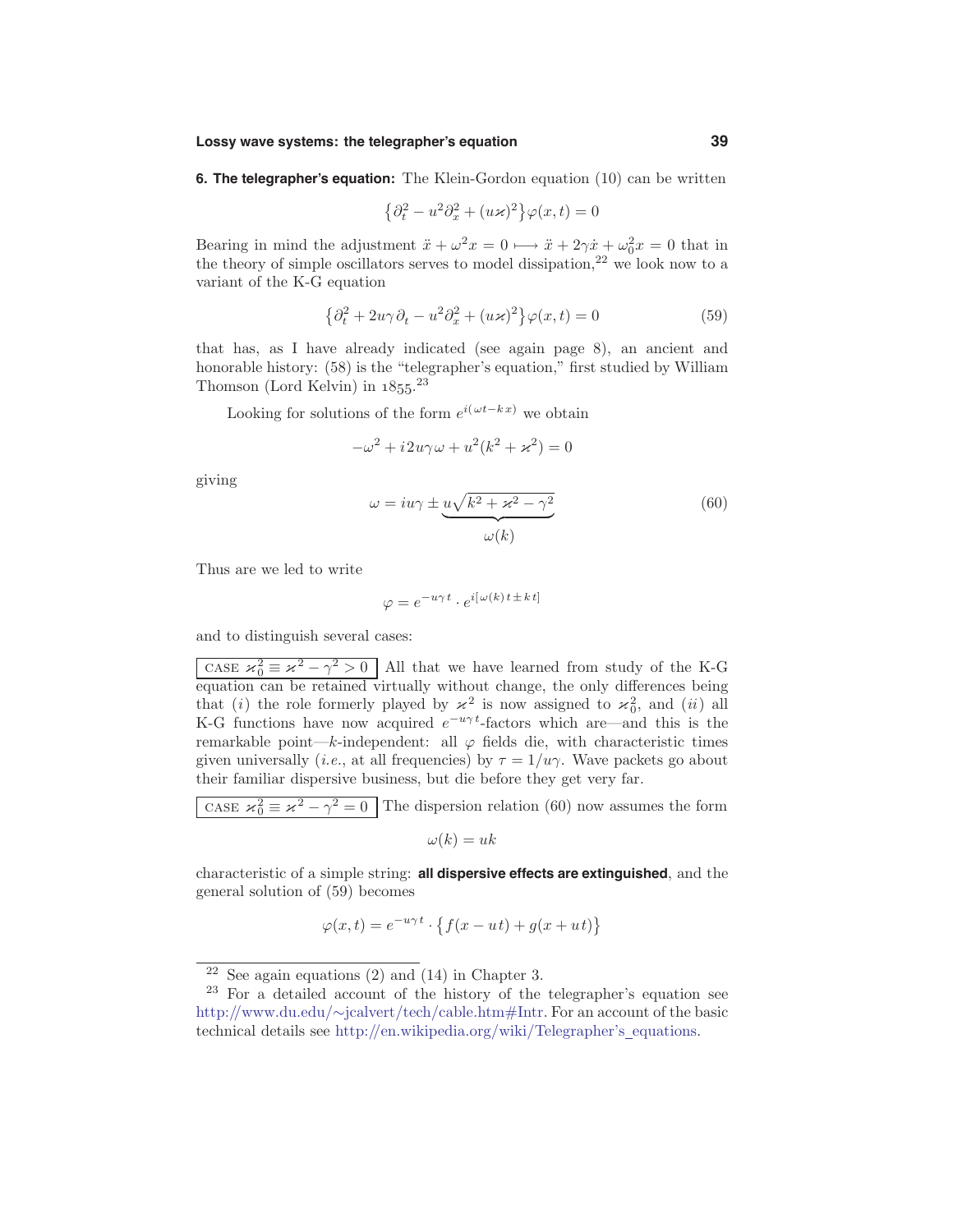**6. The telegrapher's equation:** The Klein-Gordon equation (10) can be written

$$\big\{\partial_t^2 - u^2\partial_x^2 + (u\varkappa)^2\big\}\varphi(x,t) = 0$$

Bearing in mind the adjustment $\ddot{x} + \omega^2 x = 0 \longmapsto \ddot{x} + 2\gamma\dot{x} + \omega_0^2 x = 0$ that in the theory of simple oscillators serves to model dissipation,[22] we look now to a variant of the K-G equation

$$\big\{\partial_t^2 + 2u\gamma\,\partial_t - u^2\partial_x^2 + (u\varkappa)^2\big\}\varphi(x,t) = 0 \tag{59}$$

that has, as I have already indicated (see again page 8), an ancient and honorable history: (58) is the "telegrapher's equation," first studied by William Thomson (Lord Kelvin) in 1855.[23]

Looking for solutions of the form $e^{i(\omega t - kx)}$ we obtain

$$-\omega^2 + i\,2u\gamma\omega + u^2(k^2 + \varkappa^2) = 0$$

giving

$$\omega = iu\gamma \pm \underbrace{u\sqrt{k^2 + \varkappa^2 - \gamma^2}}_{\omega(k)} \tag{60}$$

Thus are we led to write

$$\varphi = e^{-u\gamma\,t}\cdot e^{i[\omega(k)\,t \pm k\,t]}$$

and to distinguish several cases:

CASE $\varkappa_0^2 \equiv \varkappa^2 - \gamma^2 > 0$ All that we have learned from study of the K-G equation can be retained virtually without change, the only differences being that ($i$) the role formerly played by $\varkappa^2$ is now assigned to $\varkappa_0^2$, and ($ii$) all K-G functions have now acquired $e^{-u\gamma t}$-factors which are—and this is the remarkable point—$k$-independent: all $\varphi$ fields die, with characteristic times given universally (*i.e.*, at all frequencies) by $\tau = 1/u\gamma$. Wave packets go about their familiar dispersive business, but die before they get very far.

CASE $\varkappa_0^2 \equiv \varkappa^2 - \gamma^2 = 0$ The dispersion relation (60) now assumes the form

$$\omega(k) = uk$$

characteristic of a simple string: **all dispersive effects are extinguished**, and the general solution of (59) becomes

$$\varphi(x,t) = e^{-u\gamma\,t}\cdot\big\{f(x - ut) + g(x + ut)\big\}$$

---

[22] See again equations (2) and (14) in Chapter 3.

[23] For a detailed account of the history of the telegrapher's equation see http://www.du.edu/~jcalvert/tech/cable.htm#Intr. For an account of the basic technical details see http://en.wikipedia.org/wiki/Telegrapher's_equations.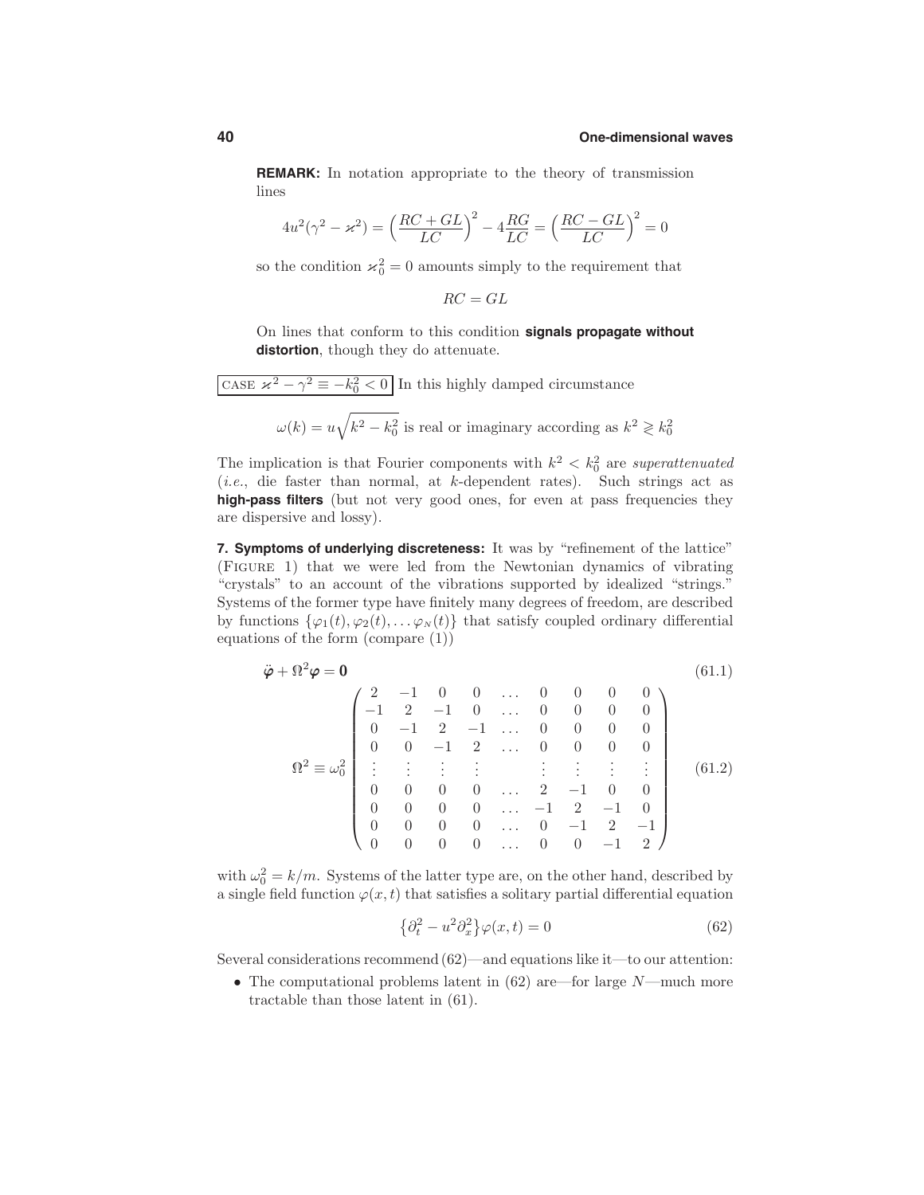**REMARK:** In notation appropriate to the theory of transmission lines

$$4u^2(\gamma^2 - \varkappa^2) = \Big(\frac{RC + GL}{LC}\Big)^2 - 4\frac{RG}{LC} = \Big(\frac{RC - GL}{LC}\Big)^2 = 0$$

so the condition $\varkappa_0^2 = 0$ amounts simply to the requirement that

$$RC = GL$$

On lines that conform to this condition **signals propagate without distortion**, though they do attenuate.

CASE $\varkappa^2 - \gamma^2 \equiv -k_0^2 < 0$ In this highly damped circumstance

$$\omega(k) = u\sqrt{k^2 - k_0^2} \text{ is real or imaginary according as } k^2 \gtrless k_0^2$$

The implication is that Fourier components with $k^2 < k_0^2$ are *superattenuated* (*i.e.*, die faster than normal, at $k$-dependent rates). Such strings act as **high-pass filters** (but not very good ones, for even at pass frequencies they are dispersive and lossy).

**7. Symptoms of underlying discreteness:** It was by "refinement of the lattice" (Figure 1) that we were led from the Newtonian dynamics of vibrating "crystals" to an account of the vibrations supported by idealized "strings." Systems of the former type have finitely many degrees of freedom, are described by functions $\{\varphi_1(t), \varphi_2(t), \dots \varphi_N(t)\}$ that satisfy coupled ordinary differential equations of the form (compare (1))

$$\ddot{\boldsymbol{\varphi}} + \Omega^2 \boldsymbol{\varphi} = \mathbf{0} \tag{61.1}$$

$$\Omega^2 \equiv \omega_0^2 \begin{pmatrix} 2 & -1 & 0 & 0 & \dots & 0 & 0 & 0 & 0 \\ -1 & 2 & -1 & 0 & \dots & 0 & 0 & 0 & 0 \\ 0 & -1 & 2 & -1 & \dots & 0 & 0 & 0 & 0 \\ 0 & 0 & -1 & 2 & \dots & 0 & 0 & 0 & 0 \\ \vdots & \vdots & \vdots & \vdots & & \vdots & \vdots & \vdots & \vdots \\ 0 & 0 & 0 & 0 & \dots & 2 & -1 & 0 & 0 \\ 0 & 0 & 0 & 0 & \dots & -1 & 2 & -1 & 0 \\ 0 & 0 & 0 & 0 & \dots & 0 & -1 & 2 & -1 \\ 0 & 0 & 0 & 0 & \dots & 0 & 0 & -1 & 2 \end{pmatrix} \tag{61.2}$$

with $\omega_0^2 = k/m$. Systems of the latter type are, on the other hand, described by a single field function $\varphi(x,t)$ that satisfies a solitary partial differential equation

$$\big\{\partial_t^2 - u^2 \partial_x^2\big\}\varphi(x,t) = 0 \tag{62}$$

Several considerations recommend (62)—and equations like it—to our attention:

- The computational problems latent in (62) are—for large $N$—much more tractable than those latent in (61).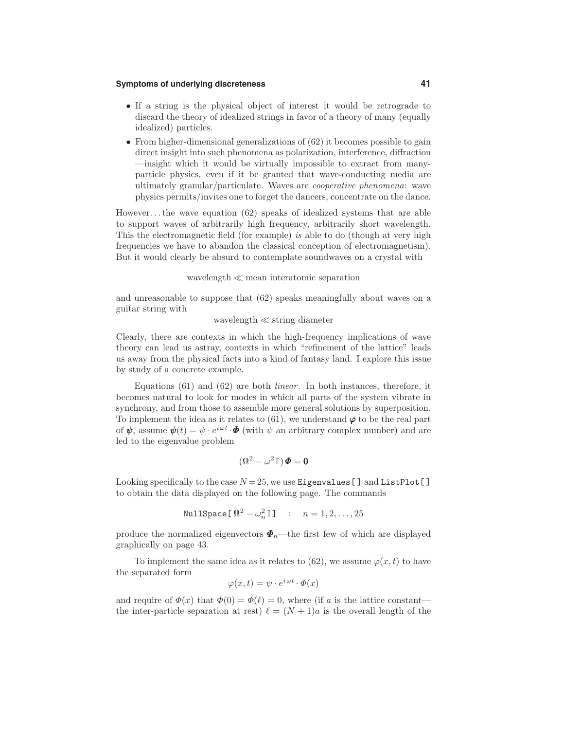- If a string is the physical object of interest it would be retrograde to discard the theory of idealized strings in favor of a theory of many (equally idealized) particles.
- From higher-dimensional generalizations of (62) it becomes possible to gain direct insight into such phenomena as polarization, interference, diffraction —insight which it would be virtually impossible to extract from many-particle physics, even if it be granted that wave-conducting media are ultimately granular/particulate. Waves are *cooperative phenomena*: wave physics permits/invites one to forget the dancers, concentrate on the dance.

However... the wave equation (62) speaks of idealized systems that are able to support waves of arbitrarily high frequency, arbitrarily short wavelength. This the electromagnetic field (for example) *is* able to do (though at very high frequencies we have to abandon the classical conception of electromagnetism). But it would clearly be absurd to contemplate soundwaves on a crystal with

$$\text{wavelength} \ll \text{mean interatomic separation}$$

and unreasonable to suppose that (62) speaks meaningfully about waves on a guitar string with

$$\text{wavelength} \ll \text{string diameter}$$

Clearly, there are contexts in which the high-frequency implications of wave theory can lead us astray, contexts in which "refinement of the lattice" leads us away from the physical facts into a kind of fantasy land. I explore this issue by study of a concrete example.

Equations (61) and (62) are both *linear*. In both instances, therefore, it becomes natural to look for modes in which all parts of the system vibrate in synchrony, and from those to assemble more general solutions by superposition. To implement the idea as it relates to (61), we understand $\boldsymbol{\varphi}$ to be the real part of $\boldsymbol{\psi}$, assume $\boldsymbol{\psi}(t) = \psi \cdot e^{i\omega t} \cdot \boldsymbol{\Phi}$ (with $\psi$ an arbitrary complex number) and are led to the eigenvalue problem

$$(\mathbb{\Omega}^2 - \omega^2 \mathbb{I})\boldsymbol{\Phi} = \mathbf{0}$$

Looking specifically to the case $N = 25$, we use `Eigenvalues[]` and `ListPlot[]` to obtain the data displayed on the following page. The commands

$$\texttt{NullSpace[}\,\mathbb{\Omega}^2 - \omega_n^2\,\mathbb{I}\,\texttt{]} \quad : \quad n = 1, 2, \ldots, 25$$

produce the normalized eigenvectors $\boldsymbol{\Phi}_n$—the first few of which are displayed graphically on page 43.

To implement the same idea as it relates to (62), we assume $\varphi(x,t)$ to have the separated form

$$\varphi(x,t) = \psi \cdot e^{i\omega t} \cdot \Phi(x)$$

and require of $\Phi(x)$ that $\Phi(0) = \Phi(\ell) = 0$, where (if $a$ is the lattice constant—the inter-particle separation at rest) $\ell = (N+1)a$ is the overall length of the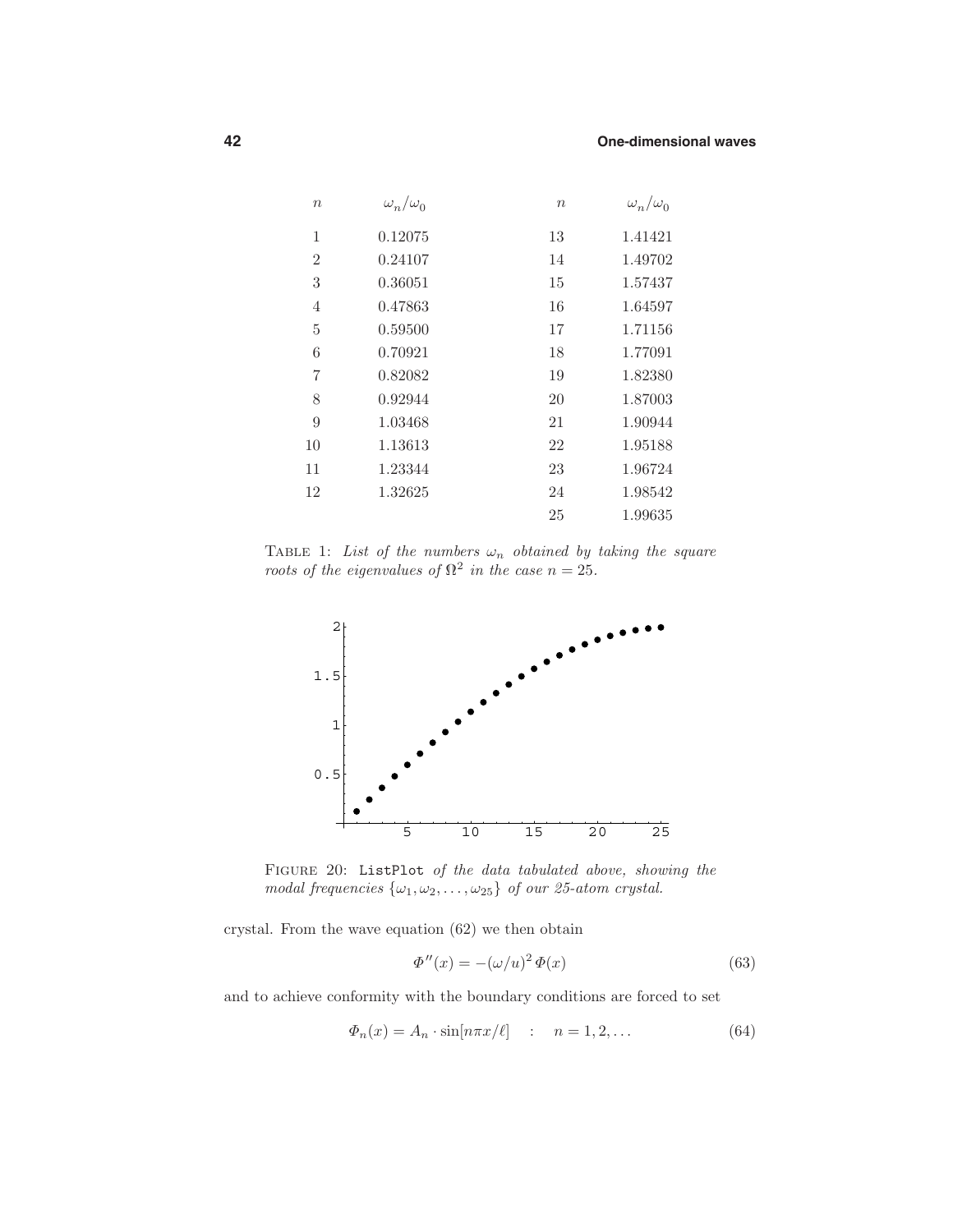| $n$ | $\omega_n/\omega_0$ | $n$ | $\omega_n/\omega_0$ |
|---|---|---|---|
| 1 | 0.12075 | 13 | 1.41421 |
| 2 | 0.24107 | 14 | 1.49702 |
| 3 | 0.36051 | 15 | 1.57437 |
| 4 | 0.47863 | 16 | 1.64597 |
| 5 | 0.59500 | 17 | 1.71156 |
| 6 | 0.70921 | 18 | 1.77091 |
| 7 | 0.82082 | 19 | 1.82380 |
| 8 | 0.92944 | 20 | 1.87003 |
| 9 | 1.03468 | 21 | 1.90944 |
| 10 | 1.13613 | 22 | 1.95188 |
| 11 | 1.23344 | 23 | 1.96724 |
| 12 | 1.32625 | 24 | 1.98542 |
| | | 25 | 1.99635 |

TABLE 1: *List of the numbers $\omega_n$ obtained by taking the square roots of the eigenvalues of $\Omega^2$ in the case $n = 25$.*

2
1.5
1
0.5
5 10 15 20 25

FIGURE 20: `ListPlot` *of the data tabulated above, showing the modal frequencies $\{\omega_1, \omega_2, \ldots, \omega_{25}\}$ of our 25-atom crystal.*

crystal. From the wave equation (62) we then obtain

$$\Phi''(x) = -(\omega/u)^2\,\Phi(x) \tag{63}$$

and to achieve conformity with the boundary conditions are forced to set

$$\Phi_n(x) = A_n \cdot \sin[n\pi x/\ell] \quad : \quad n = 1, 2, \ldots \tag{64}$$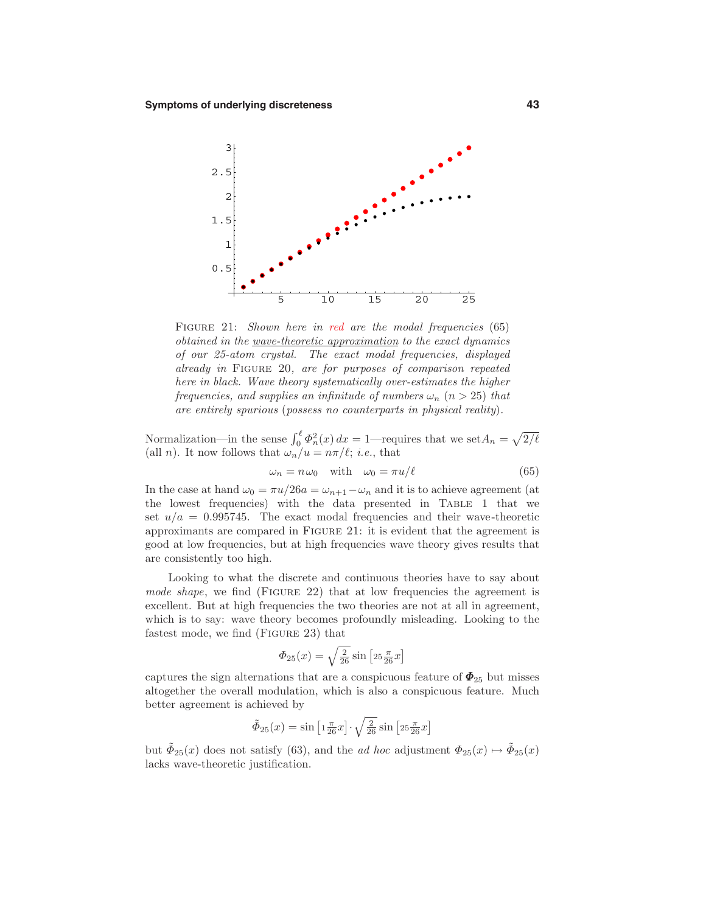3
2.5
2
1.5
1
0.5
5
10
15
20
25

FIGURE 21: *Shown here in red are the modal frequencies (65) obtained in the wave-theoretic approximation to the exact dynamics of our 25-atom crystal. The exact modal frequencies, displayed already in* FIGURE 20*, are for purposes of comparison repeated here in black. Wave theory systematically over-estimates the higher frequencies, and supplies an infinitude of numbers $\omega_n$ ($n > 25$) that are entirely spurious (possess no counterparts in physical reality).*

Normalization—in the sense $\int_0^\ell \Phi_n^2(x)\,dx = 1$—requires that we set $A_n = \sqrt{2/\ell}$ (all $n$). It now follows that $\omega_n/u = n\pi/\ell$; *i.e.*, that

$$\omega_n = n\,\omega_0 \quad \text{with} \quad \omega_0 = \pi u/\ell \tag{65}$$

In the case at hand $\omega_0 = \pi u/26a = \omega_{n+1} - \omega_n$ and it is to achieve agreement (at the lowest frequencies) with the data presented in TABLE 1 that we set $u/a = 0.995745$. The exact modal frequencies and their wave-theoretic approximants are compared in FIGURE 21: it is evident that the agreement is good at low frequencies, but at high frequencies wave theory gives results that are consistently too high.

Looking to what the discrete and continuous theories have to say about *mode shape*, we find (FIGURE 22) that at low frequencies the agreement is excellent. But at high frequencies the two theories are not at all in agreement, which is to say: wave theory becomes profoundly misleading. Looking to the fastest mode, we find (FIGURE 23) that

$$\Phi_{25}(x) = \sqrt{\tfrac{2}{26}}\,\sin\left[25\tfrac{\pi}{26}x\right]$$

captures the sign alternations that are a conspicuous feature of $\boldsymbol{\Phi}_{25}$ but misses altogether the overall modulation, which is also a conspicuous feature. Much better agreement is achieved by

$$\tilde{\Phi}_{25}(x) = \sin\left[1\tfrac{\pi}{26}x\right]\cdot\sqrt{\tfrac{2}{26}}\,\sin\left[25\tfrac{\pi}{26}x\right]$$

but $\tilde{\Phi}_{25}(x)$ does not satisfy (63), and the *ad hoc* adjustment $\Phi_{25}(x) \mapsto \tilde{\Phi}_{25}(x)$ lacks wave-theoretic justification.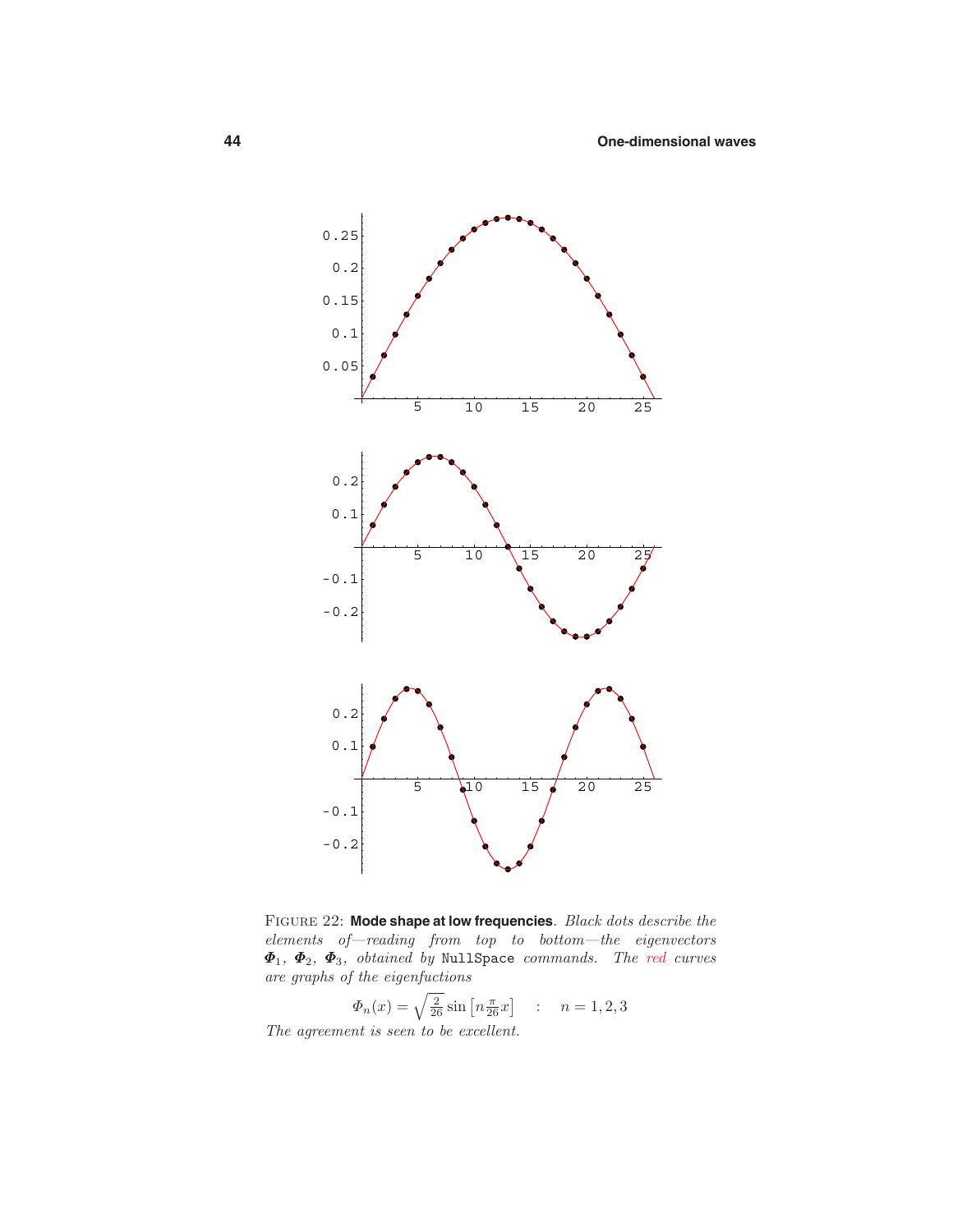0.25
0.2
0.15
0.1
0.05
5 10 15 20 25

0.2
0.1
-0.1
-0.2
5 10 15 20 25

0.2
0.1
-0.1
-0.2
5 10 15 20 25

FIGURE 22: **Mode shape at low frequencies**. *Black dots describe the elements of—reading from top to bottom—the eigenvectors* $\boldsymbol{\Phi}_1$, $\boldsymbol{\Phi}_2$, $\boldsymbol{\Phi}_3$, *obtained by* `NullSpace` *commands. The red curves are graphs of the eigenfuctions*

$$\Phi_n(x) = \sqrt{\tfrac{2}{26}}\,\sin\left[n\tfrac{\pi}{26}x\right] \quad : \quad n = 1, 2, 3$$

*The agreement is seen to be excellent.*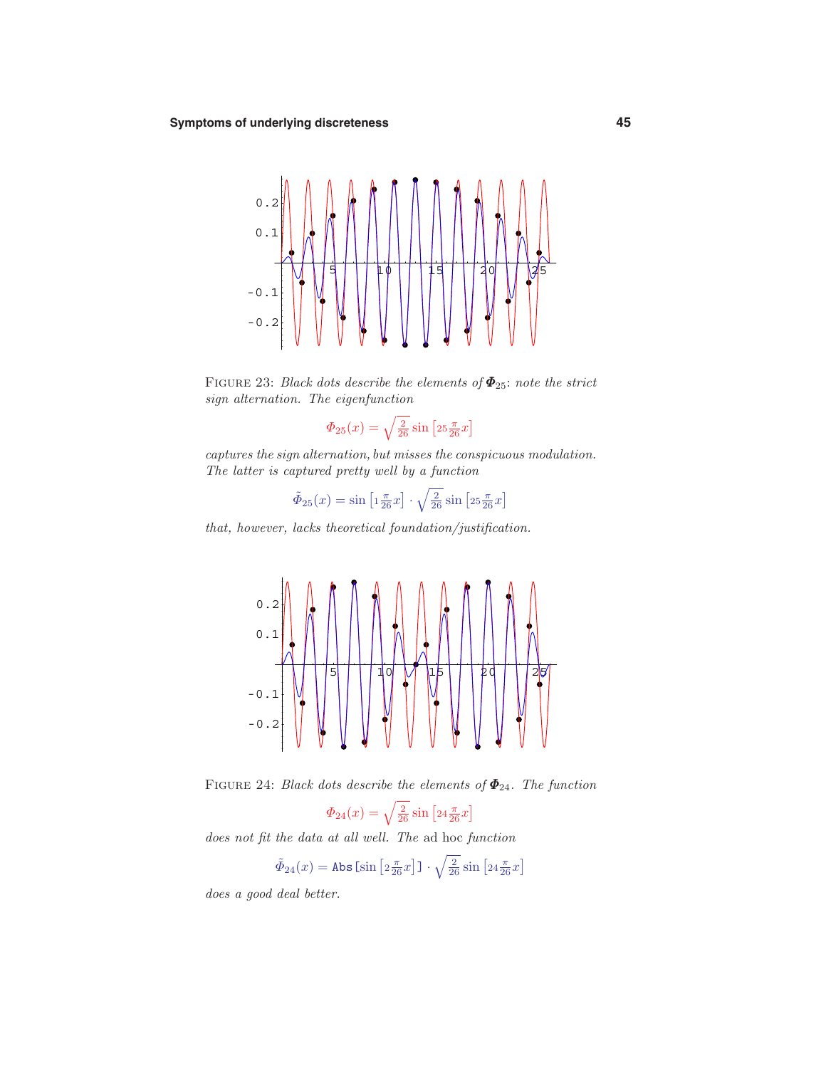0.2
0.1
5
10
15
20
25
-0.1
-0.2

FIGURE 23: *Black dots describe the elements of $\boldsymbol{\Phi}_{25}$: note the strict sign alternation. The eigenfunction*

$$\Phi_{25}(x) = \sqrt{\tfrac{2}{26}}\sin\left[25\tfrac{\pi}{26}x\right]$$

*captures the sign alternation, but misses the conspicuous modulation. The latter is captured pretty well by a function*

$$\tilde{\Phi}_{25}(x) = \sin\left[1\tfrac{\pi}{26}x\right]\cdot\sqrt{\tfrac{2}{26}}\sin\left[25\tfrac{\pi}{26}x\right]$$

*that, however, lacks theoretical foundation/justification.*

0.2
0.1
5
10
15
20
25
-0.1
-0.2

FIGURE 24: *Black dots describe the elements of $\boldsymbol{\Phi}_{24}$. The function*

$$\Phi_{24}(x) = \sqrt{\tfrac{2}{26}}\sin\left[24\tfrac{\pi}{26}x\right]$$

*does not fit the data at all well. The* ad hoc *function*

$$\tilde{\Phi}_{24}(x) = \texttt{Abs}\left[\sin\left[2\tfrac{\pi}{26}x\right]\right]\cdot\sqrt{\tfrac{2}{26}}\sin\left[24\tfrac{\pi}{26}x\right]$$

*does a good deal better.*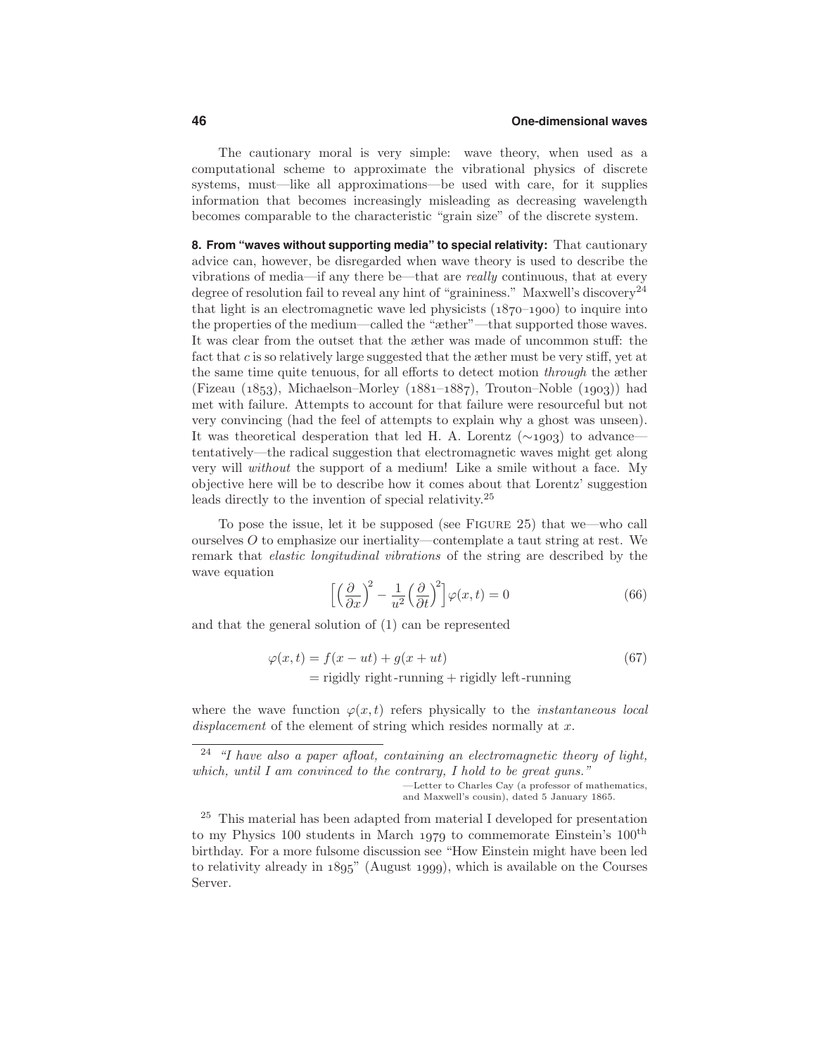The cautionary moral is very simple: wave theory, when used as a computational scheme to approximate the vibrational physics of discrete systems, must—like all approximations—be used with care, for it supplies information that becomes increasingly misleading as decreasing wavelength becomes comparable to the characteristic "grain size" of the discrete system.

**8. From "waves without supporting media" to special relativity:** That cautionary advice can, however, be disregarded when wave theory is used to describe the vibrations of media—if any there be—that are *really* continuous, that at every degree of resolution fail to reveal any hint of "graininess." Maxwell's discovery[24] that light is an electromagnetic wave led physicists (1870–1900) to inquire into the properties of the medium—called the "æther"—that supported those waves. It was clear from the outset that the æther was made of uncommon stuff: the fact that $c$ is so relatively large suggested that the æther must be very stiff, yet at the same time quite tenuous, for all efforts to detect motion *through* the æther (Fizeau (1853), Michaelson–Morley (1881–1887), Trouton–Noble (1903)) had met with failure. Attempts to account for that failure were resourceful but not very convincing (had the feel of attempts to explain why a ghost was unseen). It was theoretical desperation that led H. A. Lorentz (∼1903) to advance—tentatively—the radical suggestion that electromagnetic waves might get along very will *without* the support of a medium! Like a smile without a face. My objective here will be to describe how it comes about that Lorentz' suggestion leads directly to the invention of special relativity.[25]

To pose the issue, let it be supposed (see FIGURE 25) that we—who call ourselves $O$ to emphasize our inertiality—contemplate a taut string at rest. We remark that *elastic longitudinal vibrations* of the string are described by the wave equation

$$\Big[\Big(\frac{\partial}{\partial x}\Big)^2 - \frac{1}{u^2}\Big(\frac{\partial}{\partial t}\Big)^2\Big]\varphi(x,t) = 0 \tag{66}$$

and that the general solution of (1) can be represented

$$\begin{aligned}\varphi(x,t) &= f(x-ut) + g(x+ut) \\ &= \text{rigidly right-running} + \text{rigidly left-running}\end{aligned} \tag{67}$$

where the wave function $\varphi(x,t)$ refers physically to the *instantaneous local displacement* of the element of string which resides normally at $x$.

---

[24] *"I have also a paper afloat, containing an electromagnetic theory of light, which, until I am convinced to the contrary, I hold to be great guns."*

—Letter to Charles Cay (a professor of mathematics, and Maxwell's cousin), dated 5 January 1865.

[25] This material has been adapted from material I developed for presentation to my Physics 100 students in March 1979 to commemorate Einstein's 100th birthday. For a more fulsome discussion see "How Einstein might have been led to relativity already in 1895" (August 1999), which is available on the Courses Server.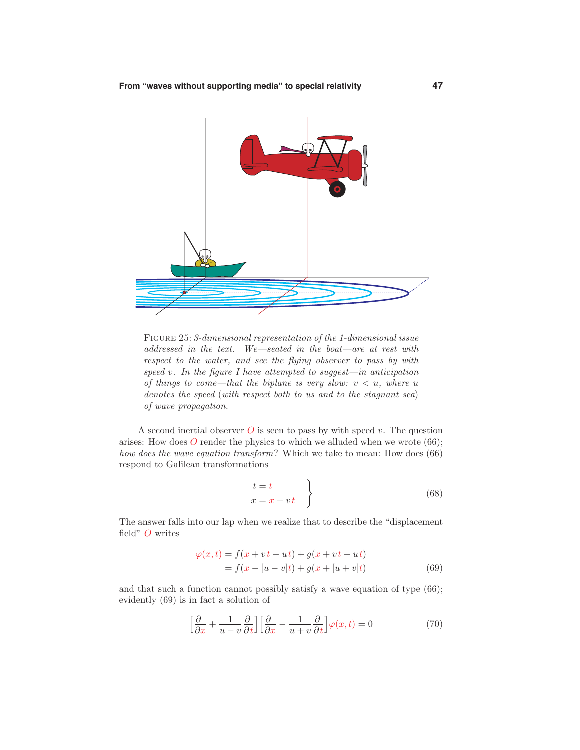FIGURE 25: *3-dimensional representation of the 1-dimensional issue addressed in the text. We—seated in the boat—are at rest with respect to the water, and see the flying observer to pass by with speed $v$. In the figure I have attempted to suggest—in anticipation of things to come—that the biplane is very slow: $v < u$, where $u$ denotes the speed (with respect both to us and to the stagnant sea) of wave propagation.*

A second inertial observer $O$ is seen to pass by with speed $v$. The question arises: How does $O$ render the physics to which we alluded when we wrote (66); *how does the wave equation transform*? Which we take to mean: How does (66) respond to Galilean transformations

$$\left.\begin{aligned} t &= t \\ x &= x + vt \end{aligned}\right\} \tag{68}$$

The answer falls into our lap when we realize that to describe the "displacement field" $O$ writes

$$\begin{aligned} \varphi(x,t) &= f(x + vt - ut) + g(x + vt + ut) \\ &= f(x - [u-v]t) + g(x + [u+v]t) \end{aligned} \tag{69}$$

and that such a function cannot possibly satisfy a wave equation of type (66); evidently (69) is in fact a solution of

$$\Big[\frac{\partial}{\partial x} + \frac{1}{u-v}\frac{\partial}{\partial t}\Big]\Big[\frac{\partial}{\partial x} - \frac{1}{u+v}\frac{\partial}{\partial t}\Big]\varphi(x,t) = 0 \tag{70}$$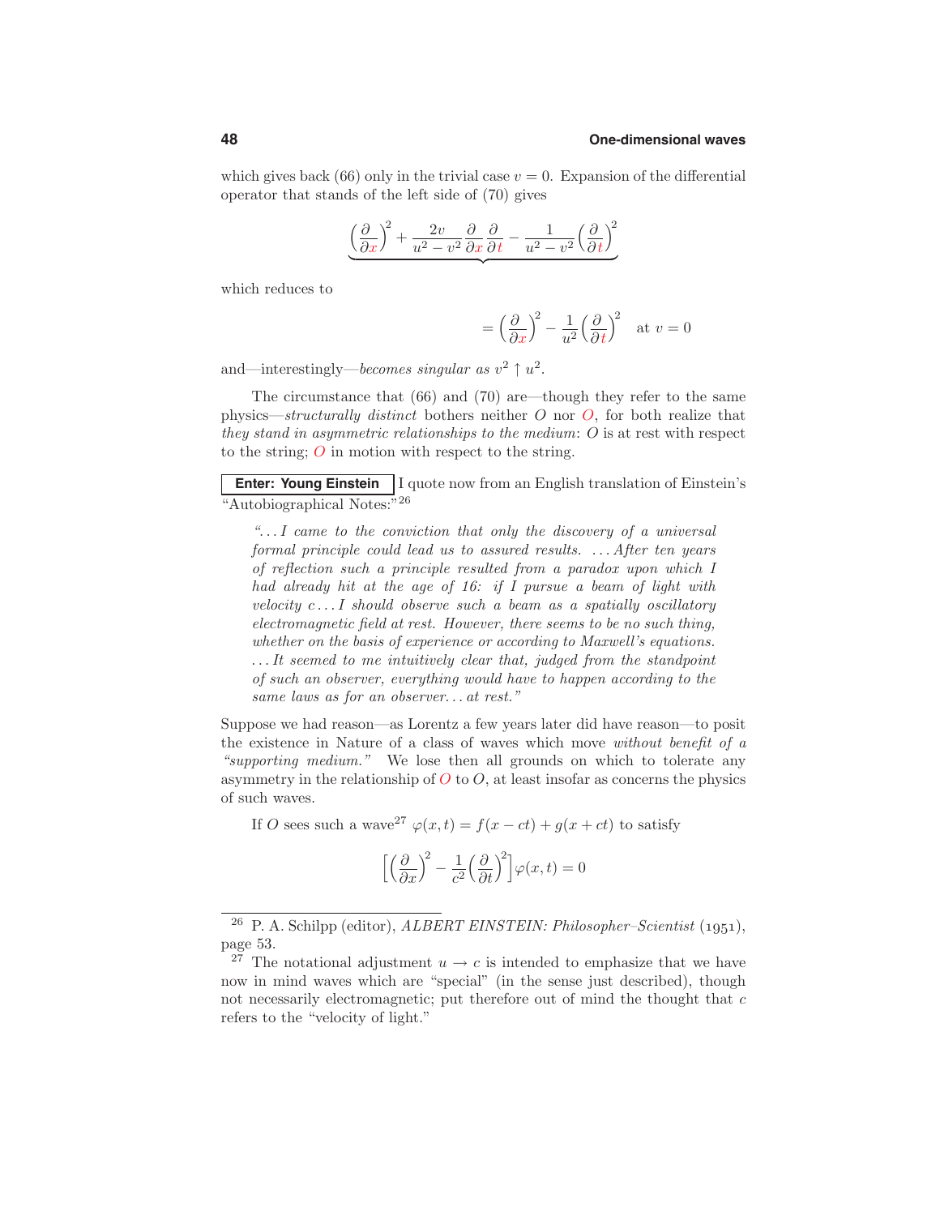which gives back (66) only in the trivial case $v = 0$. Expansion of the differential operator that stands of the left side of (70) gives

$$\underbrace{\Big(\frac{\partial}{\partial x}\Big)^2 + \frac{2v}{u^2 - v^2}\frac{\partial}{\partial x}\frac{\partial}{\partial t} - \frac{1}{u^2 - v^2}\Big(\frac{\partial}{\partial t}\Big)^2}$$

which reduces to

$$= \Big(\frac{\partial}{\partial x}\Big)^2 - \frac{1}{u^2}\Big(\frac{\partial}{\partial t}\Big)^2 \quad \text{at } v = 0$$

and—interestingly—*becomes singular as* $v^2 \uparrow u^2$.

The circumstance that (66) and (70) are—though they refer to the same physics—*structurally distinct* bothers neither $O$ nor $O$, for both realize that *they stand in asymmetric relationships to the medium*: $O$ is at rest with respect to the string; $O$ in motion with respect to the string.

**Enter: Young Einstein** I quote now from an English translation of Einstein's "Autobiographical Notes:"[26]

> *"... I came to the conviction that only the discovery of a universal formal principle could lead us to assured results. ... After ten years of reflection such a principle resulted from a paradox upon which I had already hit at the age of 16: if I pursue a beam of light with velocity c ... I should observe such a beam as a spatially oscillatory electromagnetic field at rest. However, there seems to be no such thing, whether on the basis of experience or according to Maxwell's equations. ... It seemed to me intuitively clear that, judged from the standpoint of such an observer, everything would have to happen according to the same laws as for an observer... at rest."*

Suppose we had reason—as Lorentz a few years later did have reason—to posit the existence in Nature of a class of waves which move *without benefit of a "supporting medium."* We lose then all grounds on which to tolerate any asymmetry in the relationship of $O$ to $O$, at least insofar as concerns the physics of such waves.

If $O$ sees such a wave[27] $\varphi(x,t) = f(x - ct) + g(x + ct)$ to satisfy

$$\Big[\Big(\frac{\partial}{\partial x}\Big)^2 - \frac{1}{c^2}\Big(\frac{\partial}{\partial t}\Big)^2\Big]\varphi(x,t) = 0$$

---

[26] P. A. Schilpp (editor), *ALBERT EINSTEIN: Philosopher–Scientist* (1951), page 53.

[27] The notational adjustment $u \rightarrow c$ is intended to emphasize that we have now in mind waves which are "special" (in the sense just described), though not necessarily electromagnetic; put therefore out of mind the thought that $c$ refers to the "velocity of light."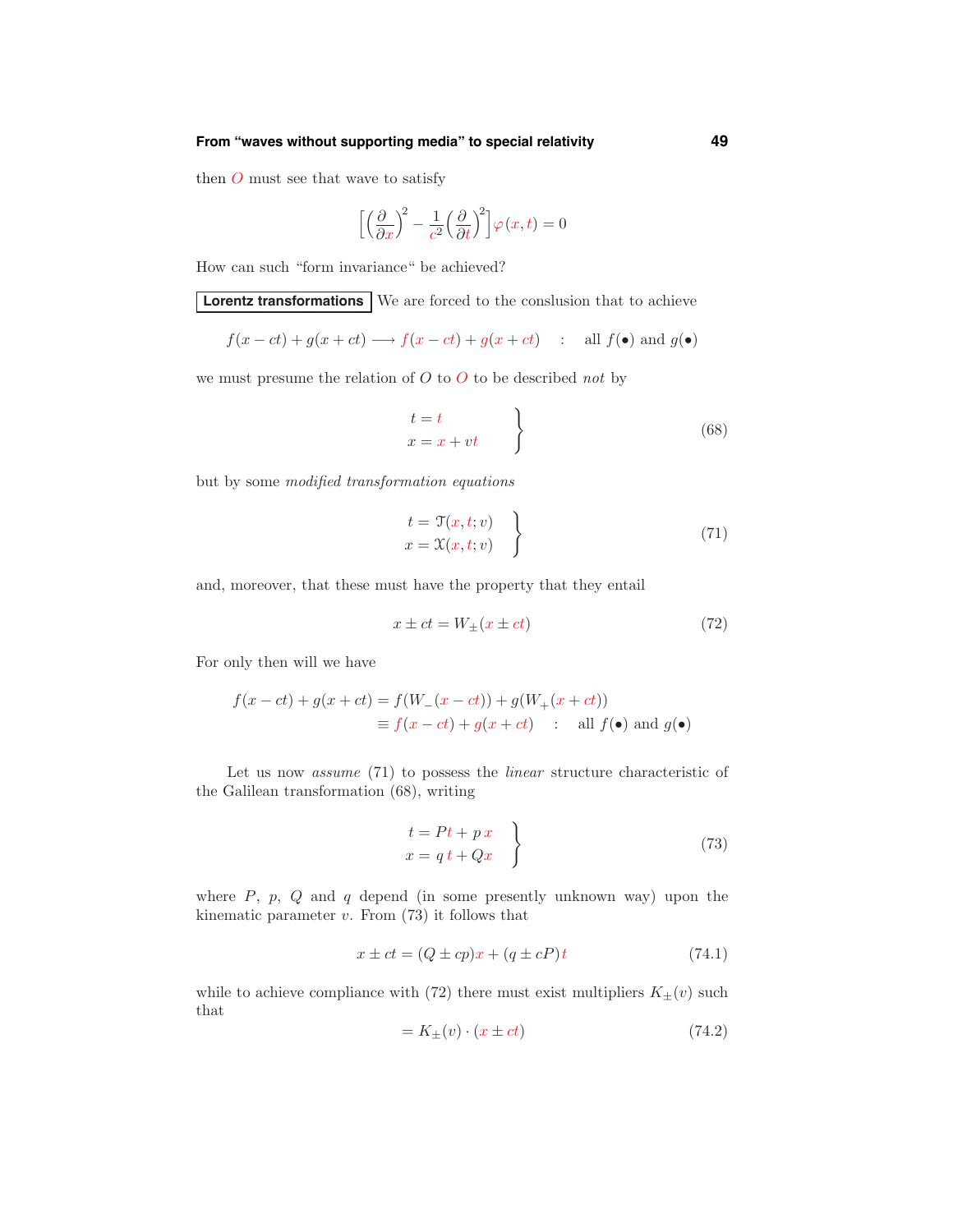then $O$ must see that wave to satisfy

$$\Big[\Big(\frac{\partial}{\partial x}\Big)^2 - \frac{1}{c^2}\Big(\frac{\partial}{\partial t}\Big)^2\Big]\varphi(x,t) = 0$$

How can such "form invariance" be achieved?

**Lorentz transformations** We are forced to the conslusion that to achieve

$$f(x-ct)+g(x+ct) \longrightarrow f(x-ct)+g(x+ct) \quad : \quad \text{all } f(\bullet) \text{ and } g(\bullet)$$

we must presume the relation of $O$ to $O$ to be described *not* by

$$\left.\begin{aligned} t &= t \\ x &= x + vt \end{aligned}\right\} \tag{68}$$

but by some *modified transformation equations*

$$\left.\begin{aligned} t &= \mathcal{T}(x,t;v) \\ x &= \mathcal{X}(x,t;v) \end{aligned}\right\} \tag{71}$$

and, moreover, that these must have the property that they entail

$$x \pm ct = W_\pm(x \pm ct) \tag{72}$$

For only then will we have

$$\begin{aligned} f(x-ct)+g(x+ct) &= f(W_-(x-ct)) + g(W_+(x+ct)) \\ &\equiv f(x-ct)+g(x+ct) \quad : \quad \text{all } f(\bullet) \text{ and } g(\bullet) \end{aligned}$$

Let us now *assume* (71) to possess the *linear* structure characteristic of the Galilean transformation (68), writing

$$\left.\begin{aligned} t &= Pt + p\,x \\ x &= q\,t + Qx \end{aligned}\right\} \tag{73}$$

where $P$, $p$, $Q$ and $q$ depend (in some presently unknown way) upon the kinematic parameter $v$. From (73) it follows that

$$x \pm ct = (Q \pm cp)x + (q \pm cP)t \tag{74.1}$$

while to achieve compliance with (72) there must exist multipliers $K_\pm(v)$ such that

$$= K_\pm(v)\cdot(x \pm ct) \tag{74.2}$$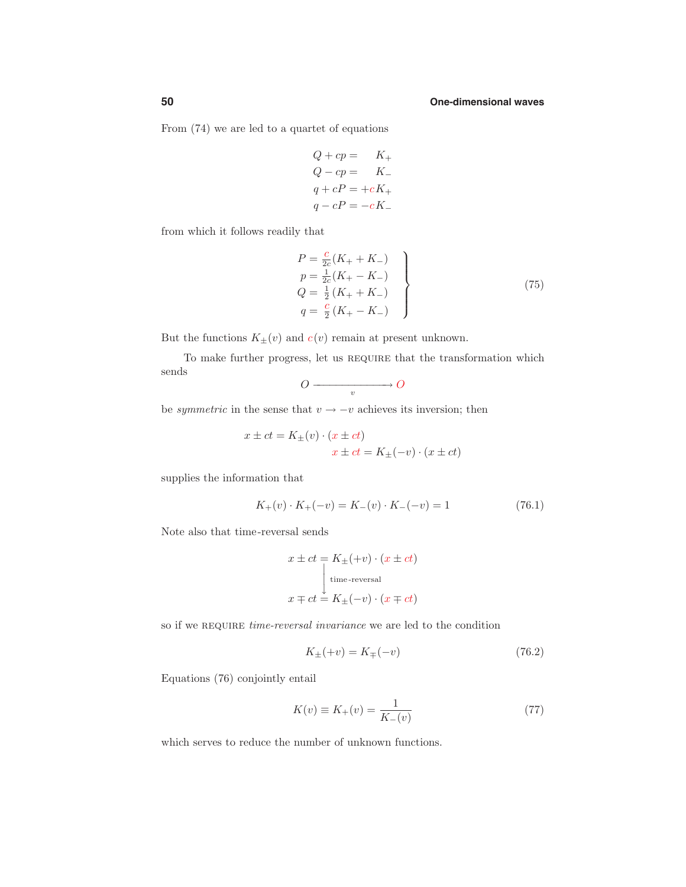From (74) we are led to a quartet of equations

$$
\begin{aligned}
Q + cp &= \quad K_+ \\
Q - cp &= \quad K_- \\
q + cP &= +cK_+ \\
q - cP &= -cK_-
\end{aligned}
$$

from which it follows readily that

$$
\left.
\begin{aligned}
P &= \tfrac{c}{2c}(K_+ + K_-) \\
p &= \tfrac{1}{2c}(K_+ - K_-) \\
Q &= \tfrac{1}{2}\,(K_+ + K_-) \\
q &= \tfrac{c}{2}\,(K_+ - K_-)
\end{aligned}
\right\} \tag{75}
$$

But the functions $K_\pm(v)$ and $c(v)$ remain at present unknown.

To make further progress, let us REQUIRE that the transformation which sends

$$
O \xrightarrow[v]{\hspace{2cm}} O
$$

be *symmetric* in the sense that $v \to -v$ achieves its inversion; then

$$
\begin{aligned}
x \pm ct &= K_\pm(v)\cdot(x \pm ct) \\
&\qquad\qquad x \pm ct = K_\pm(-v)\cdot(x \pm ct)
\end{aligned}
$$

supplies the information that

$$
K_+(v)\cdot K_+(-v) = K_-(v)\cdot K_-(-v) = 1 \tag{76.1}
$$

Note also that time-reversal sends

$$
\begin{aligned}
x \pm ct &= K_\pm(+v)\cdot(x \pm ct) \\
&\Big\downarrow \text{time-reversal} \\
x \mp ct &= K_\pm(-v)\cdot(x \mp ct)
\end{aligned}
$$

so if we REQUIRE *time-reversal invariance* we are led to the condition

$$
K_\pm(+v) = K_\mp(-v) \tag{76.2}
$$

Equations (76) conjointly entail

$$
K(v) \equiv K_+(v) = \frac{1}{K_-(v)} \tag{77}
$$

which serves to reduce the number of unknown functions.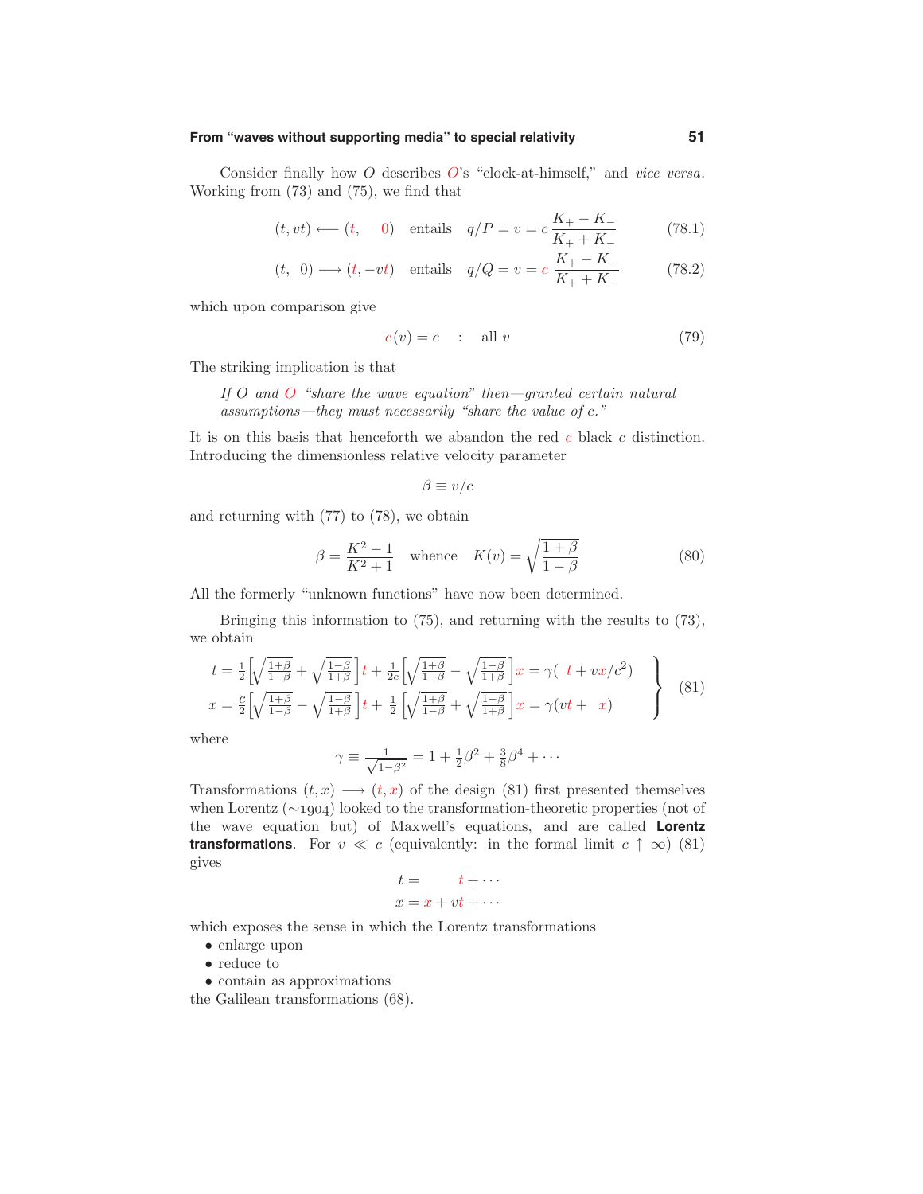Consider finally how $O$ describes $O$'s "clock-at-himself," and *vice versa*. Working from (73) and (75), we find that

$$
(t, vt) \longleftarrow (t, \quad 0) \quad \text{entails} \quad q/P = v = c\,\frac{K_+ - K_-}{K_+ + K_-} \tag{78.1}
$$

$$
(t, \quad 0) \longrightarrow (t, -vt) \quad \text{entails} \quad q/Q = v = c\,\frac{K_+ - K_-}{K_+ + K_-} \tag{78.2}
$$

which upon comparison give

$$
c(v) = c \quad : \quad \text{all } v \tag{79}
$$

The striking implication is that

> *If $O$ and $O$ "share the wave equation" then—granted certain natural assumptions—they must necessarily "share the value of $c$."*

It is on this basis that henceforth we abandon the red $c$ black $c$ distinction. Introducing the dimensionless relative velocity parameter

$$
\beta \equiv v/c
$$

and returning with (77) to (78), we obtain

$$
\beta = \frac{K^2 - 1}{K^2 + 1} \quad \text{whence} \quad K(v) = \sqrt{\frac{1+\beta}{1-\beta}} \tag{80}
$$

All the formerly "unknown functions" have now been determined.

Bringing this information to (75), and returning with the results to (73), we obtain

$$
\left.
\begin{aligned}
t &= \tfrac{1}{2}\left[\sqrt{\tfrac{1+\beta}{1-\beta}} + \sqrt{\tfrac{1-\beta}{1+\beta}}\right] t + \tfrac{1}{2c}\left[\sqrt{\tfrac{1+\beta}{1-\beta}} - \sqrt{\tfrac{1-\beta}{1+\beta}}\right] x = \gamma(\ t + vx/c^2) \\
x &= \tfrac{c}{2}\left[\sqrt{\tfrac{1+\beta}{1-\beta}} - \sqrt{\tfrac{1-\beta}{1+\beta}}\right] t + \tfrac{1}{2}\left[\sqrt{\tfrac{1+\beta}{1-\beta}} + \sqrt{\tfrac{1-\beta}{1+\beta}}\right] x = \gamma(vt + \ x)
\end{aligned}
\right\} \tag{81}
$$

where

$$
\gamma \equiv \tfrac{1}{\sqrt{1-\beta^2}} = 1 + \tfrac{1}{2}\beta^2 + \tfrac{3}{8}\beta^4 + \cdots
$$

Transformations $(t, x) \longrightarrow (t, x)$ of the design (81) first presented themselves when Lorentz (∼1904) looked to the transformation-theoretic properties (not of the wave equation but) of Maxwell's equations, and are called **Lorentz transformations**. For $v \ll c$ (equivalently: in the formal limit $c \uparrow \infty$) (81) gives

$$
\begin{aligned}
t &= \qquad t + \cdots \\
x &= x + vt + \cdots
\end{aligned}
$$

which exposes the sense in which the Lorentz transformations

- enlarge upon
- reduce to
- contain as approximations

the Galilean transformations (68).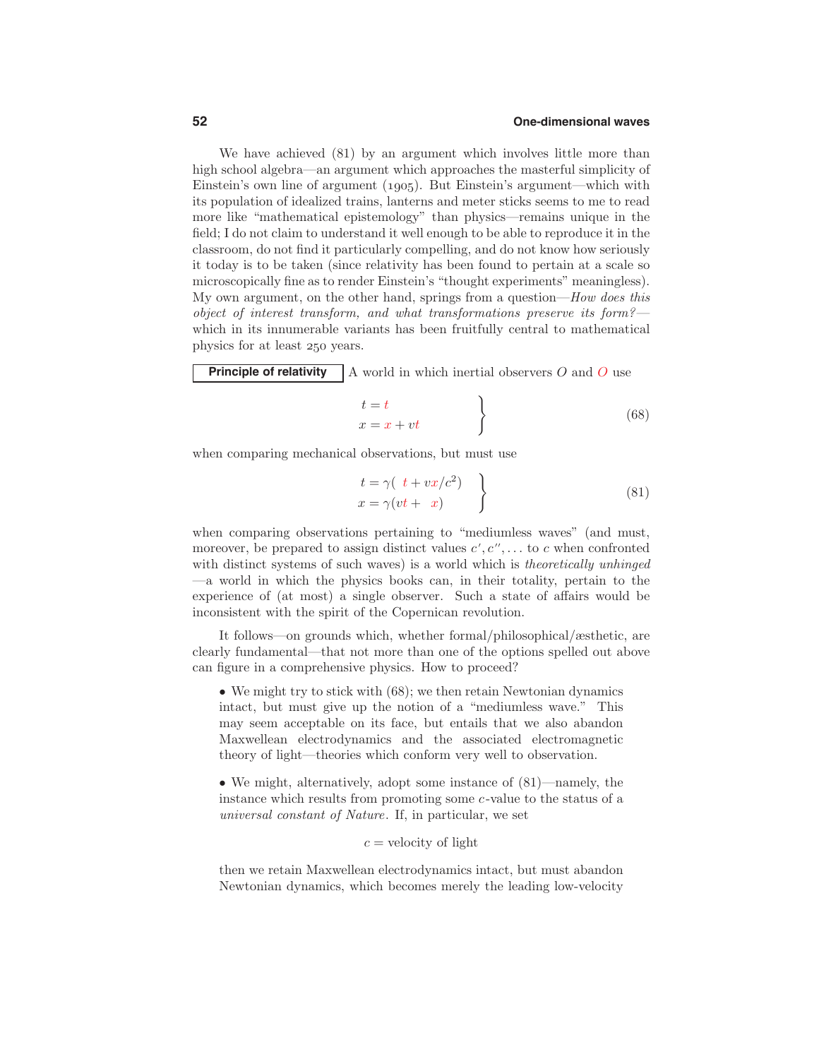We have achieved (81) by an argument which involves little more than high school algebra—an argument which approaches the masterful simplicity of Einstein's own line of argument (1905). But Einstein's argument—which with its population of idealized trains, lanterns and meter sticks seems to me to read more like "mathematical epistemology" than physics—remains unique in the field; I do not claim to understand it well enough to be able to reproduce it in the classroom, do not find it particularly compelling, and do not know how seriously it today is to be taken (since relativity has been found to pertain at a scale so microscopically fine as to render Einstein's "thought experiments" meaningless). My own argument, on the other hand, springs from a question—*How does this object of interest transform, and what transformations preserve its form?*—which in its innumerable variants has been fruitfully central to mathematical physics for at least 250 years.

**Principle of relativity** A world in which inertial observers $O$ and $\mathit{O}$ use

$$\left.\begin{aligned} t &= t \\ x &= x + vt \end{aligned}\right\} \tag{68}$$

when comparing mechanical observations, but must use

$$\left.\begin{aligned} t &= \gamma(\ t + vx/c^2) \\ x &= \gamma(vt + \ x) \end{aligned}\right\} \tag{81}$$

when comparing observations pertaining to "mediumless waves" (and must, moreover, be prepared to assign distinct values $c', c'', \ldots$ to $c$ when confronted with distinct systems of such waves) is a world which is *theoretically unhinged*—a world in which the physics books can, in their totality, pertain to the experience of (at most) a single observer. Such a state of affairs would be inconsistent with the spirit of the Copernican revolution.

It follows—on grounds which, whether formal/philosophical/æsthetic, are clearly fundamental—that not more than one of the options spelled out above can figure in a comprehensive physics. How to proceed?

- We might try to stick with (68); we then retain Newtonian dynamics intact, but must give up the notion of a "mediumless wave." This may seem acceptable on its face, but entails that we also abandon Maxwellean electrodynamics and the associated electromagnetic theory of light—theories which conform very well to observation.

- We might, alternatively, adopt some instance of (81)—namely, the instance which results from promoting some $c$-value to the status of a *universal constant of Nature*. If, in particular, we set

$$c = \text{velocity of light}$$

then we retain Maxwellean electrodynamics intact, but must abandon Newtonian dynamics, which becomes merely the leading low-velocity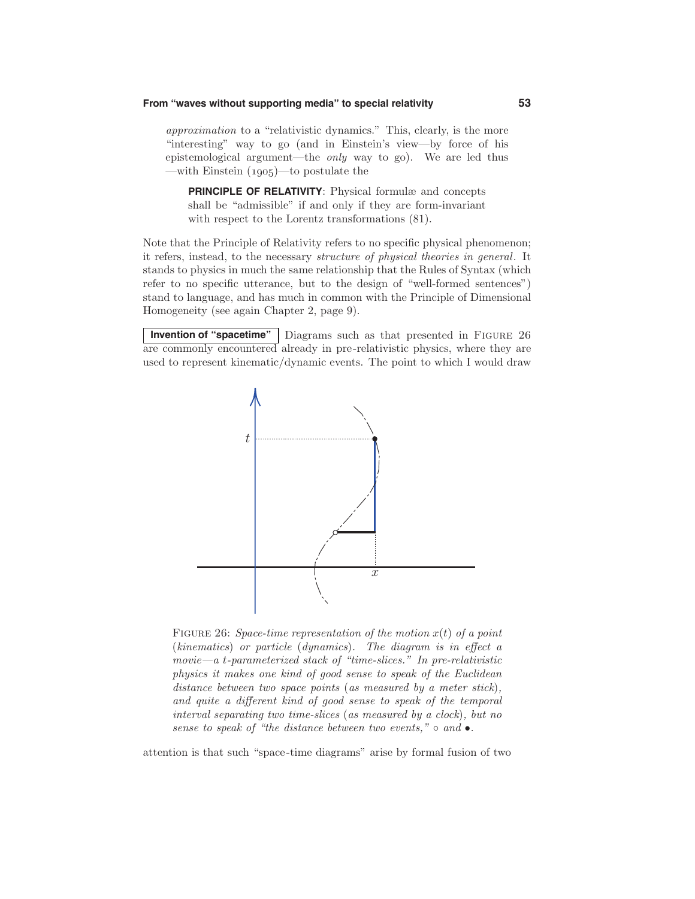*approximation* to a "relativistic dynamics." This, clearly, is the more "interesting" way to go (and in Einstein's view—by force of his epistemological argument—the *only* way to go). We are led thus —with Einstein (1905)—to postulate the

> **PRINCIPLE OF RELATIVITY**: Physical formulæ and concepts shall be "admissible" if and only if they are form-invariant with respect to the Lorentz transformations (81).

Note that the Principle of Relativity refers to no specific physical phenomenon; it refers, instead, to the necessary *structure of physical theories in general*. It stands to physics in much the same relationship that the Rules of Syntax (which refer to no specific utterance, but to the design of "well-formed sentences") stand to language, and has much in common with the Principle of Dimensional Homogeneity (see again Chapter 2, page 9).

**Invention of "spacetime"** Diagrams such as that presented in FIGURE 26 are commonly encountered already in pre-relativistic physics, where they are used to represent kinematic/dynamic events. The point to which I would draw

$t$

$x$

FIGURE 26: *Space-time representation of the motion $x(t)$ of a point (kinematics) or particle (dynamics). The diagram is in effect a movie—a $t$-parameterized stack of "time-slices." In pre-relativistic physics it makes one kind of good sense to speak of the Euclidean distance between two space points (as measured by a meter stick), and quite a different kind of good sense to speak of the temporal interval separating two time-slices (as measured by a clock), but no sense to speak of "the distance between two events," $\circ$ and $\bullet$.*

attention is that such "space-time diagrams" arise by formal fusion of two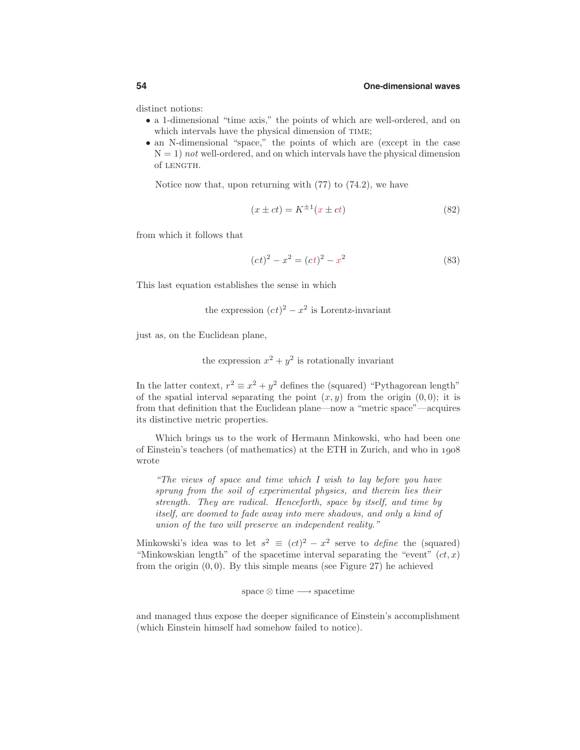distinct notions:

- a 1-dimensional "time axis," the points of which are well-ordered, and on which intervals have the physical dimension of TIME;
- an N-dimensional "space," the points of which are (except in the case N = 1) *not* well-ordered, and on which intervals have the physical dimension of LENGTH.

Notice now that, upon returning with (77) to (74.2), we have

$$(x \pm ct) = K^{\pm 1}(x \pm ct) \tag{82}$$

from which it follows that

$$(ct)^2 - x^2 = (ct)^2 - x^2 \tag{83}$$

This last equation establishes the sense in which

the expression $(ct)^2 - x^2$ is Lorentz-invariant

just as, on the Euclidean plane,

the expression $x^2 + y^2$ is rotationally invariant

In the latter context, $r^2 \equiv x^2 + y^2$ defines the (squared) "Pythagorean length" of the spatial interval separating the point $(x, y)$ from the origin $(0, 0)$; it is from that definition that the Euclidean plane—now a "metric space"—acquires its distinctive metric properties.

Which brings us to the work of Hermann Minkowski, who had been one of Einstein's teachers (of mathematics) at the ETH in Zurich, and who in 1908 wrote

> *"The views of space and time which I wish to lay before you have sprung from the soil of experimental physics, and therein lies their strength. They are radical. Henceforth, space by itself, and time by itself, are doomed to fade away into mere shadows, and only a kind of union of the two will preserve an independent reality."*

Minkowski's idea was to let $s^2 \equiv (ct)^2 - x^2$ serve to *define* the (squared) "Minkowskian length" of the spacetime interval separating the "event" $(ct, x)$ from the origin $(0, 0)$. By this simple means (see Figure 27) he achieved

$$\text{space} \otimes \text{time} \longrightarrow \text{spacetime}$$

and managed thus expose the deeper significance of Einstein's accomplishment (which Einstein himself had somehow failed to notice).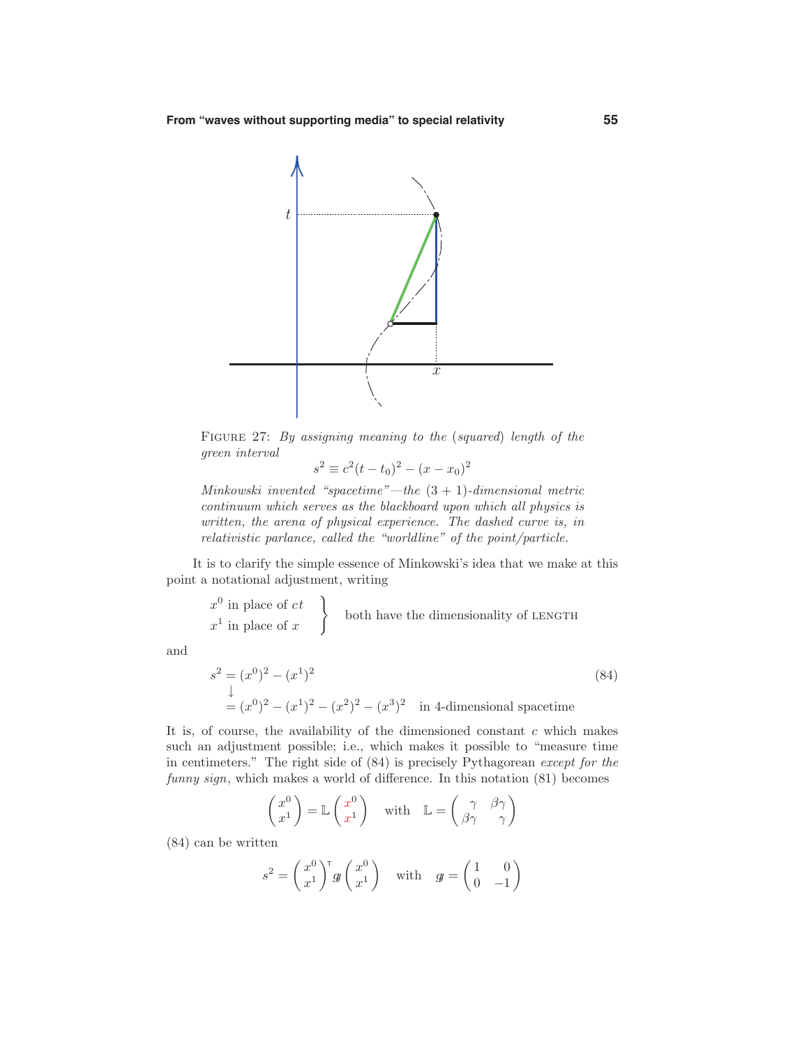t

x

FIGURE 27: *By assigning meaning to the (squared) length of the green interval*

$$s^2 \equiv c^2(t - t_0)^2 - (x - x_0)^2$$

*Minkowski invented "spacetime"—the* $(3 + 1)$*-dimensional metric continuum which serves as the blackboard upon which all physics is written, the arena of physical experience. The dashed curve is, in relativistic parlance, called the "worldline" of the point/particle.*

It is to clarify the simple essence of Minkowski's idea that we make at this point a notational adjustment, writing

$$\left.\begin{array}{l} x^0 \text{ in place of } ct \\ x^1 \text{ in place of } x \end{array}\right\} \quad \text{both have the dimensionality of LENGTH}$$

and

$$\begin{aligned} s^2 &= (x^0)^2 - (x^1)^2 \\ &\downarrow \\ &= (x^0)^2 - (x^1)^2 - (x^2)^2 - (x^3)^2 \quad \text{in 4-dimensional spacetime} \end{aligned} \tag{84}$$

It is, of course, the availability of the dimensioned constant $c$ which makes such an adjustment possible; i.e., which makes it possible to "measure time in centimeters." The right side of (84) is precisely Pythagorean *except for the funny sign*, which makes a world of difference. In this notation (81) becomes

$$\begin{pmatrix} x^0 \\ x^1 \end{pmatrix} = \mathbb{L} \begin{pmatrix} x^0 \\ x^1 \end{pmatrix} \quad \text{with} \quad \mathbb{L} = \begin{pmatrix} \gamma & \beta\gamma \\ \beta\gamma & \gamma \end{pmatrix}$$

(84) can be written

$$s^2 = \begin{pmatrix} x^0 \\ x^1 \end{pmatrix}^{\mathsf{T}} \mathbb{g} \begin{pmatrix} x^0 \\ x^1 \end{pmatrix} \quad \text{with} \quad \mathbb{g} = \begin{pmatrix} 1 & 0 \\ 0 & -1 \end{pmatrix}$$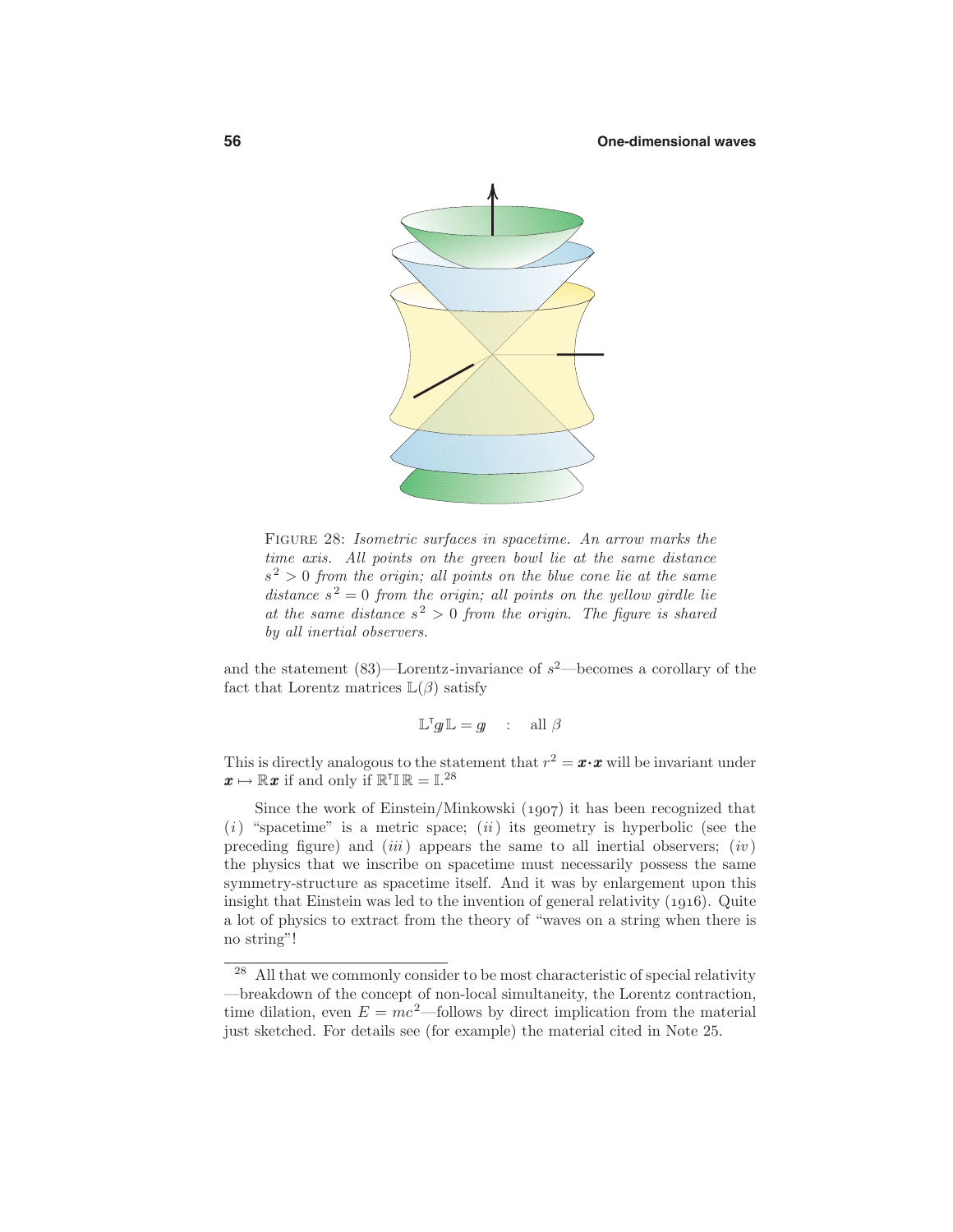FIGURE 28: *Isometric surfaces in spacetime. An arrow marks the time axis. All points on the green bowl lie at the same distance $s^2 > 0$ from the origin; all points on the blue cone lie at the same distance $s^2 = 0$ from the origin; all points on the yellow girdle lie at the same distance $s^2 > 0$ from the origin. The figure is shared by all inertial observers.*

and the statement (83)—Lorentz-invariance of $s^2$—becomes a corollary of the fact that Lorentz matrices $\mathbb{L}(\beta)$ satisfy

$$\mathbb{L}^{\mathsf{T}} g \mathbb{L} = g \quad : \quad \text{all } \beta$$

This is directly analogous to the statement that $r^2 = \boldsymbol{x}\cdot\boldsymbol{x}$ will be invariant under $\boldsymbol{x} \mapsto \mathbb{R}\boldsymbol{x}$ if and only if $\mathbb{R}^{\mathsf{T}}\mathbb{I}\mathbb{R} = \mathbb{I}$.[28]

Since the work of Einstein/Minkowski (1907) it has been recognized that (*i*) "spacetime" is a metric space; (*ii*) its geometry is hyperbolic (see the preceding figure) and (*iii*) appears the same to all inertial observers; (*iv*) the physics that we inscribe on spacetime must necessarily possess the same symmetry-structure as spacetime itself. And it was by enlargement upon this insight that Einstein was led to the invention of general relativity (1916). Quite a lot of physics to extract from the theory of "waves on a string when there is no string"!

---

[28] All that we commonly consider to be most characteristic of special relativity—breakdown of the concept of non-local simultaneity, the Lorentz contraction, time dilation, even $E = mc^2$—follows by direct implication from the material just sketched. For details see (for example) the material cited in Note 25.